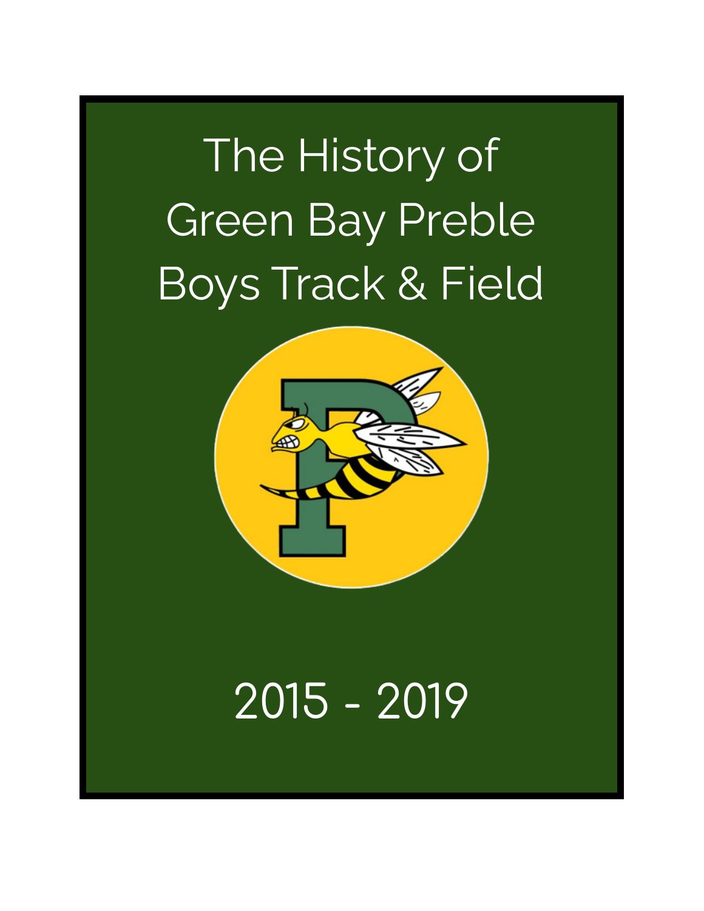# The History of Green Bay Preble Boys Track & Field

2015 - 2019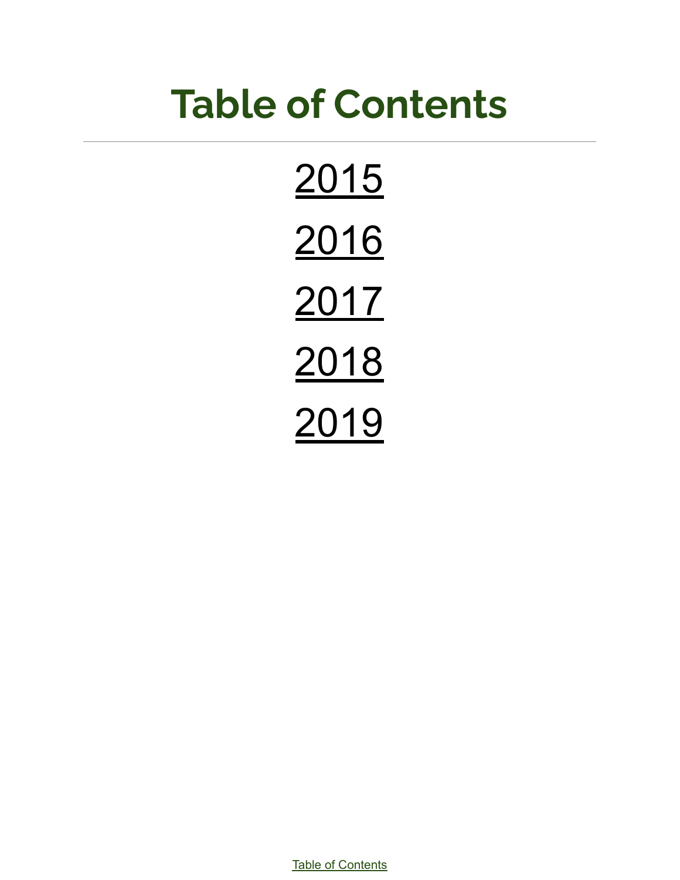# Table of Contents

---

2015

2016

2017

2018

2019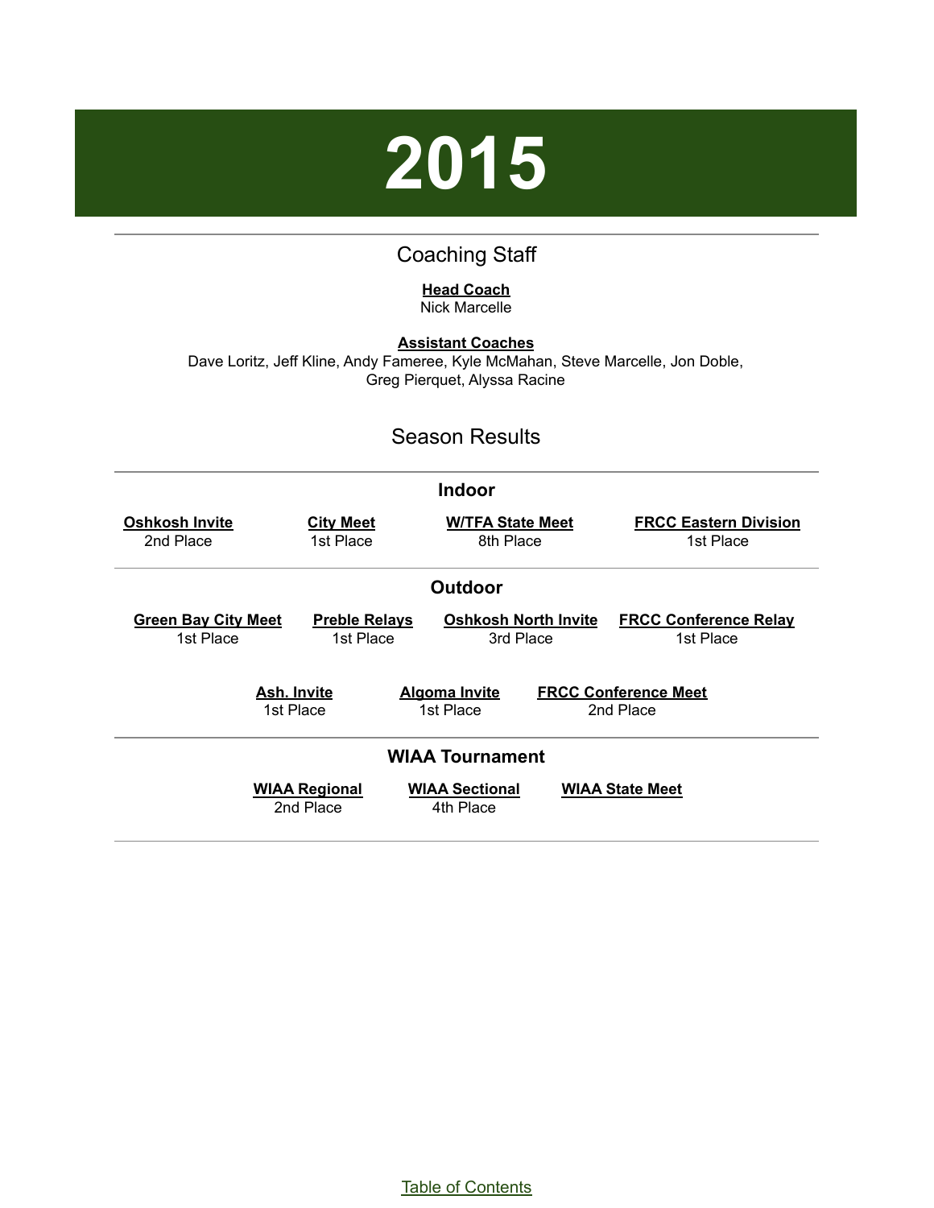# 2015

## Coaching Staff

**Head Coach**
Nick Marcelle

**Assistant Coaches**
Dave Loritz, Jeff Kline, Andy Fameree, Kyle McMahan, Steve Marcelle, Jon Doble, Greg Pierquet, Alyssa Racine

## Season Results

### Indoor

**Oshkosh Invite**
2nd Place

**City Meet**
1st Place

**W/TFA State Meet**
8th Place

**FRCC Eastern Division**
1st Place

### Outdoor

**Green Bay City Meet**
1st Place

**Preble Relays**
1st Place

**Oshkosh North Invite**
3rd Place

**FRCC Conference Relay**
1st Place

**Ash. Invite**
1st Place

**Algoma Invite**
1st Place

**FRCC Conference Meet**
2nd Place

### WIAA Tournament

**WIAA Regional**
2nd Place

**WIAA Sectional**
4th Place

**WIAA State Meet**

Table of Contents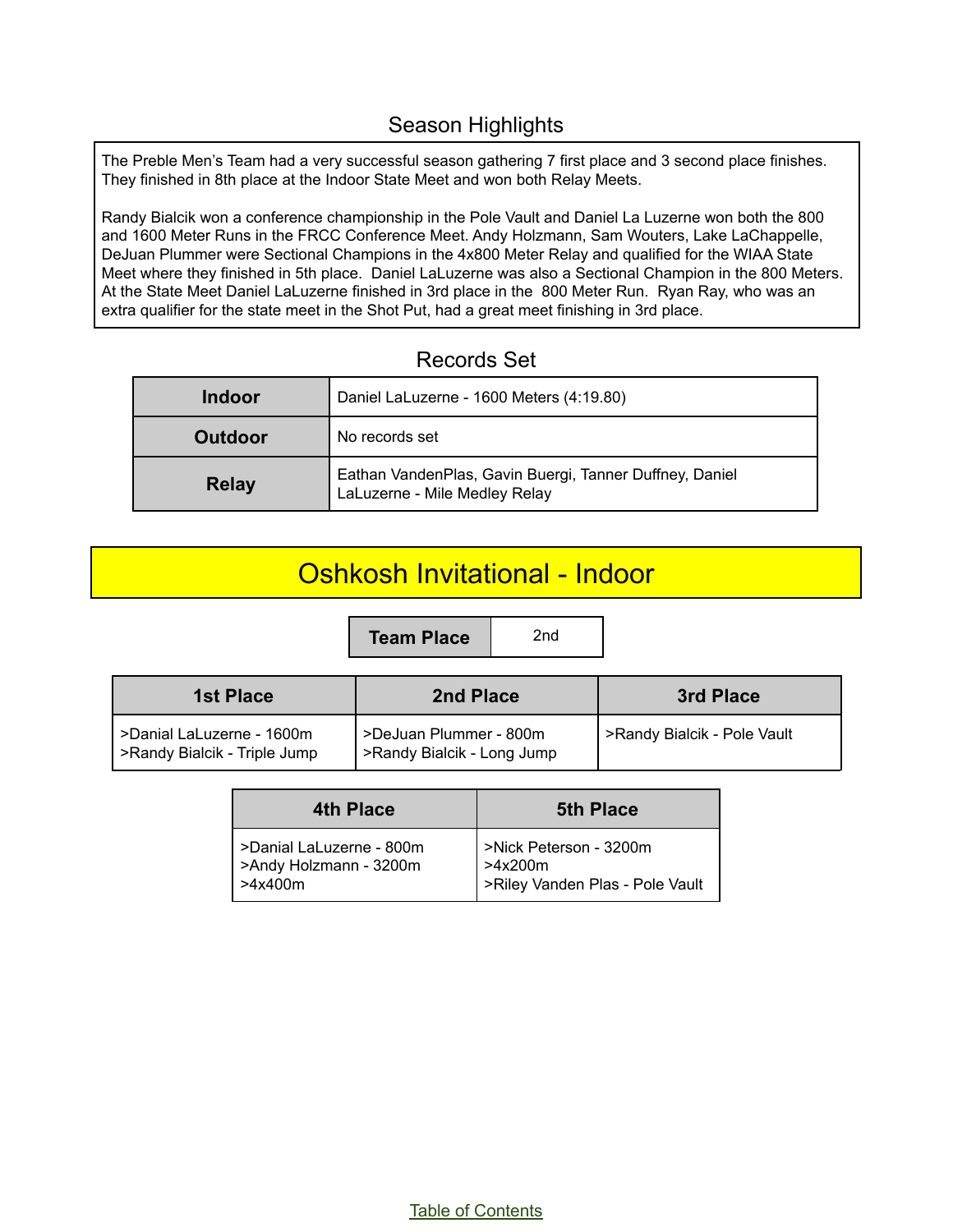## Season Highlights

The Preble Men's Team had a very successful season gathering 7 first place and 3 second place finishes. They finished in 8th place at the Indoor State Meet and won both Relay Meets.

Randy Bialcik won a conference championship in the Pole Vault and Daniel La Luzerne won both the 800 and 1600 Meter Runs in the FRCC Conference Meet. Andy Holzmann, Sam Wouters, Lake LaChappelle, DeJuan Plummer were Sectional Champions in the 4x800 Meter Relay and qualified for the WIAA State Meet where they finished in 5th place. Daniel LaLuzerne was also a Sectional Champion in the 800 Meters. At the State Meet Daniel LaLuzerne finished in 3rd place in the 800 Meter Run. Ryan Ray, who was an extra qualifier for the state meet in the Shot Put, had a great meet finishing in 3rd place.

## Records Set

| | |
|---|---|
| **Indoor** | Daniel LaLuzerne - 1600 Meters (4:19.80) |
| **Outdoor** | No records set |
| **Relay** | Eathan VandenPlas, Gavin Buergi, Tanner Duffney, Daniel LaLuzerne - Mile Medley Relay |

# Oshkosh Invitational - Indoor

| Team Place | 2nd |
|---|---|

| 1st Place | 2nd Place | 3rd Place |
|---|---|---|
| >Danial LaLuzerne - 1600m<br>>Randy Bialcik - Triple Jump | >DeJuan Plummer - 800m<br>>Randy Bialcik - Long Jump | >Randy Bialcik - Pole Vault |

| 4th Place | 5th Place |
|---|---|
| >Danial LaLuzerne - 800m<br>>Andy Holzmann - 3200m<br>>4x400m | >Nick Peterson - 3200m<br>>4x200m<br>>Riley Vanden Plas - Pole Vault |

Table of Contents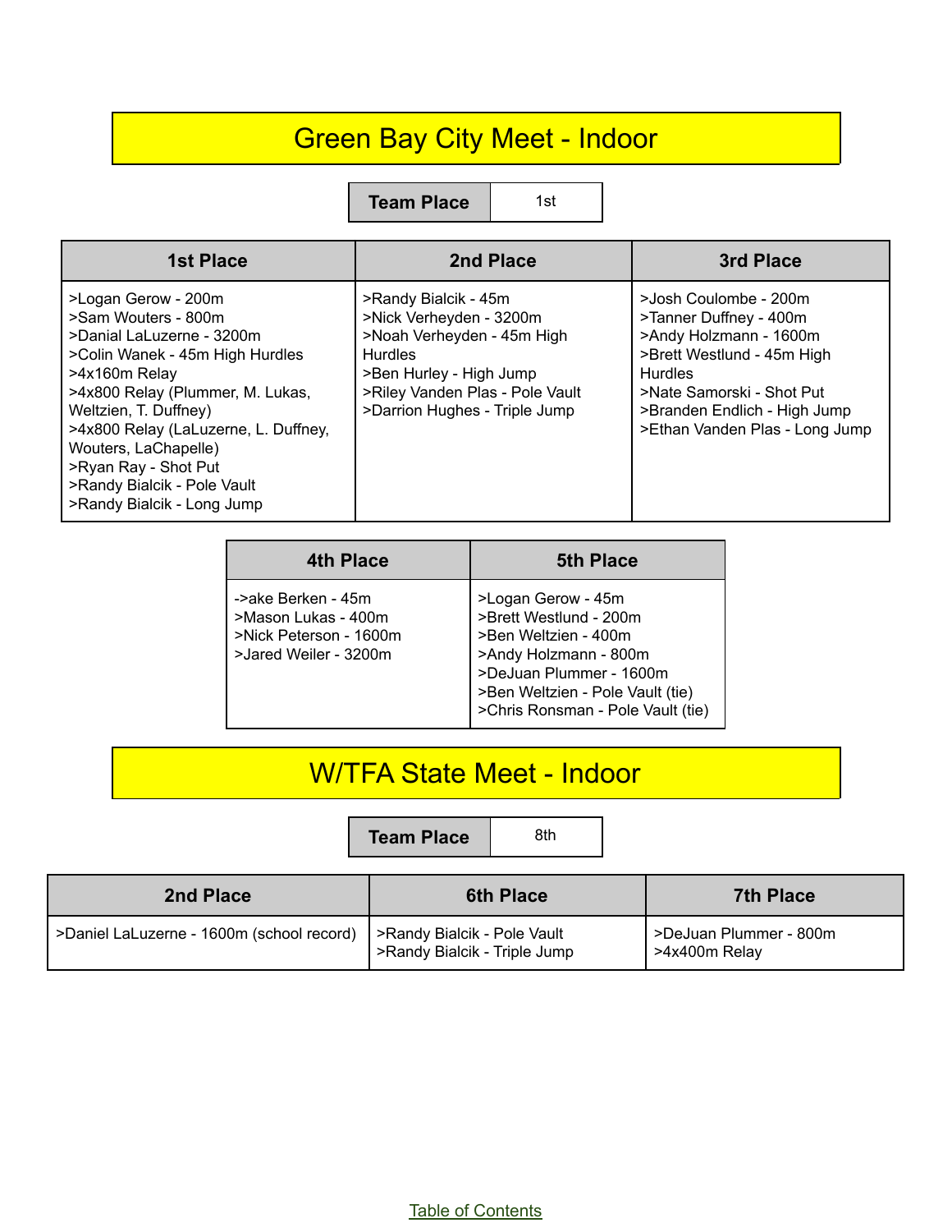# Green Bay City Meet - Indoor

| Team Place | 1st |
|---|---|

| 1st Place | 2nd Place | 3rd Place |
|---|---|---|
| >Logan Gerow - 200m<br>>Sam Wouters - 800m<br>>Danial LaLuzerne - 3200m<br>>Colin Wanek - 45m High Hurdles<br>>4x160m Relay<br>>4x800 Relay (Plummer, M. Lukas, Weltzien, T. Duffney)<br>>4x800 Relay (LaLuzerne, L. Duffney, Wouters, LaChapelle)<br>>Ryan Ray - Shot Put<br>>Randy Bialcik - Pole Vault<br>>Randy Bialcik - Long Jump | >Randy Bialcik - 45m<br>>Nick Verheyden - 3200m<br>>Noah Verheyden - 45m High Hurdles<br>>Ben Hurley - High Jump<br>>Riley Vanden Plas - Pole Vault<br>>Darrion Hughes - Triple Jump | >Josh Coulombe - 200m<br>>Tanner Duffney - 400m<br>>Andy Holzmann - 1600m<br>>Brett Westlund - 45m High Hurdles<br>>Nate Samorski - Shot Put<br>>Branden Endlich - High Jump<br>>Ethan Vanden Plas - Long Jump |

| 4th Place | 5th Place |
|---|---|
| ->ake Berken - 45m<br>>Mason Lukas - 400m<br>>Nick Peterson - 1600m<br>>Jared Weiler - 3200m | >Logan Gerow - 45m<br>>Brett Westlund - 200m<br>>Ben Weltzien - 400m<br>>Andy Holzmann - 800m<br>>DeJuan Plummer - 1600m<br>>Ben Weltzien - Pole Vault (tie)<br>>Chris Ronsman - Pole Vault (tie) |

# W/TFA State Meet - Indoor

| Team Place | 8th |
|---|---|

| 2nd Place | 6th Place | 7th Place |
|---|---|---|
| >Daniel LaLuzerne - 1600m (school record) | >Randy Bialcik - Pole Vault<br>>Randy Bialcik - Triple Jump | >DeJuan Plummer - 800m<br>>4x400m Relay |

Table of Contents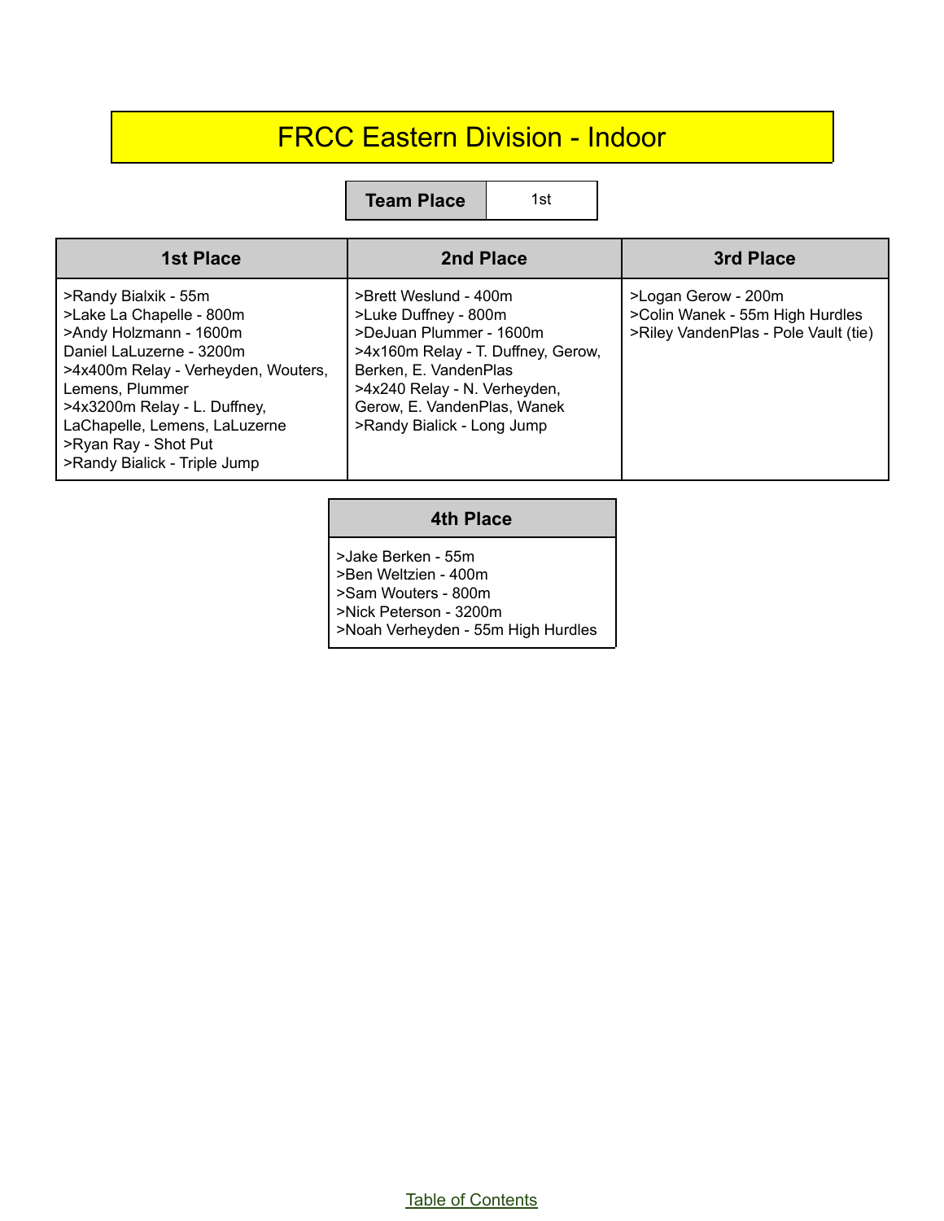# FRCC Eastern Division - Indoor

| Team Place | 1st |
|---|---|

| 1st Place | 2nd Place | 3rd Place |
|---|---|---|
| >Randy Bialxik - 55m<br>>Lake La Chapelle - 800m<br>>Andy Holzmann - 1600m<br>Daniel LaLuzerne - 3200m<br>>4x400m Relay - Verheyden, Wouters, Lemens, Plummer<br>>4x3200m Relay - L. Duffney, LaChapelle, Lemens, LaLuzerne<br>>Ryan Ray - Shot Put<br>>Randy Bialick - Triple Jump | >Brett Weslund - 400m<br>>Luke Duffney - 800m<br>>DeJuan Plummer - 1600m<br>>4x160m Relay - T. Duffney, Gerow, Berken, E. VandenPlas<br>>4x240 Relay - N. Verheyden, Gerow, E. VandenPlas, Wanek<br>>Randy Bialick - Long Jump | >Logan Gerow - 200m<br>>Colin Wanek - 55m High Hurdles<br>>Riley VandenPlas - Pole Vault (tie) |

| 4th Place |
|---|
| >Jake Berken - 55m<br>>Ben Weltzien - 400m<br>>Sam Wouters - 800m<br>>Nick Peterson - 3200m<br>>Noah Verheyden - 55m High Hurdles |

Table of Contents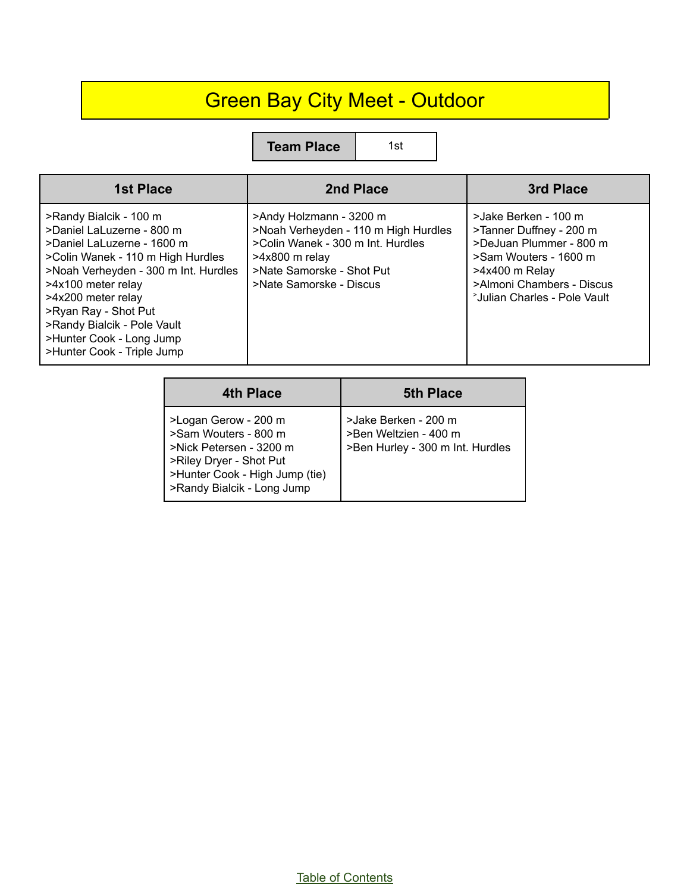# Green Bay City Meet - Outdoor

| Team Place | 1st |
|---|---|

| 1st Place | 2nd Place | 3rd Place |
|---|---|---|
| >Randy Bialcik - 100 m<br>>Daniel LaLuzerne - 800 m<br>>Daniel LaLuzerne - 1600 m<br>>Colin Wanek - 110 m High Hurdles<br>>Noah Verheyden - 300 m Int. Hurdles<br>>4x100 meter relay<br>>4x200 meter relay<br>>Ryan Ray - Shot Put<br>>Randy Bialcik - Pole Vault<br>>Hunter Cook - Long Jump<br>>Hunter Cook - Triple Jump | >Andy Holzmann - 3200 m<br>>Noah Verheyden - 110 m High Hurdles<br>>Colin Wanek - 300 m Int. Hurdles<br>>4x800 m relay<br>>Nate Samorske - Shot Put<br>>Nate Samorske - Discus | >Jake Berken - 100 m<br>>Tanner Duffney - 200 m<br>>DeJuan Plummer - 800 m<br>>Sam Wouters - 1600 m<br>>4x400 m Relay<br>>Almoni Chambers - Discus<br>>Julian Charles - Pole Vault |

| 4th Place | 5th Place |
|---|---|
| >Logan Gerow - 200 m<br>>Sam Wouters - 800 m<br>>Nick Petersen - 3200 m<br>>Riley Dryer - Shot Put<br>>Hunter Cook - High Jump (tie)<br>>Randy Bialcik - Long Jump | >Jake Berken - 200 m<br>>Ben Weltzien - 400 m<br>>Ben Hurley - 300 m Int. Hurdles |

Table of Contents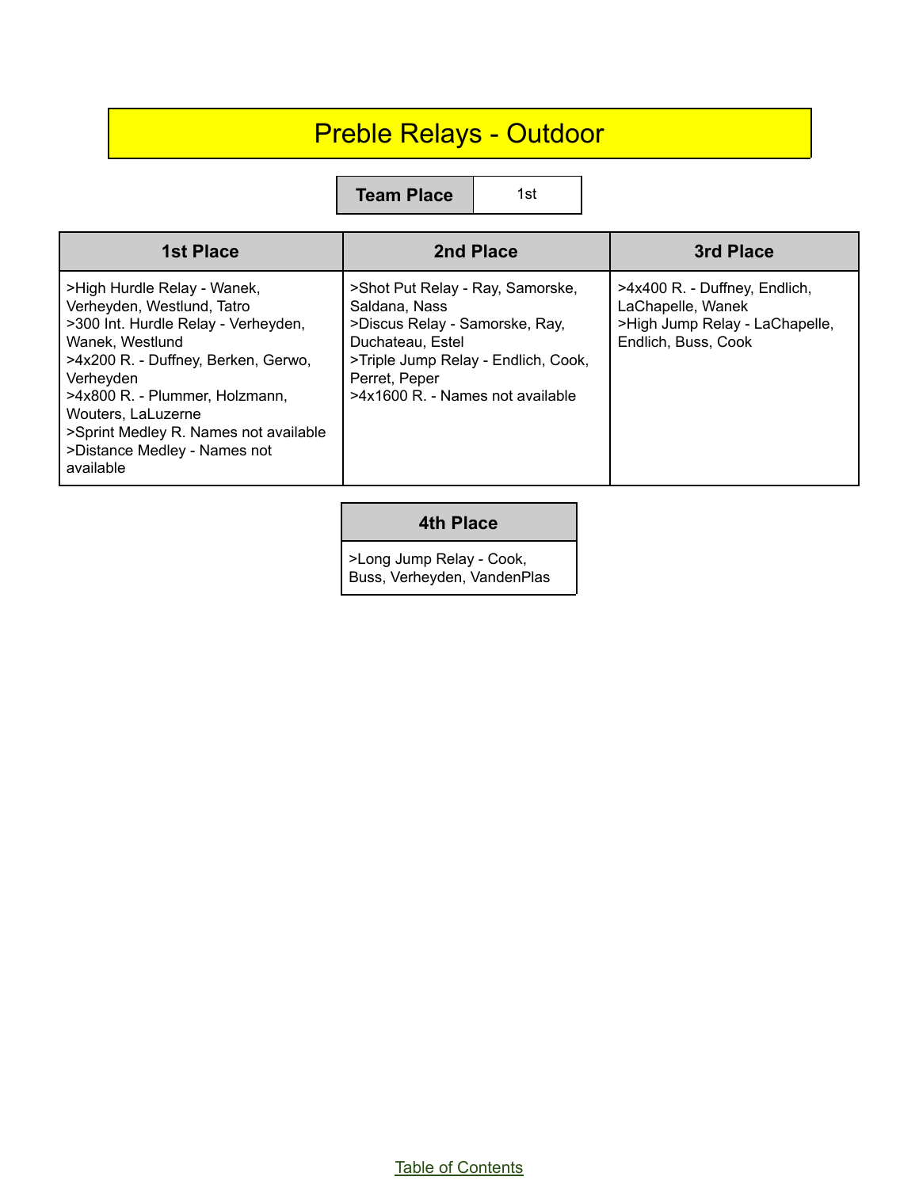# Preble Relays - Outdoor

| Team Place | 1st |
|---|---|

| 1st Place | 2nd Place | 3rd Place |
|---|---|---|
| >High Hurdle Relay - Wanek, Verheyden, Westlund, Tatro<br>>300 Int. Hurdle Relay - Verheyden, Wanek, Westlund<br>>4x200 R. - Duffney, Berken, Gerwo, Verheyden<br>>4x800 R. - Plummer, Holzmann, Wouters, LaLuzerne<br>>Sprint Medley R. Names not available<br>>Distance Medley - Names not available | >Shot Put Relay - Ray, Samorske, Saldana, Nass<br>>Discus Relay - Samorske, Ray, Duchateau, Estel<br>>Triple Jump Relay - Endlich, Cook, Perret, Peper<br>>4x1600 R. - Names not available | >4x400 R. - Duffney, Endlich, LaChapelle, Wanek<br>>High Jump Relay - LaChapelle, Endlich, Buss, Cook |

| 4th Place |
|---|
| >Long Jump Relay - Cook, Buss, Verheyden, VandenPlas |

Table of Contents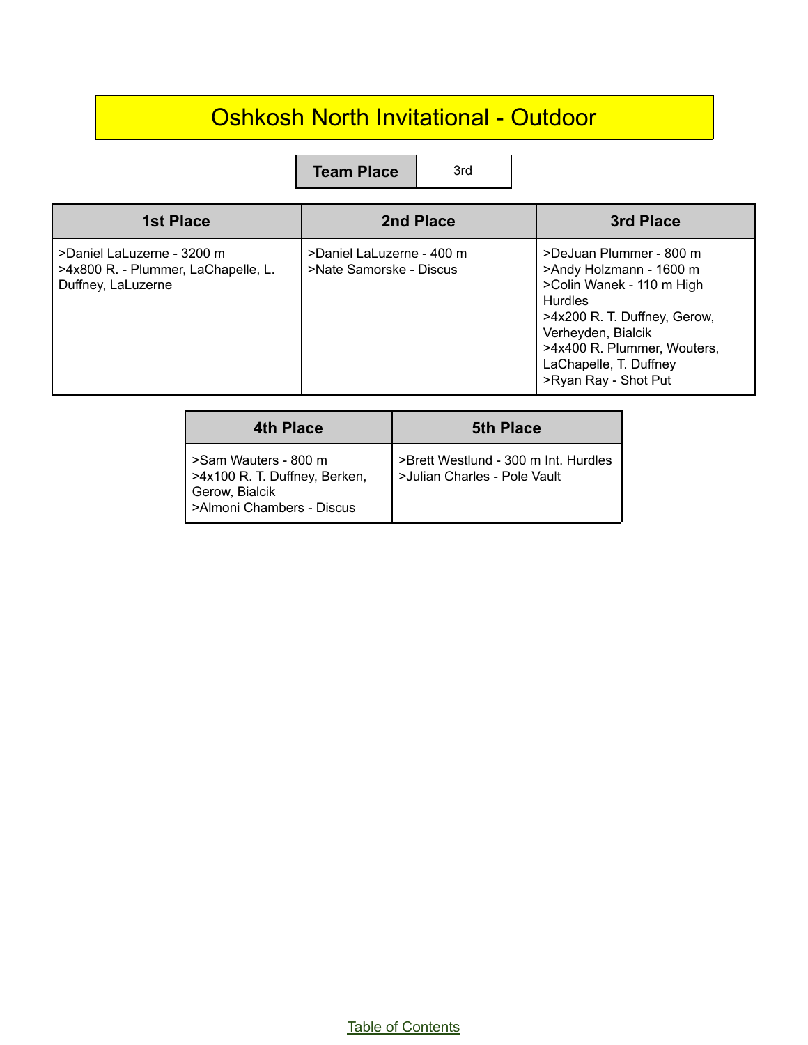# Oshkosh North Invitational - Outdoor

| Team Place | 3rd |
|---|---|

| 1st Place | 2nd Place | 3rd Place |
|---|---|---|
| >Daniel LaLuzerne - 3200 m<br>>4x800 R. - Plummer, LaChapelle, L. Duffney, LaLuzerne | >Daniel LaLuzerne - 400 m<br>>Nate Samorske - Discus | >DeJuan Plummer - 800 m<br>>Andy Holzmann - 1600 m<br>>Colin Wanek - 110 m High Hurdles<br>>4x200 R. T. Duffney, Gerow, Verheyden, Bialcik<br>>4x400 R. Plummer, Wouters, LaChapelle, T. Duffney<br>>Ryan Ray - Shot Put |

| 4th Place | 5th Place |
|---|---|
| >Sam Wauters - 800 m<br>>4x100 R. T. Duffney, Berken, Gerow, Bialcik<br>>Almoni Chambers - Discus | >Brett Westlund - 300 m Int. Hurdles<br>>Julian Charles - Pole Vault |

Table of Contents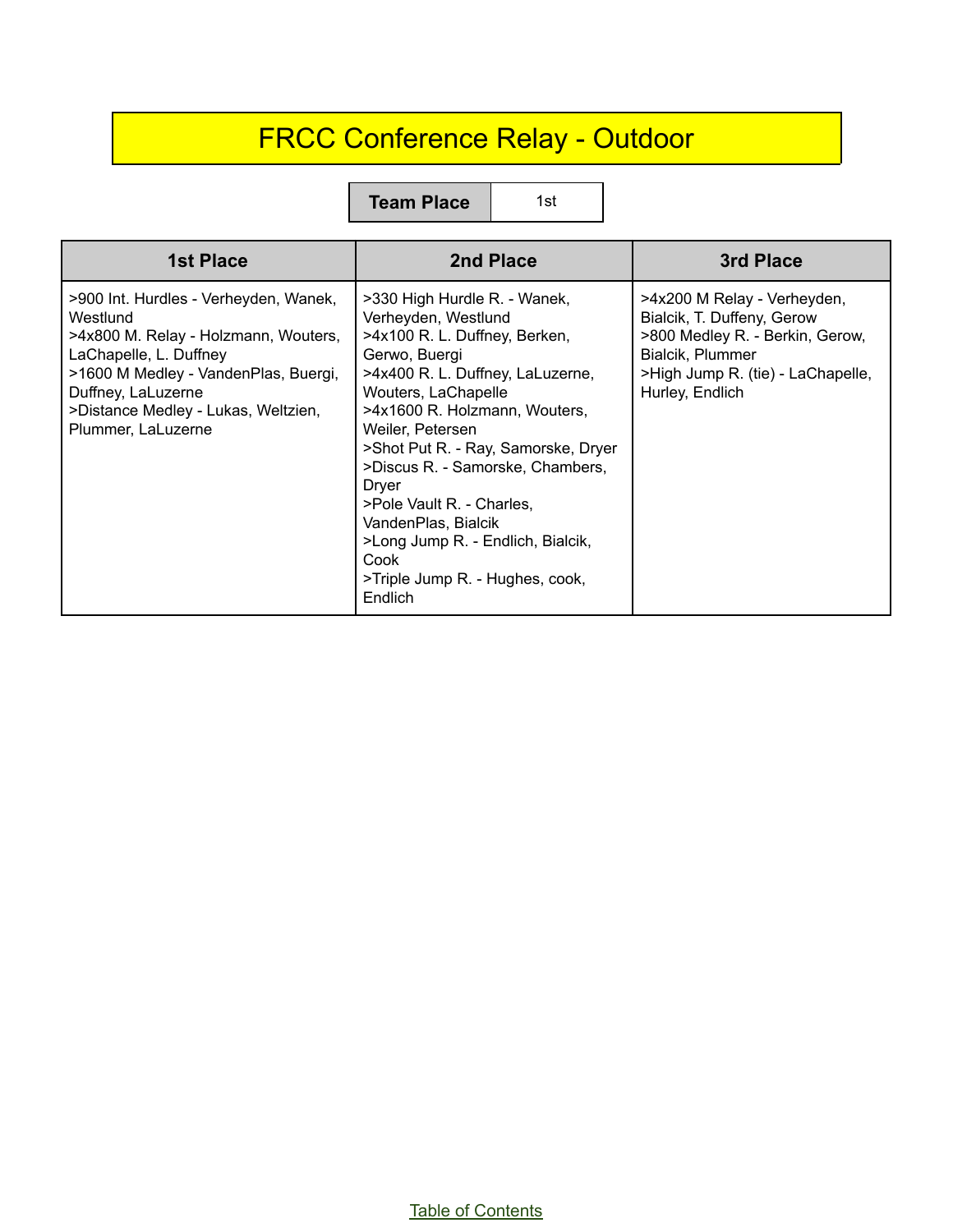# FRCC Conference Relay - Outdoor

| Team Place | 1st |
|---|---|

| 1st Place | 2nd Place | 3rd Place |
|---|---|---|
| >900 Int. Hurdles - Verheyden, Wanek, Westlund<br>>4x800 M. Relay - Holzmann, Wouters, LaChapelle, L. Duffney<br>>1600 M Medley - VandenPlas, Buergi, Duffney, LaLuzerne<br>>Distance Medley - Lukas, Weltzien, Plummer, LaLuzerne | >330 High Hurdle R. - Wanek, Verheyden, Westlund<br>>4x100 R. L. Duffney, Berken, Gerwo, Buergi<br>>4x400 R. L. Duffney, LaLuzerne, Wouters, LaChapelle<br>>4x1600 R. Holzmann, Wouters, Weiler, Petersen<br>>Shot Put R. - Ray, Samorske, Dryer<br>>Discus R. - Samorske, Chambers, Dryer<br>>Pole Vault R. - Charles, VandenPlas, Bialcik<br>>Long Jump R. - Endlich, Bialcik, Cook<br>>Triple Jump R. - Hughes, cook, Endlich | >4x200 M Relay - Verheyden, Bialcik, T. Duffeny, Gerow<br>>800 Medley R. - Berkin, Gerow, Bialcik, Plummer<br>>High Jump R. (tie) - LaChapelle, Hurley, Endlich |

Table of Contents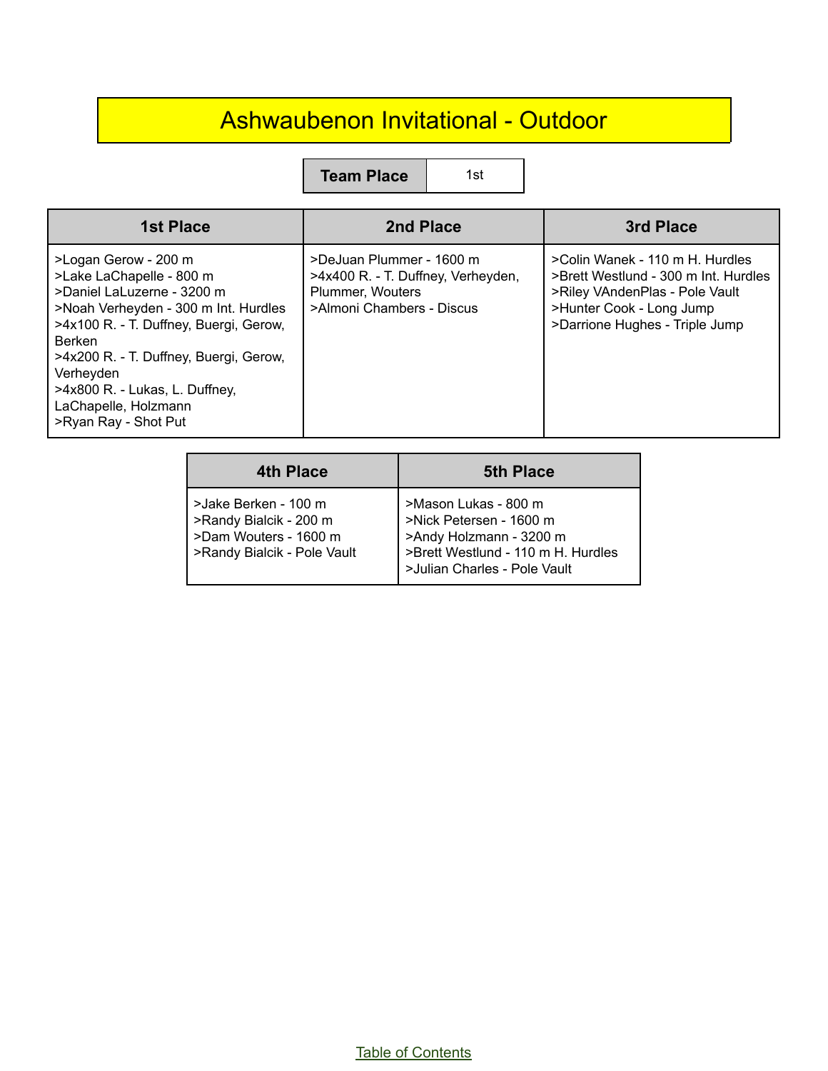# Ashwaubenon Invitational - Outdoor

| Team Place | 1st |
|---|---|

| 1st Place | 2nd Place | 3rd Place |
|---|---|---|
| >Logan Gerow - 200 m<br>>Lake LaChapelle - 800 m<br>>Daniel LaLuzerne - 3200 m<br>>Noah Verheyden - 300 m Int. Hurdles<br>>4x100 R. - T. Duffney, Buergi, Gerow, Berken<br>>4x200 R. - T. Duffney, Buergi, Gerow, Verheyden<br>>4x800 R. - Lukas, L. Duffney, LaChapelle, Holzmann<br>>Ryan Ray - Shot Put | >DeJuan Plummer - 1600 m<br>>4x400 R. - T. Duffney, Verheyden, Plummer, Wouters<br>>Almoni Chambers - Discus | >Colin Wanek - 110 m H. Hurdles<br>>Brett Westlund - 300 m Int. Hurdles<br>>Riley VAndenPlas - Pole Vault<br>>Hunter Cook - Long Jump<br>>Darrione Hughes - Triple Jump |

| 4th Place | 5th Place |
|---|---|
| >Jake Berken - 100 m<br>>Randy Bialcik - 200 m<br>>Dam Wouters - 1600 m<br>>Randy Bialcik - Pole Vault | >Mason Lukas - 800 m<br>>Nick Petersen - 1600 m<br>>Andy Holzmann - 3200 m<br>>Brett Westlund - 110 m H. Hurdles<br>>Julian Charles - Pole Vault |

Table of Contents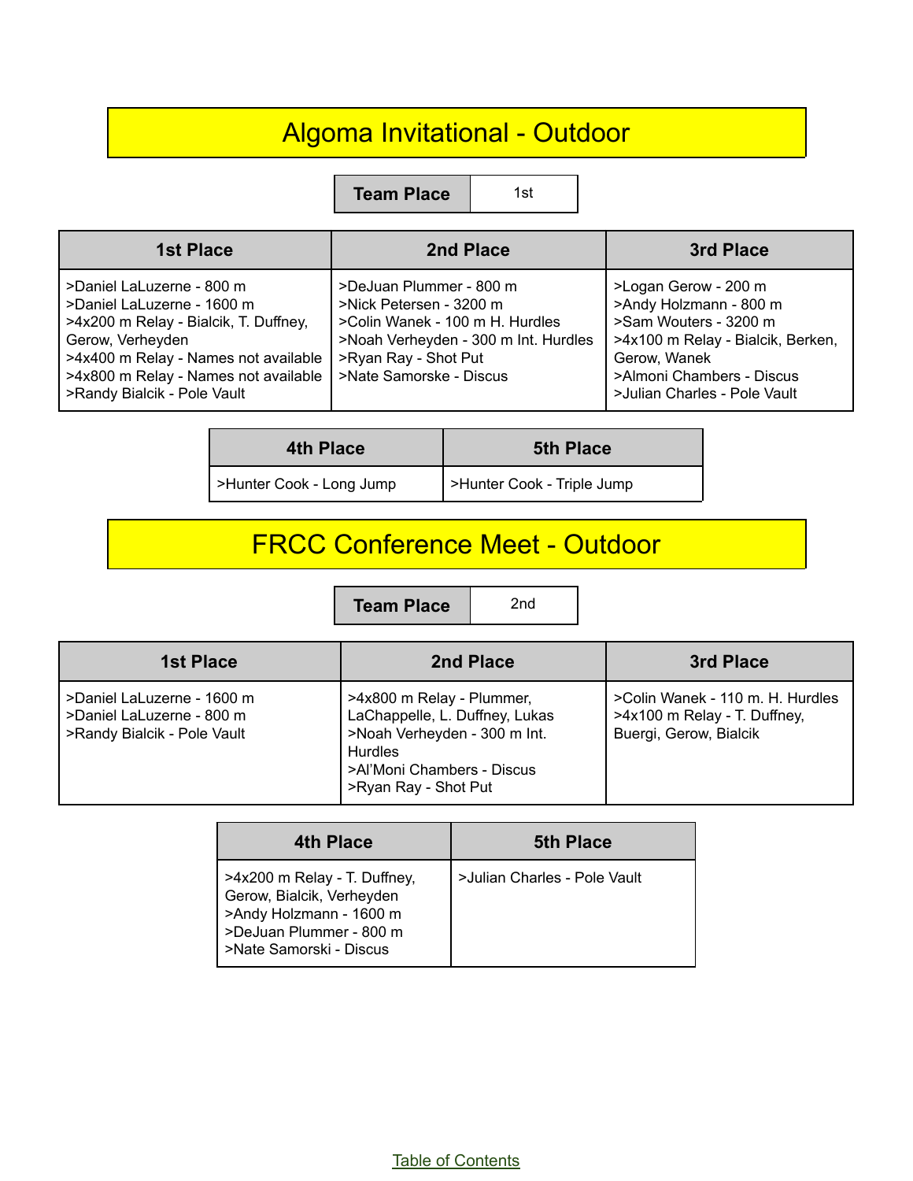# Algoma Invitational - Outdoor

| Team Place | 1st |
| --- | --- |

| 1st Place | 2nd Place | 3rd Place |
| --- | --- | --- |
| >Daniel LaLuzerne - 800 m<br>>Daniel LaLuzerne - 1600 m<br>>4x200 m Relay - Bialcik, T. Duffney, Gerow, Verheyden<br>>4x400 m Relay - Names not available<br>>4x800 m Relay - Names not available<br>>Randy Bialcik - Pole Vault | >DeJuan Plummer - 800 m<br>>Nick Petersen - 3200 m<br>>Colin Wanek - 100 m H. Hurdles<br>>Noah Verheyden - 300 m Int. Hurdles<br>>Ryan Ray - Shot Put<br>>Nate Samorske - Discus | >Logan Gerow - 200 m<br>>Andy Holzmann - 800 m<br>>Sam Wouters - 3200 m<br>>4x100 m Relay - Bialcik, Berken, Gerow, Wanek<br>>Almoni Chambers - Discus<br>>Julian Charles - Pole Vault |

| 4th Place | 5th Place |
| --- | --- |
| >Hunter Cook - Long Jump | >Hunter Cook - Triple Jump |

# FRCC Conference Meet - Outdoor

| Team Place | 2nd |
| --- | --- |

| 1st Place | 2nd Place | 3rd Place |
| --- | --- | --- |
| >Daniel LaLuzerne - 1600 m<br>>Daniel LaLuzerne - 800 m<br>>Randy Bialcik - Pole Vault | >4x800 m Relay - Plummer, LaChappelle, L. Duffney, Lukas<br>>Noah Verheyden - 300 m Int. Hurdles<br>>Al'Moni Chambers - Discus<br>>Ryan Ray - Shot Put | >Colin Wanek - 110 m. H. Hurdles<br>>4x100 m Relay - T. Duffney, Buergi, Gerow, Bialcik |

| 4th Place | 5th Place |
| --- | --- |
| >4x200 m Relay - T. Duffney, Gerow, Bialcik, Verheyden<br>>Andy Holzmann - 1600 m<br>>DeJuan Plummer - 800 m<br>>Nate Samorski - Discus | >Julian Charles - Pole Vault |

Table of Contents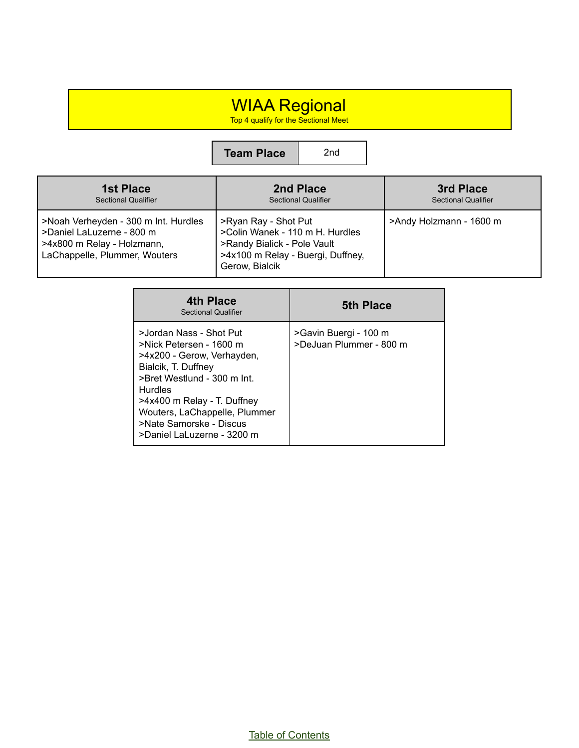# WIAA Regional

Top 4 qualify for the Sectional Meet

| Team Place | 2nd |
|---|---|

| 1st Place<br>Sectional Qualifier | 2nd Place<br>Sectional Qualifier | 3rd Place<br>Sectional Qualifier |
|---|---|---|
| >Noah Verheyden - 300 m Int. Hurdles<br>>Daniel LaLuzerne - 800 m<br>>4x800 m Relay - Holzmann, LaChappelle, Plummer, Wouters | >Ryan Ray - Shot Put<br>>Colin Wanek - 110 m H. Hurdles<br>>Randy Bialick - Pole Vault<br>>4x100 m Relay - Buergi, Duffney, Gerow, Bialcik | >Andy Holzmann - 1600 m |

| 4th Place<br>Sectional Qualifier | 5th Place |
|---|---|
| >Jordan Nass - Shot Put<br>>Nick Petersen - 1600 m<br>>4x200 - Gerow, Verhayden, Bialcik, T. Duffney<br>>Bret Westlund - 300 m Int. Hurdles<br>>4x400 m Relay - T. Duffney Wouters, LaChappelle, Plummer<br>>Nate Samorske - Discus<br>>Daniel LaLuzerne - 3200 m | >Gavin Buergi - 100 m<br>>DeJuan Plummer - 800 m |

Table of Contents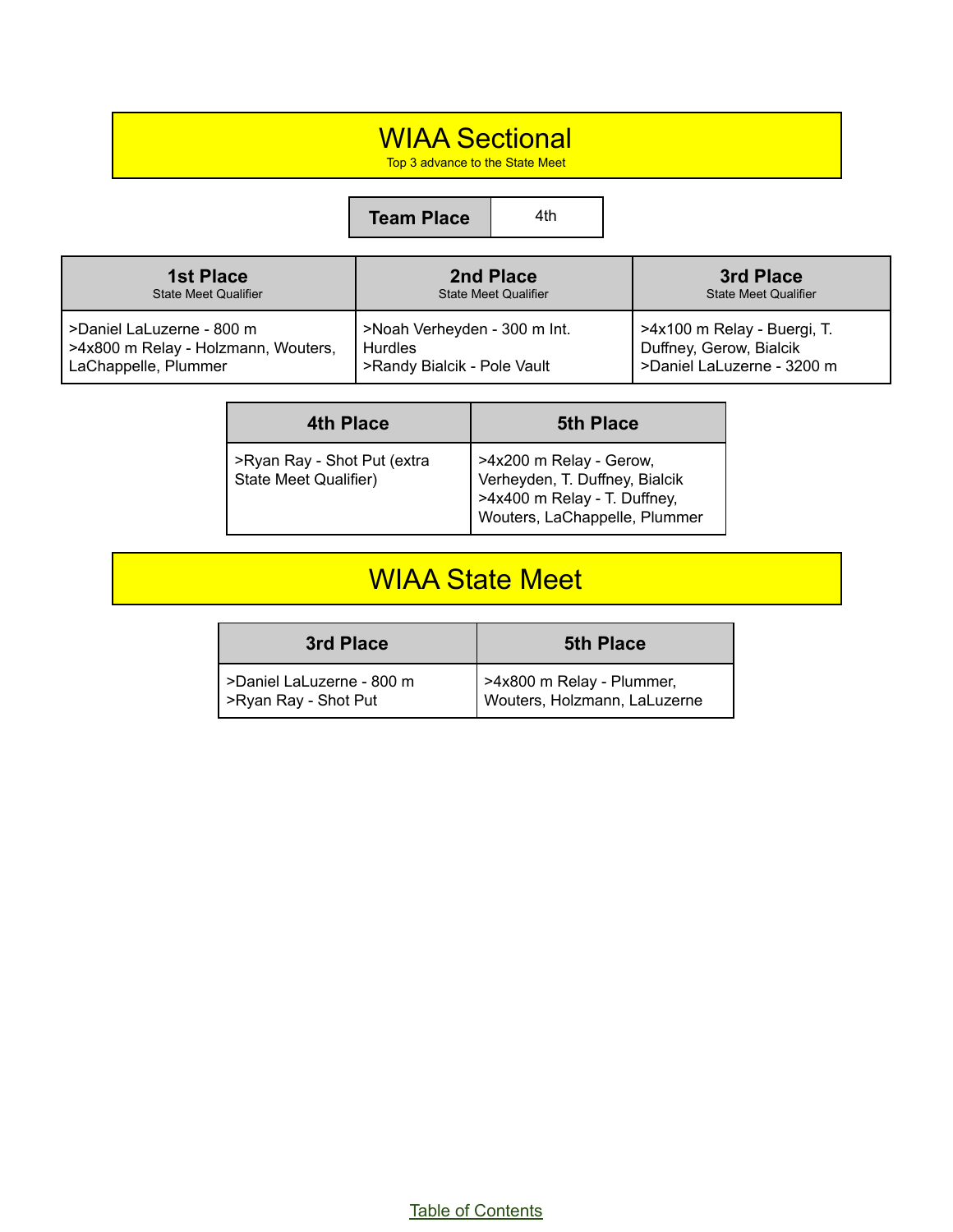# WIAA Sectional

Top 3 advance to the State Meet

| Team Place | 4th |
| --- | --- |

| 1st Place<br>State Meet Qualifier | 2nd Place<br>State Meet Qualifier | 3rd Place<br>State Meet Qualifier |
| --- | --- | --- |
| >Daniel LaLuzerne - 800 m<br>>4x800 m Relay - Holzmann, Wouters, LaChappelle, Plummer | >Noah Verheyden - 300 m Int. Hurdles<br>>Randy Bialcik - Pole Vault | >4x100 m Relay - Buergi, T. Duffney, Gerow, Bialcik<br>>Daniel LaLuzerne - 3200 m |

| 4th Place | 5th Place |
| --- | --- |
| >Ryan Ray - Shot Put (extra State Meet Qualifier) | >4x200 m Relay - Gerow, Verheyden, T. Duffney, Bialcik<br>>4x400 m Relay - T. Duffney, Wouters, LaChappelle, Plummer |

# WIAA State Meet

| 3rd Place | 5th Place |
| --- | --- |
| >Daniel LaLuzerne - 800 m<br>>Ryan Ray - Shot Put | >4x800 m Relay - Plummer, Wouters, Holzmann, LaLuzerne |

Table of Contents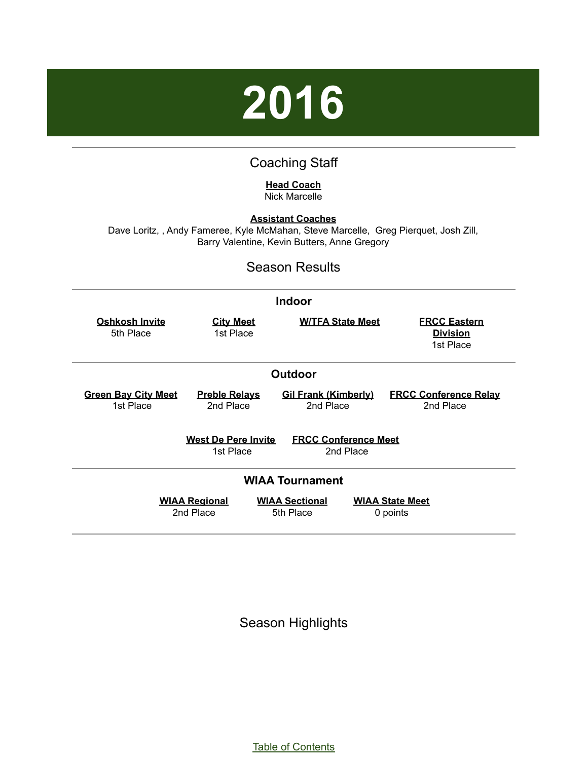# 2016

## Coaching Staff

**Head Coach**
Nick Marcelle

**Assistant Coaches**
Dave Loritz, , Andy Fameree, Kyle McMahan, Steve Marcelle,  Greg Pierquet, Josh Zill, Barry Valentine, Kevin Butters, Anne Gregory

## Season Results

### Indoor

**Oshkosh Invite**
5th Place

**City Meet**
1st Place

**W/TFA State Meet**

**FRCC Eastern Division**
1st Place

### Outdoor

**Green Bay City Meet**
1st Place

**Preble Relays**
2nd Place

**Gil Frank (Kimberly)**
2nd Place

**FRCC Conference Relay**
2nd Place

**West De Pere Invite**
1st Place

**FRCC Conference Meet**
2nd Place

### WIAA Tournament

**WIAA Regional**
2nd Place

**WIAA Sectional**
5th Place

**WIAA State Meet**
0 points

## Season Highlights

Table of Contents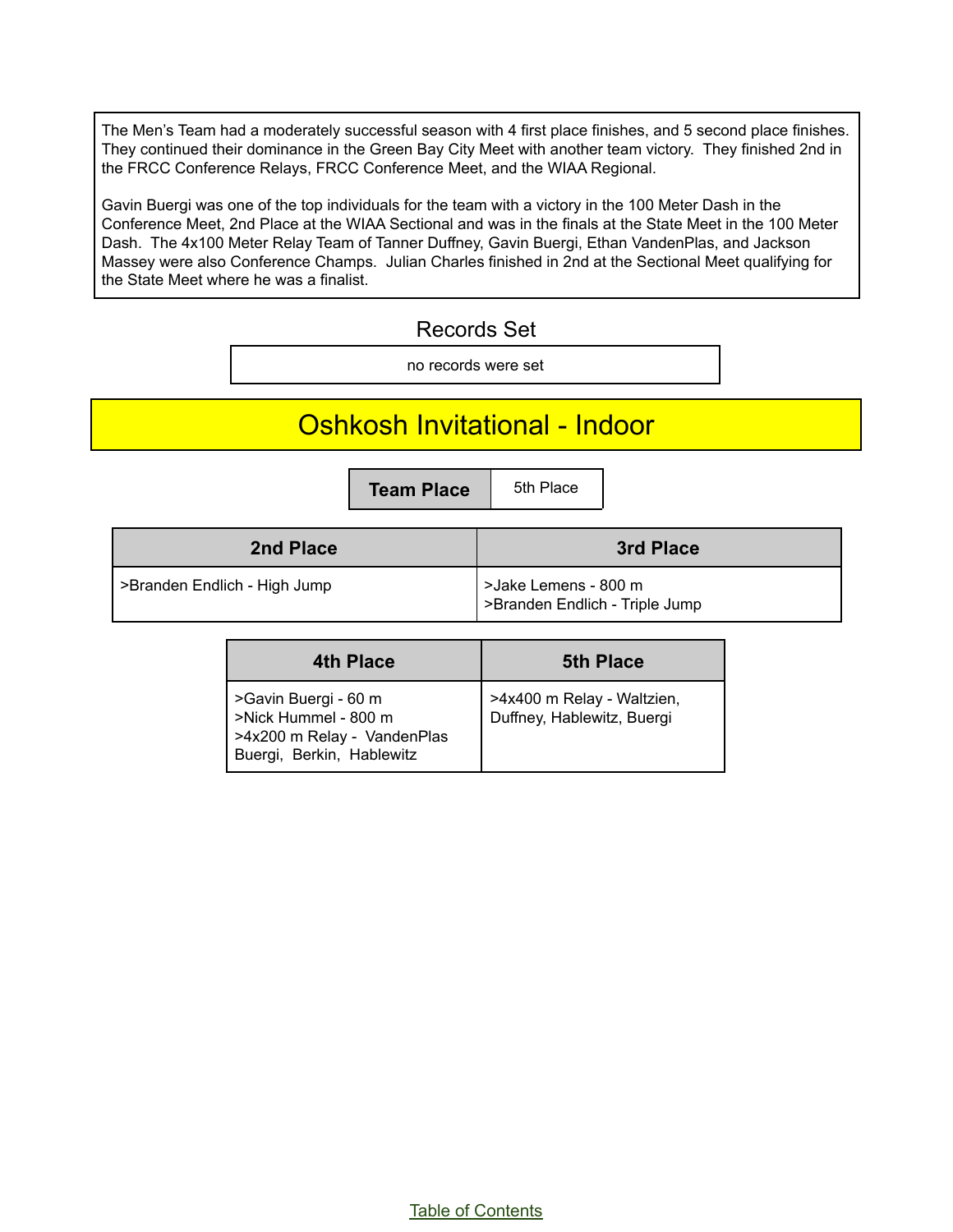The Men's Team had a moderately successful season with 4 first place finishes, and 5 second place finishes. They continued their dominance in the Green Bay City Meet with another team victory. They finished 2nd in the FRCC Conference Relays, FRCC Conference Meet, and the WIAA Regional.

Gavin Buergi was one of the top individuals for the team with a victory in the 100 Meter Dash in the Conference Meet, 2nd Place at the WIAA Sectional and was in the finals at the State Meet in the 100 Meter Dash. The 4x100 Meter Relay Team of Tanner Duffney, Gavin Buergi, Ethan VandenPlas, and Jackson Massey were also Conference Champs. Julian Charles finished in 2nd at the Sectional Meet qualifying for the State Meet where he was a finalist.

## Records Set

no records were set

# Oshkosh Invitational - Indoor

| Team Place | 5th Place |
|---|---|

| 2nd Place | 3rd Place |
|---|---|
| >Branden Endlich - High Jump | >Jake Lemens - 800 m<br>>Branden Endlich - Triple Jump |

| 4th Place | 5th Place |
|---|---|
| >Gavin Buergi - 60 m<br>>Nick Hummel - 800 m<br>>4x200 m Relay - VandenPlas Buergi, Berkin, Hablewitz | >4x400 m Relay - Waltzien, Duffney, Hablewitz, Buergi |

Table of Contents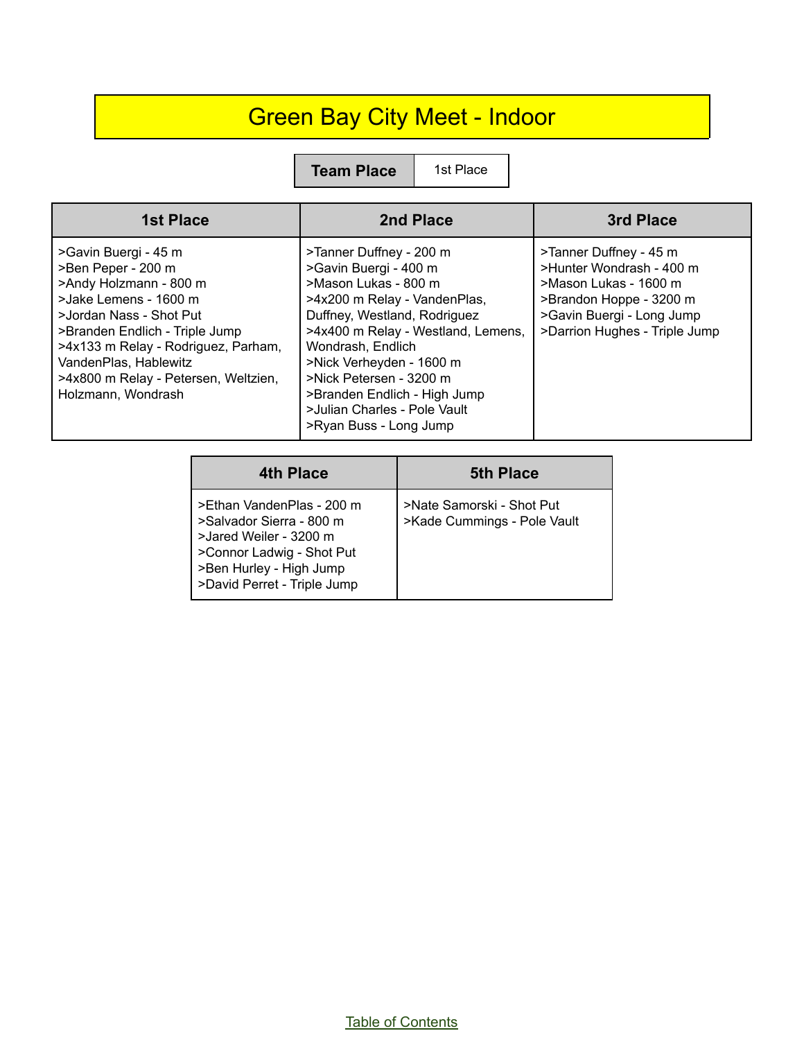# Green Bay City Meet - Indoor

| Team Place | 1st Place |
| --- | --- |

| 1st Place | 2nd Place | 3rd Place |
| --- | --- | --- |
| >Gavin Buergi - 45 m<br>>Ben Peper - 200 m<br>>Andy Holzmann - 800 m<br>>Jake Lemens - 1600 m<br>>Jordan Nass - Shot Put<br>>Branden Endlich - Triple Jump<br>>4x133 m Relay - Rodriguez, Parham, VandenPlas, Hablewitz<br>>4x800 m Relay - Petersen, Weltzien, Holzmann, Wondrash | >Tanner Duffney - 200 m<br>>Gavin Buergi - 400 m<br>>Mason Lukas - 800 m<br>>4x200 m Relay - VandenPlas, Duffney, Westland, Rodriguez<br>>4x400 m Relay - Westland, Lemens, Wondrash, Endlich<br>>Nick Verheyden - 1600 m<br>>Nick Petersen - 3200 m<br>>Branden Endlich - High Jump<br>>Julian Charles - Pole Vault<br>>Ryan Buss - Long Jump | >Tanner Duffney - 45 m<br>>Hunter Wondrash - 400 m<br>>Mason Lukas - 1600 m<br>>Brandon Hoppe - 3200 m<br>>Gavin Buergi - Long Jump<br>>Darrion Hughes - Triple Jump |

| 4th Place | 5th Place |
| --- | --- |
| >Ethan VandenPlas - 200 m<br>>Salvador Sierra - 800 m<br>>Jared Weiler - 3200 m<br>>Connor Ladwig - Shot Put<br>>Ben Hurley - High Jump<br>>David Perret - Triple Jump | >Nate Samorski - Shot Put<br>>Kade Cummings - Pole Vault |

Table of Contents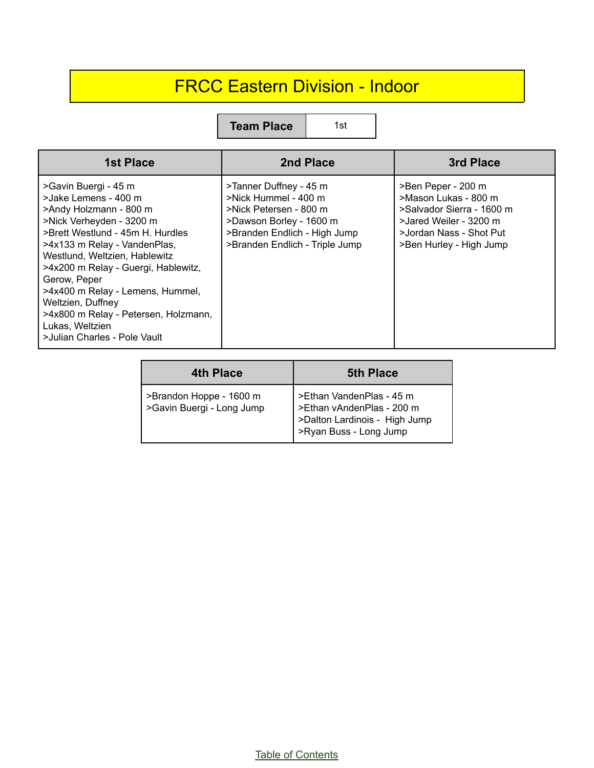# FRCC Eastern Division - Indoor

| Team Place | 1st |
|---|---|

| 1st Place | 2nd Place | 3rd Place |
|---|---|---|
| >Gavin Buergi - 45 m<br>>Jake Lemens - 400 m<br>>Andy Holzmann - 800 m<br>>Nick Verheyden - 3200 m<br>>Brett Westlund - 45m H. Hurdles<br>>4x133 m Relay - VandenPlas, Westlund, Weltzien, Hablewitz<br>>4x200 m Relay - Guergi, Hablewitz, Gerow, Peper<br>>4x400 m Relay - Lemens, Hummel, Weltzien, Duffney<br>>4x800 m Relay - Petersen, Holzmann, Lukas, Weltzien<br>>Julian Charles - Pole Vault | >Tanner Duffney - 45 m<br>>Nick Hummel - 400 m<br>>Nick Petersen - 800 m<br>>Dawson Borley - 1600 m<br>>Branden Endlich - High Jump<br>>Branden Endlich - Triple Jump | >Ben Peper - 200 m<br>>Mason Lukas - 800 m<br>>Salvador Sierra - 1600 m<br>>Jared Weiler - 3200 m<br>>Jordan Nass - Shot Put<br>>Ben Hurley - High Jump |

| 4th Place | 5th Place |
|---|---|
| >Brandon Hoppe - 1600 m<br>>Gavin Buergi - Long Jump | >Ethan VandenPlas - 45 m<br>>Ethan vAndenPlas - 200 m<br>>Dalton Lardinois - High Jump<br>>Ryan Buss - Long Jump |

Table of Contents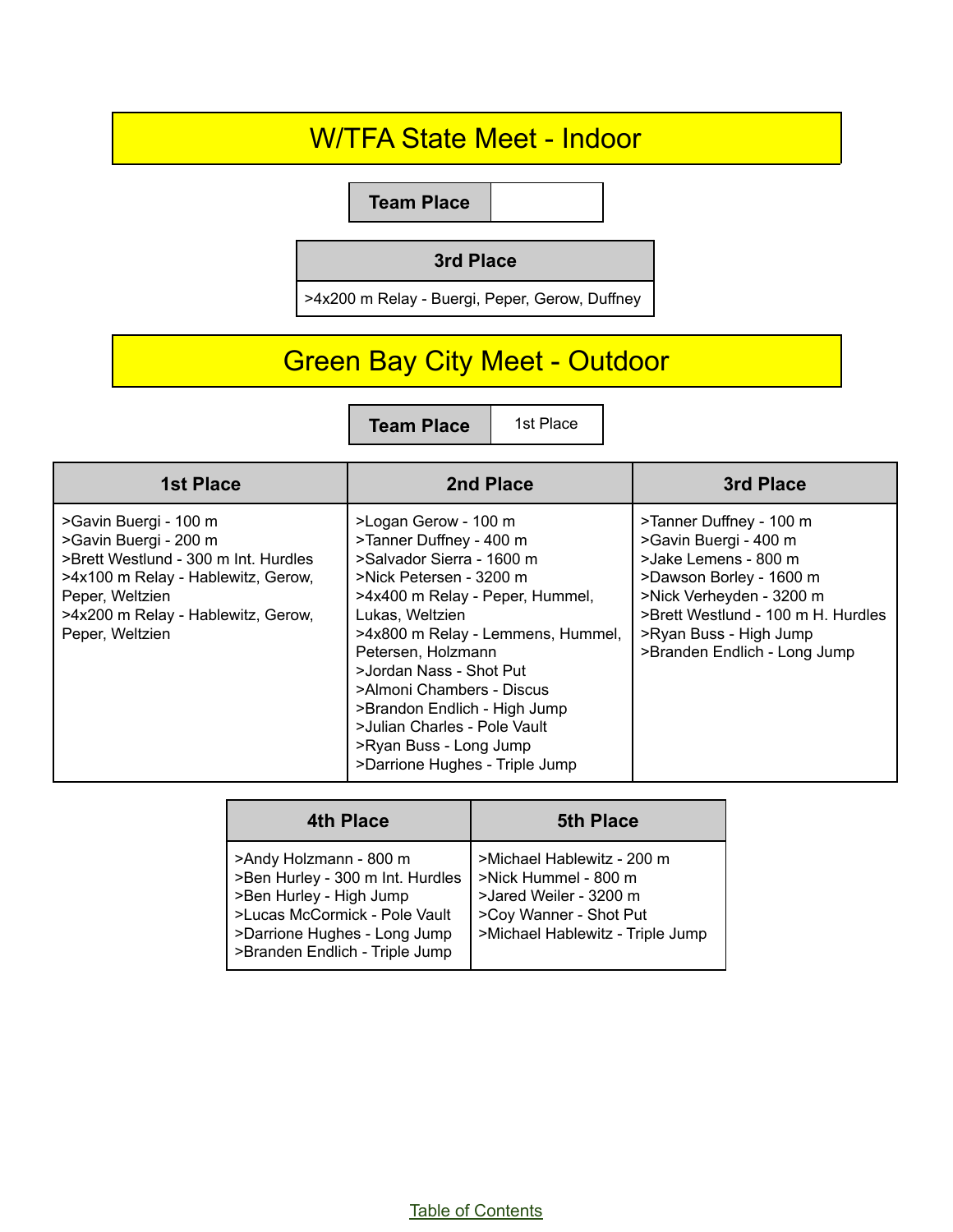# W/TFA State Meet - Indoor

| Team Place | |
|---|---|

| 3rd Place |
|---|
| >4x200 m Relay - Buergi, Peper, Gerow, Duffney |

# Green Bay City Meet - Outdoor

| Team Place | 1st Place |
|---|---|

| 1st Place | 2nd Place | 3rd Place |
|---|---|---|
| >Gavin Buergi - 100 m<br>>Gavin Buergi - 200 m<br>>Brett Westlund - 300 m Int. Hurdles<br>>4x100 m Relay - Hablewitz, Gerow, Peper, Weltzien<br>>4x200 m Relay - Hablewitz, Gerow, Peper, Weltzien | >Logan Gerow - 100 m<br>>Tanner Duffney - 400 m<br>>Salvador Sierra - 1600 m<br>>Nick Petersen - 3200 m<br>>4x400 m Relay - Peper, Hummel, Lukas, Weltzien<br>>4x800 m Relay - Lemmens, Hummel, Petersen, Holzmann<br>>Jordan Nass - Shot Put<br>>Almoni Chambers - Discus<br>>Brandon Endlich - High Jump<br>>Julian Charles - Pole Vault<br>>Ryan Buss - Long Jump<br>>Darrione Hughes - Triple Jump | >Tanner Duffney - 100 m<br>>Gavin Buergi - 400 m<br>>Jake Lemens - 800 m<br>>Dawson Borley - 1600 m<br>>Nick Verheyden - 3200 m<br>>Brett Westlund - 100 m H. Hurdles<br>>Ryan Buss - High Jump<br>>Branden Endlich - Long Jump |

| 4th Place | 5th Place |
|---|---|
| >Andy Holzmann - 800 m<br>>Ben Hurley - 300 m Int. Hurdles<br>>Ben Hurley - High Jump<br>>Lucas McCormick - Pole Vault<br>>Darrione Hughes - Long Jump<br>>Branden Endlich - Triple Jump | >Michael Hablewitz - 200 m<br>>Nick Hummel - 800 m<br>>Jared Weiler - 3200 m<br>>Coy Wanner - Shot Put<br>>Michael Hablewitz - Triple Jump |

Table of Contents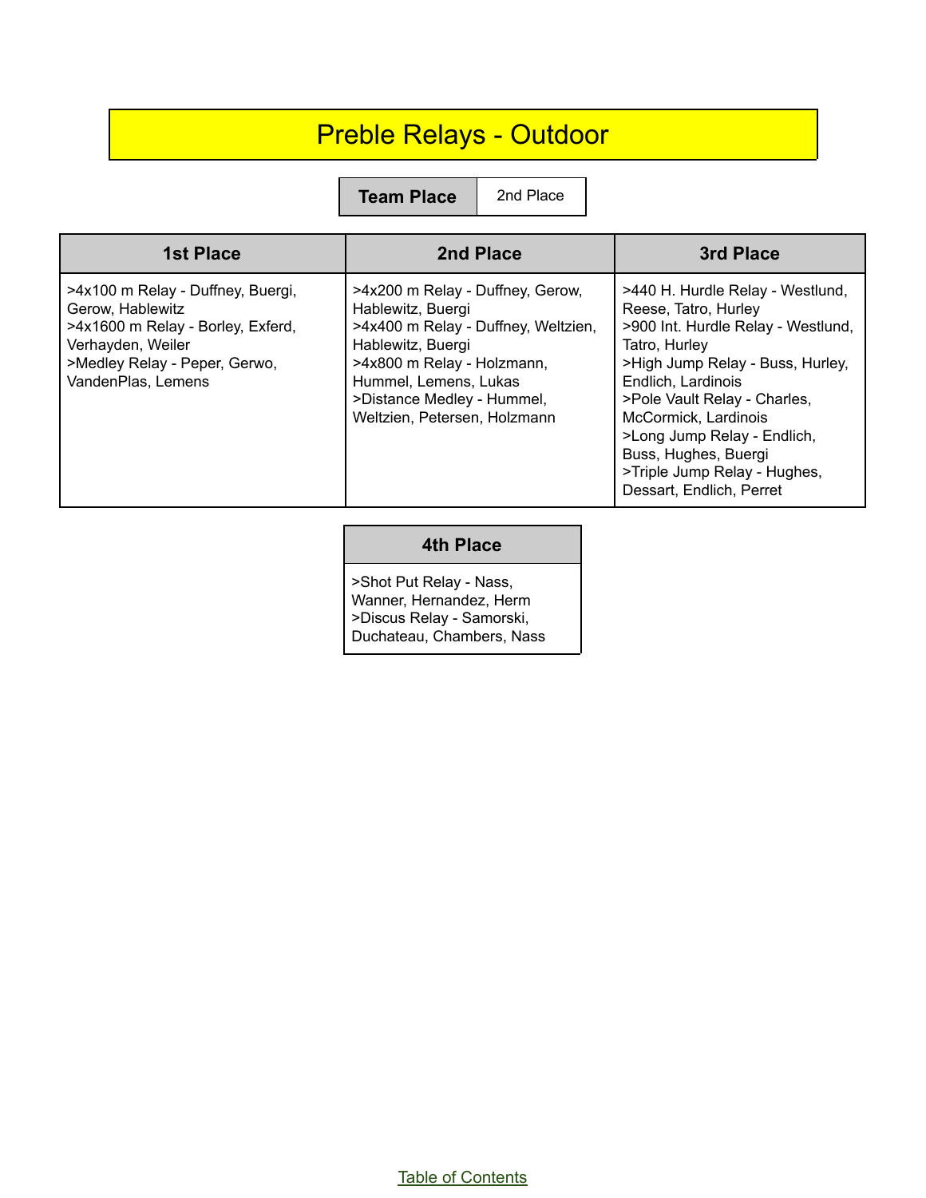# Preble Relays - Outdoor

| Team Place | 2nd Place |
|---|---|

| 1st Place | 2nd Place | 3rd Place |
|---|---|---|
| >4x100 m Relay - Duffney, Buergi, Gerow, Hablewitz<br>>4x1600 m Relay - Borley, Exferd, Verhayden, Weiler<br>>Medley Relay - Peper, Gerwo, VandenPlas, Lemens | >4x200 m Relay - Duffney, Gerow, Hablewitz, Buergi<br>>4x400 m Relay - Duffney, Weltzien, Hablewitz, Buergi<br>>4x800 m Relay - Holzmann, Hummel, Lemens, Lukas<br>>Distance Medley - Hummel, Weltzien, Petersen, Holzmann | >440 H. Hurdle Relay - Westlund, Reese, Tatro, Hurley<br>>900 Int. Hurdle Relay - Westlund, Tatro, Hurley<br>>High Jump Relay - Buss, Hurley, Endlich, Lardinois<br>>Pole Vault Relay - Charles, McCormick, Lardinois<br>>Long Jump Relay - Endlich, Buss, Hughes, Buergi<br>>Triple Jump Relay - Hughes, Dessart, Endlich, Perret |

| 4th Place |
|---|
| >Shot Put Relay - Nass, Wanner, Hernandez, Herm<br>>Discus Relay - Samorski, Duchateau, Chambers, Nass |

Table of Contents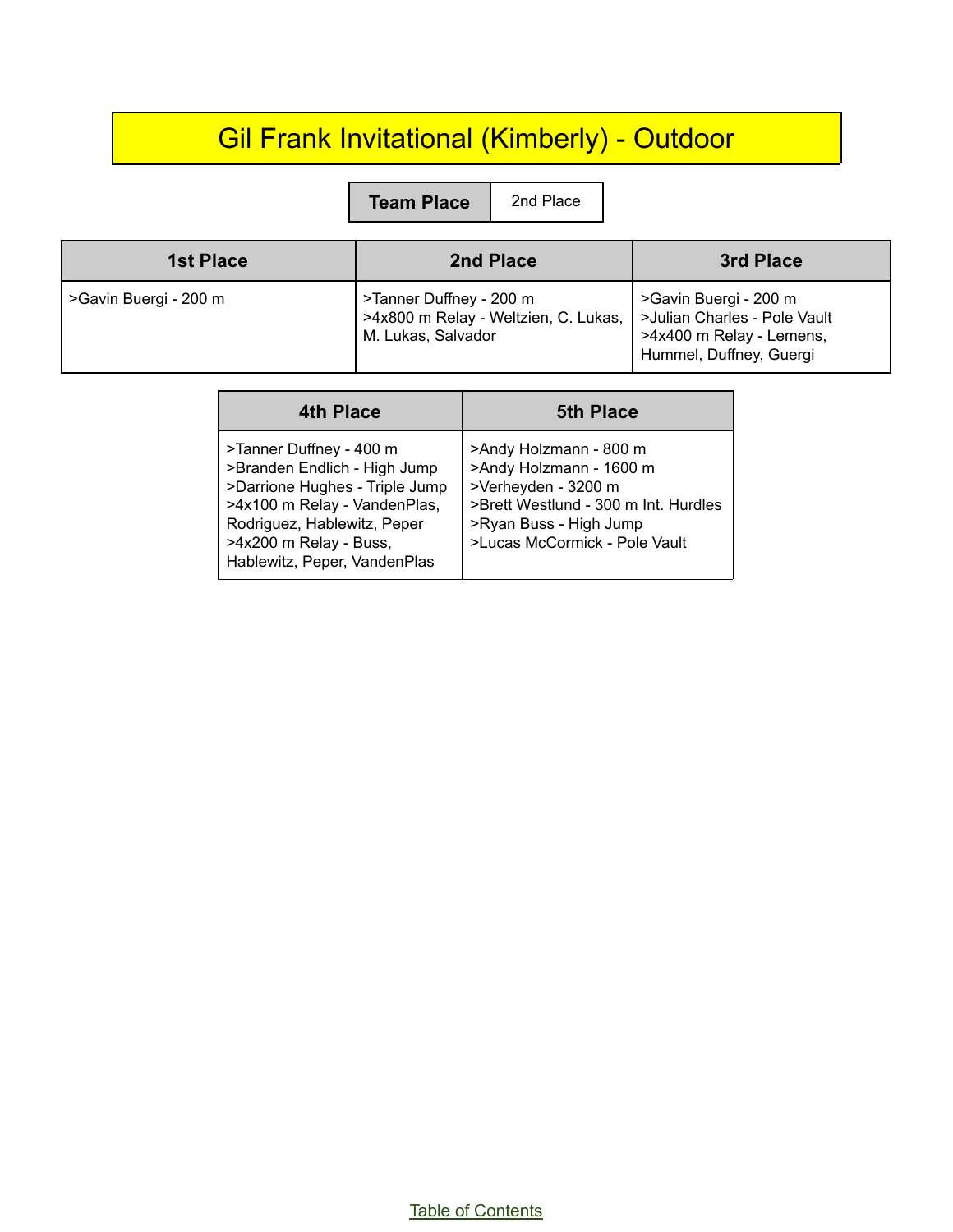# Gil Frank Invitational (Kimberly) - Outdoor

| Team Place | 2nd Place |
| --- | --- |

| 1st Place | 2nd Place | 3rd Place |
| --- | --- | --- |
| >Gavin Buergi - 200 m | >Tanner Duffney - 200 m<br>>4x800 m Relay - Weltzien, C. Lukas, M. Lukas, Salvador | >Gavin Buergi - 200 m<br>>Julian Charles - Pole Vault<br>>4x400 m Relay - Lemens, Hummel, Duffney, Guergi |

| 4th Place | 5th Place |
| --- | --- |
| >Tanner Duffney - 400 m<br>>Branden Endlich - High Jump<br>>Darrione Hughes - Triple Jump<br>>4x100 m Relay - VandenPlas, Rodriguez, Hablewitz, Peper<br>>4x200 m Relay - Buss, Hablewitz, Peper, VandenPlas | >Andy Holzmann - 800 m<br>>Andy Holzmann - 1600 m<br>>Verheyden - 3200 m<br>>Brett Westlund - 300 m Int. Hurdles<br>>Ryan Buss - High Jump<br>>Lucas McCormick - Pole Vault |

Table of Contents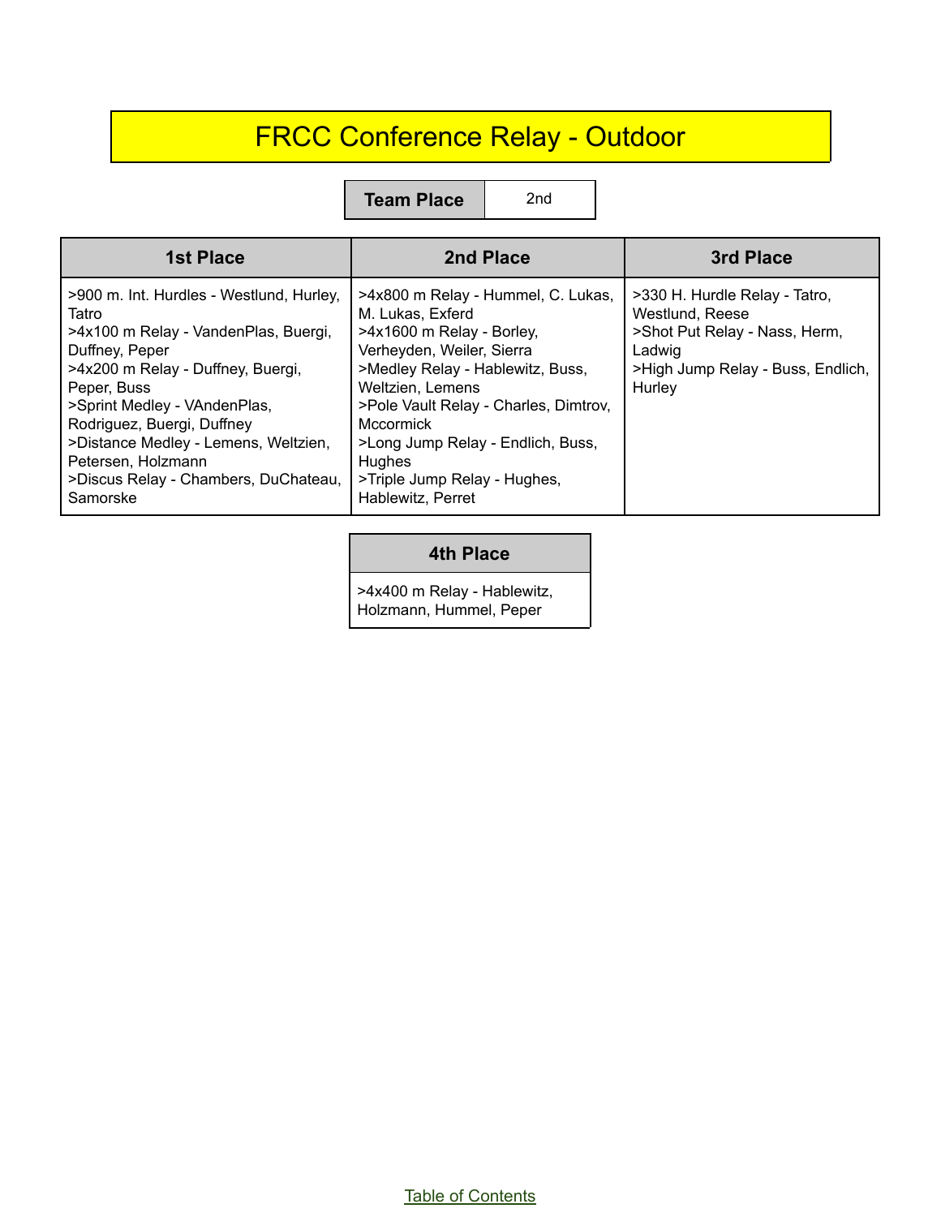# FRCC Conference Relay - Outdoor

| Team Place | 2nd |
|---|---|

| 1st Place | 2nd Place | 3rd Place |
|---|---|---|
| >900 m. Int. Hurdles - Westlund, Hurley, Tatro<br>>4x100 m Relay - VandenPlas, Buergi, Duffney, Peper<br>>4x200 m Relay - Duffney, Buergi, Peper, Buss<br>>Sprint Medley - VAndenPlas, Rodriguez, Buergi, Duffney<br>>Distance Medley - Lemens, Weltzien, Petersen, Holzmann<br>>Discus Relay - Chambers, DuChateau, Samorske | >4x800 m Relay - Hummel, C. Lukas, M. Lukas, Exferd<br>>4x1600 m Relay - Borley, Verheyden, Weiler, Sierra<br>>Medley Relay - Hablewitz, Buss, Weltzien, Lemens<br>>Pole Vault Relay - Charles, Dimtrov, Mccormick<br>>Long Jump Relay - Endlich, Buss, Hughes<br>>Triple Jump Relay - Hughes, Hablewitz, Perret | >330 H. Hurdle Relay - Tatro, Westlund, Reese<br>>Shot Put Relay - Nass, Herm, Ladwig<br>>High Jump Relay - Buss, Endlich, Hurley |

| 4th Place |
|---|
| >4x400 m Relay - Hablewitz, Holzmann, Hummel, Peper |

Table of Contents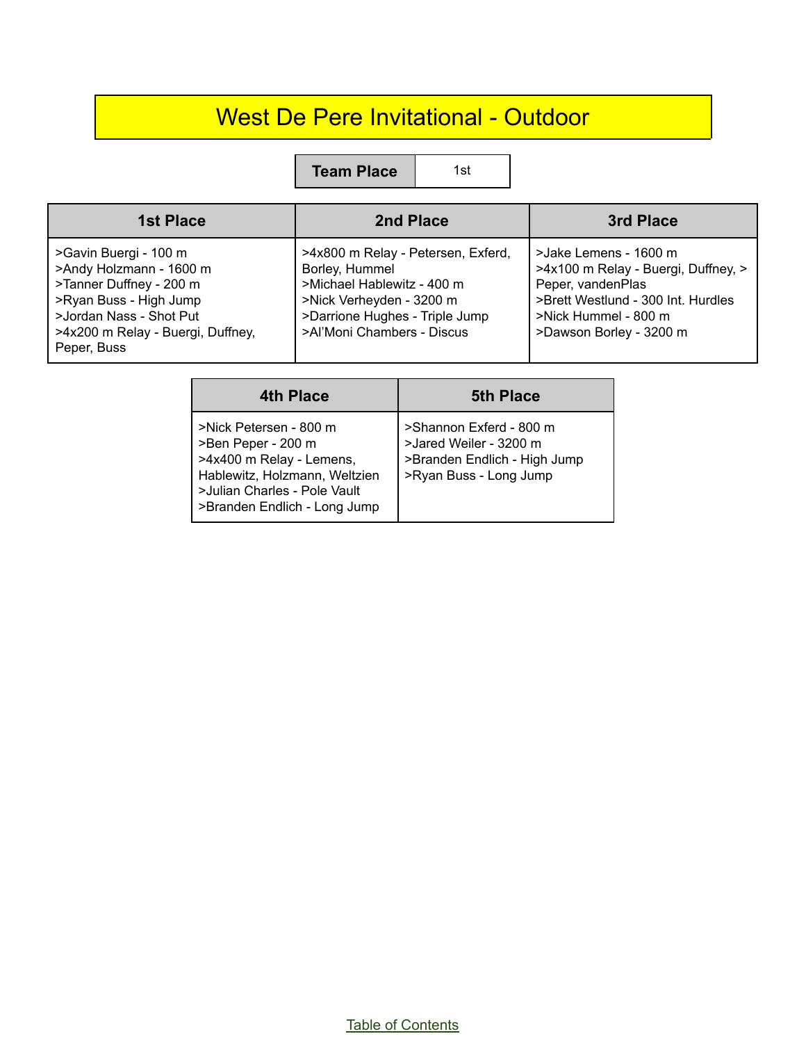# West De Pere Invitational - Outdoor

| Team Place | 1st |
|---|---|

| 1st Place | 2nd Place | 3rd Place |
|---|---|---|
| >Gavin Buergi - 100 m<br>>Andy Holzmann - 1600 m<br>>Tanner Duffney - 200 m<br>>Ryan Buss - High Jump<br>>Jordan Nass - Shot Put<br>>4x200 m Relay - Buergi, Duffney, Peper, Buss | >4x800 m Relay - Petersen, Exferd, Borley, Hummel<br>>Michael Hablewitz - 400 m<br>>Nick Verheyden - 3200 m<br>>Darrione Hughes - Triple Jump<br>>Al'Moni Chambers - Discus | >Jake Lemens - 1600 m<br>>4x100 m Relay - Buergi, Duffney, > Peper, vandenPlas<br>>Brett Westlund - 300 Int. Hurdles<br>>Nick Hummel - 800 m<br>>Dawson Borley - 3200 m |

| 4th Place | 5th Place |
|---|---|
| >Nick Petersen - 800 m<br>>Ben Peper - 200 m<br>>4x400 m Relay - Lemens, Hablewitz, Holzmann, Weltzien<br>>Julian Charles - Pole Vault<br>>Branden Endlich - Long Jump | >Shannon Exferd - 800 m<br>>Jared Weiler - 3200 m<br>>Branden Endlich - High Jump<br>>Ryan Buss - Long Jump |

Table of Contents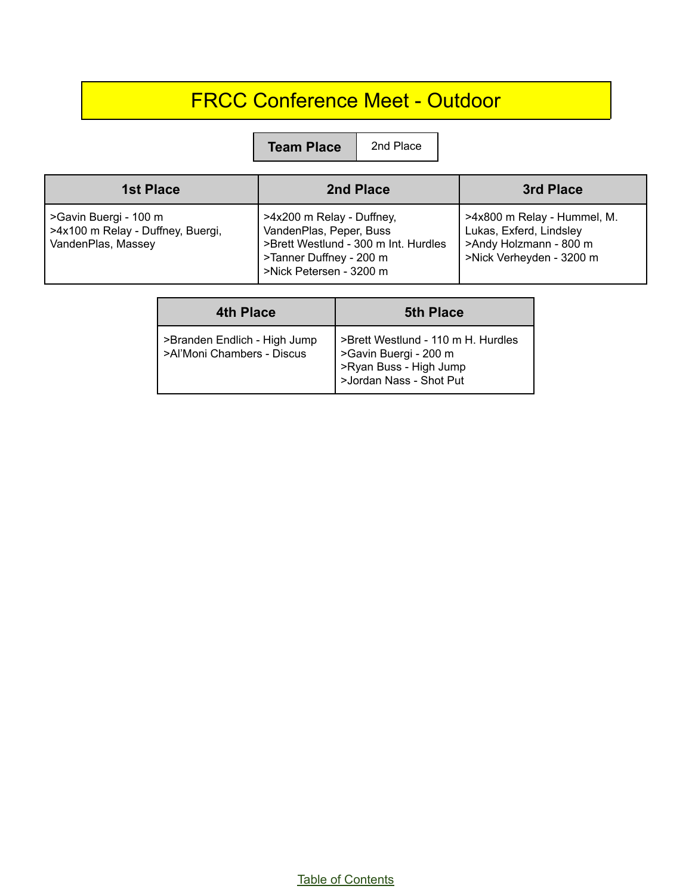# FRCC Conference Meet - Outdoor

| Team Place | 2nd Place |
|---|---|

| 1st Place | 2nd Place | 3rd Place |
|---|---|---|
| >Gavin Buergi - 100 m<br>>4x100 m Relay - Duffney, Buergi, VandenPlas, Massey | >4x200 m Relay - Duffney, VandenPlas, Peper, Buss<br>>Brett Westlund - 300 m Int. Hurdles<br>>Tanner Duffney - 200 m<br>>Nick Petersen - 3200 m | >4x800 m Relay - Hummel, M. Lukas, Exferd, Lindsley<br>>Andy Holzmann - 800 m<br>>Nick Verheyden - 3200 m |

| 4th Place | 5th Place |
|---|---|
| >Branden Endlich - High Jump<br>>Al'Moni Chambers - Discus | >Brett Westlund - 110 m H. Hurdles<br>>Gavin Buergi - 200 m<br>>Ryan Buss - High Jump<br>>Jordan Nass - Shot Put |

Table of Contents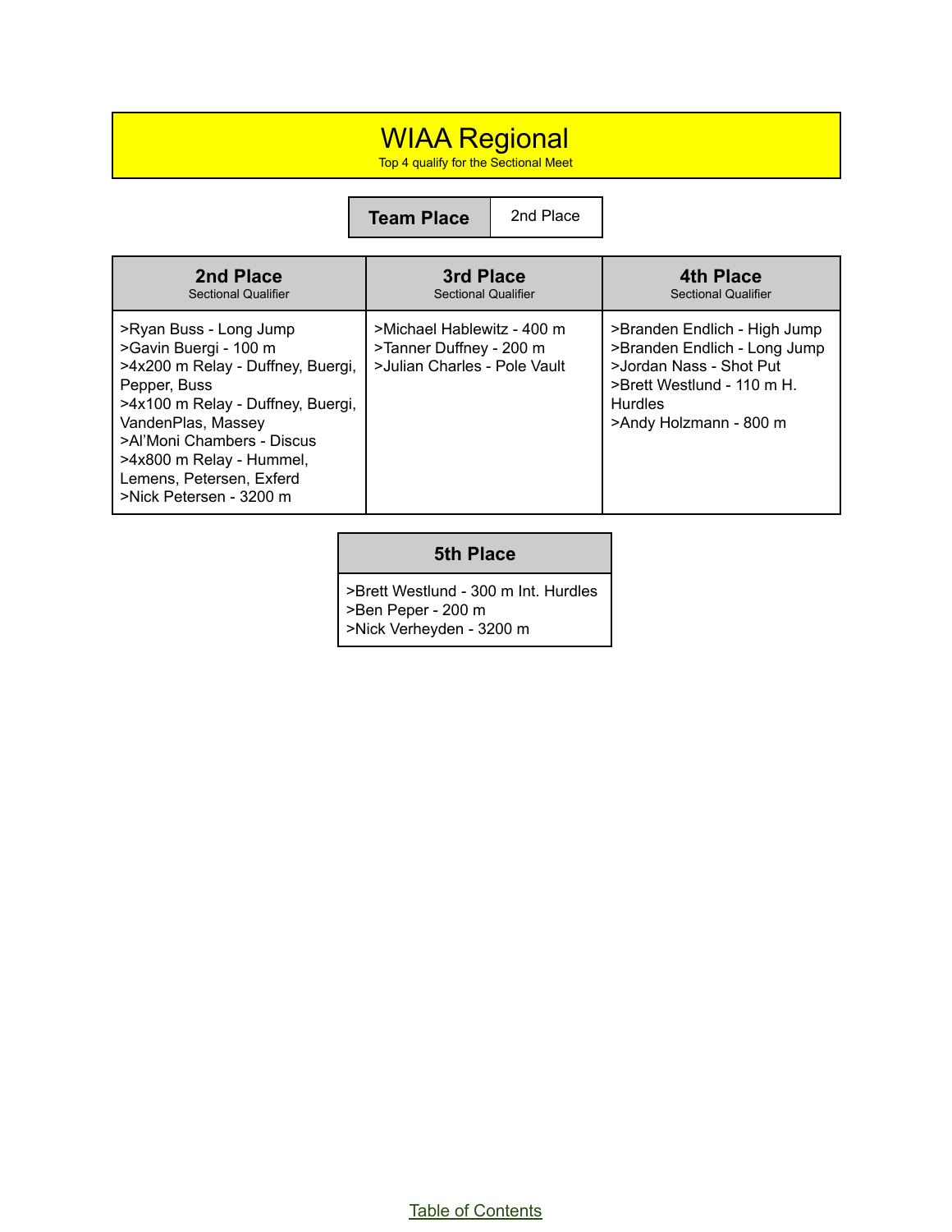# WIAA Regional

Top 4 qualify for the Sectional Meet

| Team Place | 2nd Place |
| --- | --- |

| 2nd Place<br>Sectional Qualifier | 3rd Place<br>Sectional Qualifier | 4th Place<br>Sectional Qualifier |
| --- | --- | --- |
| >Ryan Buss - Long Jump<br>>Gavin Buergi - 100 m<br>>4x200 m Relay - Duffney, Buergi, Pepper, Buss<br>>4x100 m Relay - Duffney, Buergi, VandenPlas, Massey<br>>Al'Moni Chambers - Discus<br>>4x800 m Relay - Hummel, Lemens, Petersen, Exferd<br>>Nick Petersen - 3200 m | >Michael Hablewitz - 400 m<br>>Tanner Duffney - 200 m<br>>Julian Charles - Pole Vault | >Branden Endlich - High Jump<br>>Branden Endlich - Long Jump<br>>Jordan Nass - Shot Put<br>>Brett Westlund - 110 m H. Hurdles<br>>Andy Holzmann - 800 m |

| 5th Place |
| --- |
| >Brett Westlund - 300 m Int. Hurdles<br>>Ben Peper - 200 m<br>>Nick Verheyden - 3200 m |

Table of Contents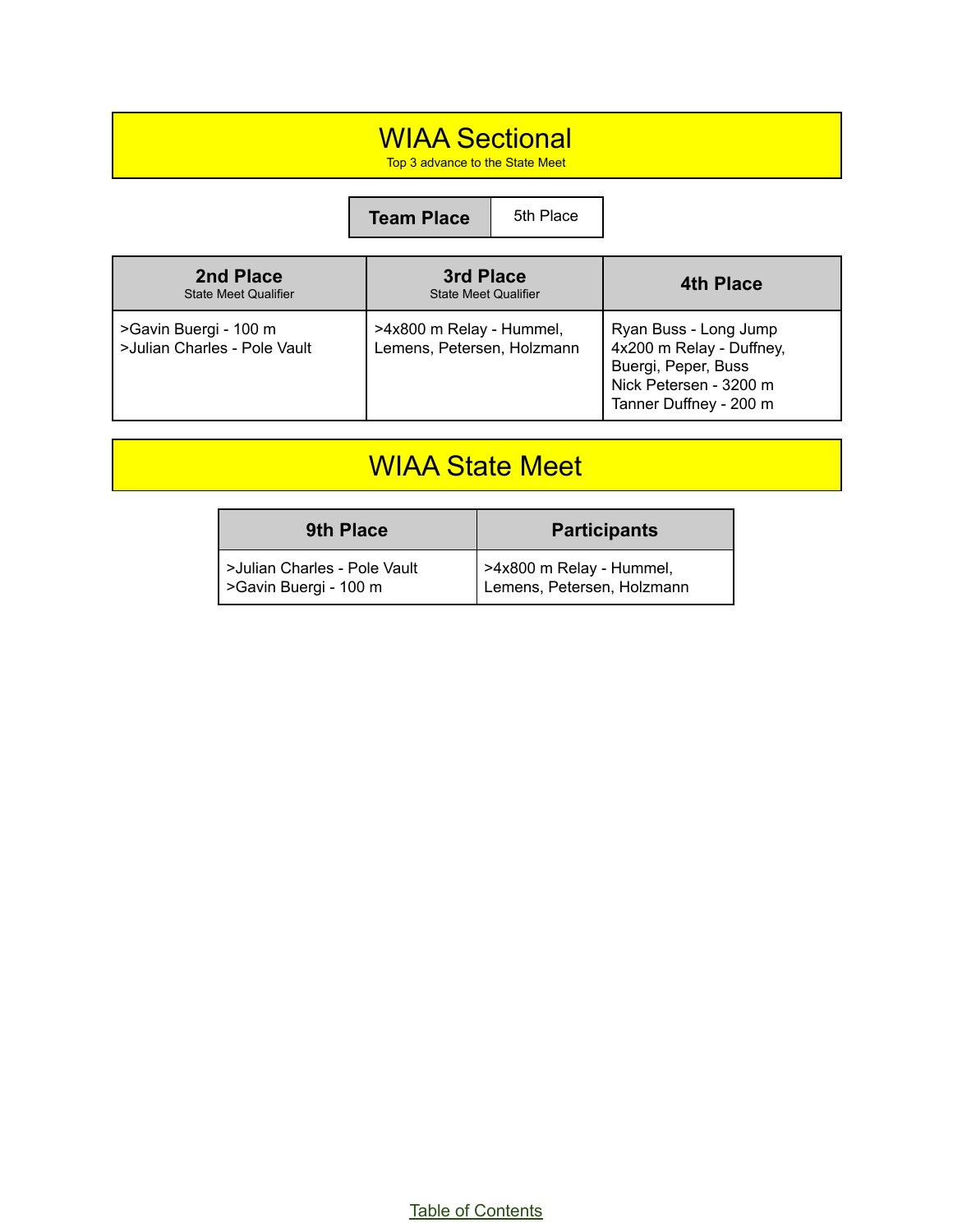# WIAA Sectional

Top 3 advance to the State Meet

| Team Place | 5th Place |
|---|---|

| 2nd Place<br>State Meet Qualifier | 3rd Place<br>State Meet Qualifier | 4th Place |
|---|---|---|
| >Gavin Buergi - 100 m<br>>Julian Charles - Pole Vault | >4x800 m Relay - Hummel, Lemens, Petersen, Holzmann | Ryan Buss - Long Jump<br>4x200 m Relay - Duffney, Buergi, Peper, Buss<br>Nick Petersen - 3200 m<br>Tanner Duffney - 200 m |

# WIAA State Meet

| 9th Place | Participants |
|---|---|
| >Julian Charles - Pole Vault<br>>Gavin Buergi - 100 m | >4x800 m Relay - Hummel, Lemens, Petersen, Holzmann |

Table of Contents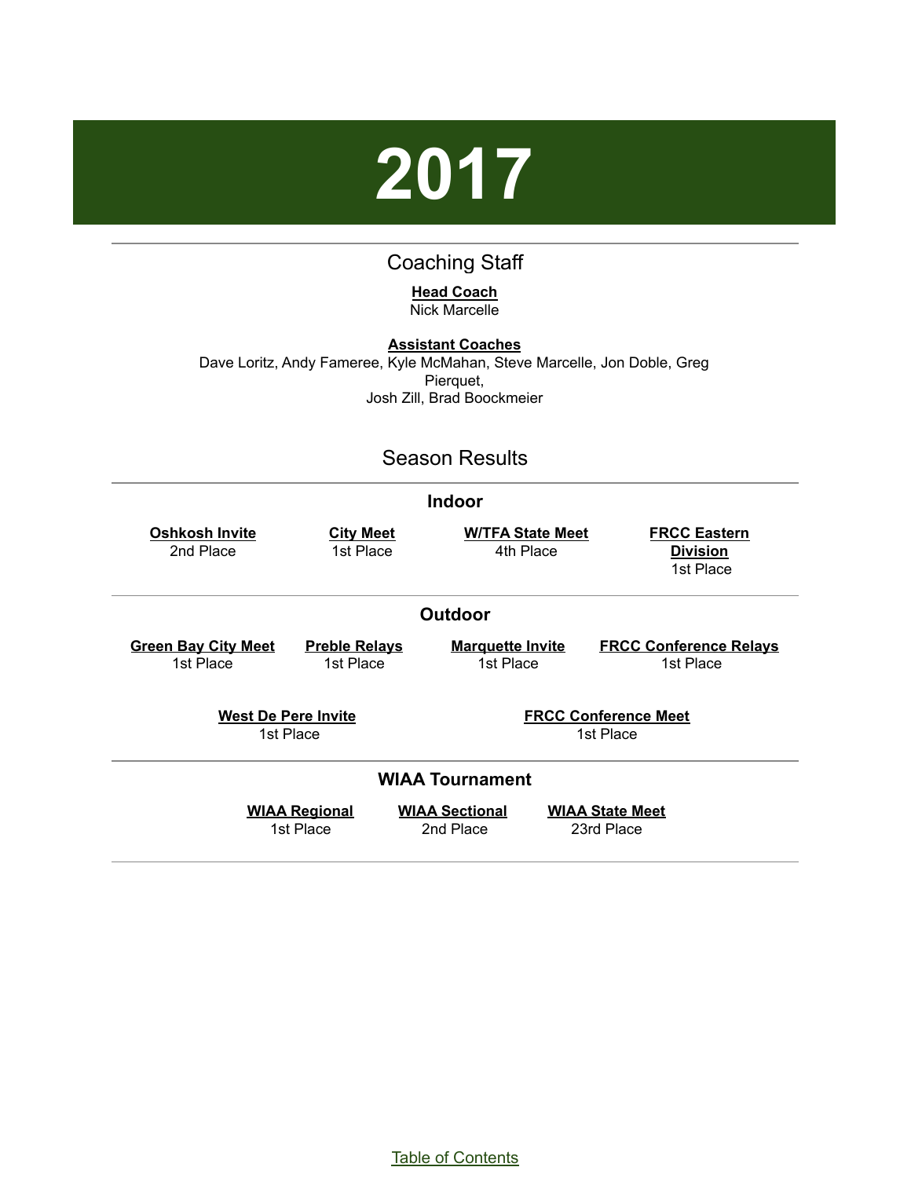# 2017

## Coaching Staff

**Head Coach**
Nick Marcelle

**Assistant Coaches**
Dave Loritz, Andy Fameree, Kyle McMahan, Steve Marcelle, Jon Doble, Greg Pierquet,
Josh Zill, Brad Boockmeier

## Season Results

### Indoor

| | | | |
|---|---|---|---|
| **Oshkosh Invite** | **City Meet** | **W/TFA State Meet** | **FRCC Eastern Division** |
| 2nd Place | 1st Place | 4th Place | 1st Place |

### Outdoor

| | | | |
|---|---|---|---|
| **Green Bay City Meet** | **Preble Relays** | **Marquette Invite** | **FRCC Conference Relays** |
| 1st Place | 1st Place | 1st Place | 1st Place |

| | |
|---|---|
| **West De Pere Invite** | **FRCC Conference Meet** |
| 1st Place | 1st Place |

### WIAA Tournament

| | | |
|---|---|---|
| **WIAA Regional** | **WIAA Sectional** | **WIAA State Meet** |
| 1st Place | 2nd Place | 23rd Place |

Table of Contents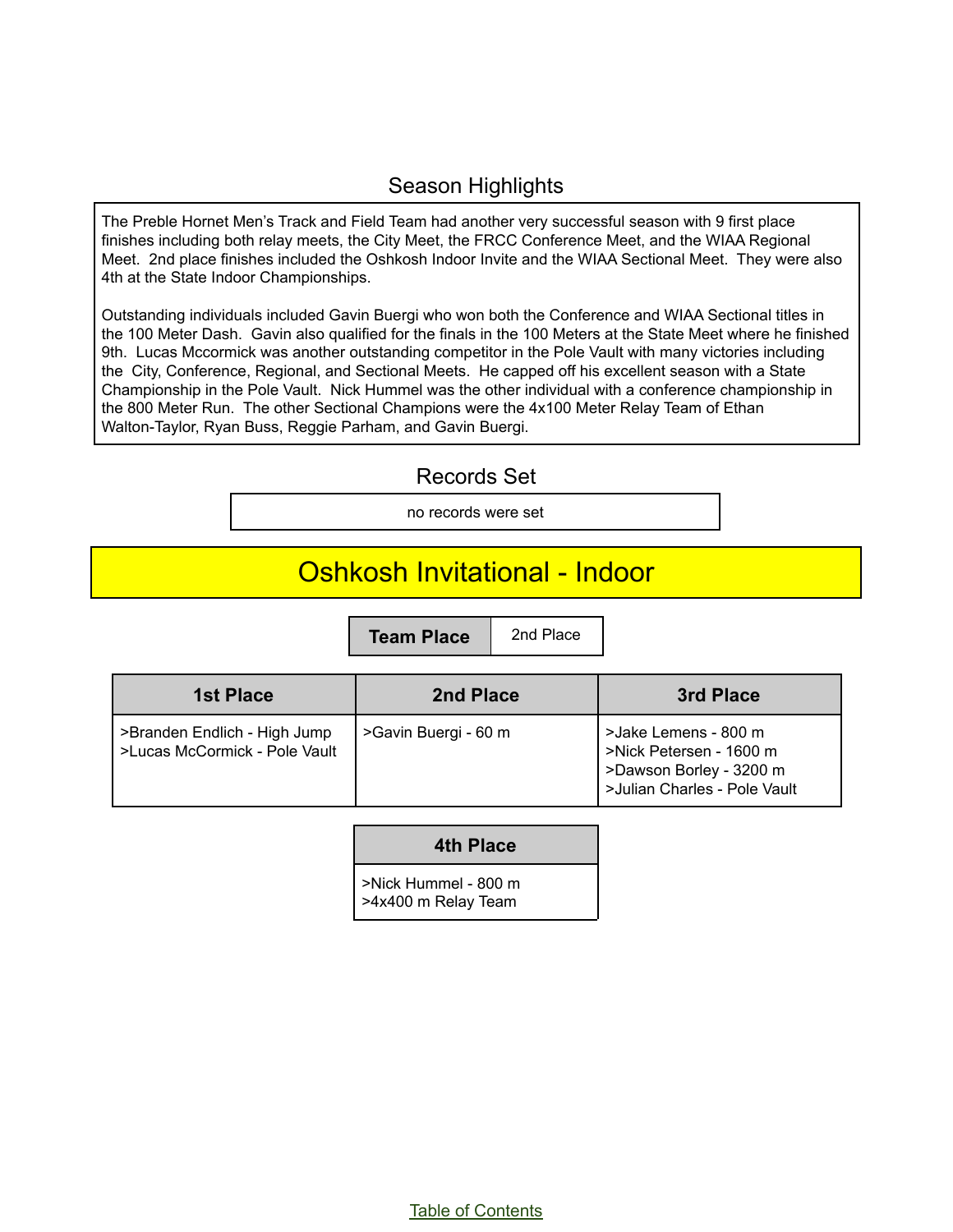## Season Highlights

The Preble Hornet Men's Track and Field Team had another very successful season with 9 first place finishes including both relay meets, the City Meet, the FRCC Conference Meet, and the WIAA Regional Meet. 2nd place finishes included the Oshkosh Indoor Invite and the WIAA Sectional Meet. They were also 4th at the State Indoor Championships.

Outstanding individuals included Gavin Buergi who won both the Conference and WIAA Sectional titles in the 100 Meter Dash. Gavin also qualified for the finals in the 100 Meters at the State Meet where he finished 9th. Lucas Mccormick was another outstanding competitor in the Pole Vault with many victories including the City, Conference, Regional, and Sectional Meets. He capped off his excellent season with a State Championship in the Pole Vault. Nick Hummel was the other individual with a conference championship in the 800 Meter Run. The other Sectional Champions were the 4x100 Meter Relay Team of Ethan Walton-Taylor, Ryan Buss, Reggie Parham, and Gavin Buergi.

## Records Set

no records were set

# Oshkosh Invitational - Indoor

| Team Place | 2nd Place |
|---|---|

| 1st Place | 2nd Place | 3rd Place |
|---|---|---|
| >Branden Endlich - High Jump<br>>Lucas McCormick - Pole Vault | >Gavin Buergi - 60 m | >Jake Lemens - 800 m<br>>Nick Petersen - 1600 m<br>>Dawson Borley - 3200 m<br>>Julian Charles - Pole Vault |

| 4th Place |
|---|
| >Nick Hummel - 800 m<br>>4x400 m Relay Team |

Table of Contents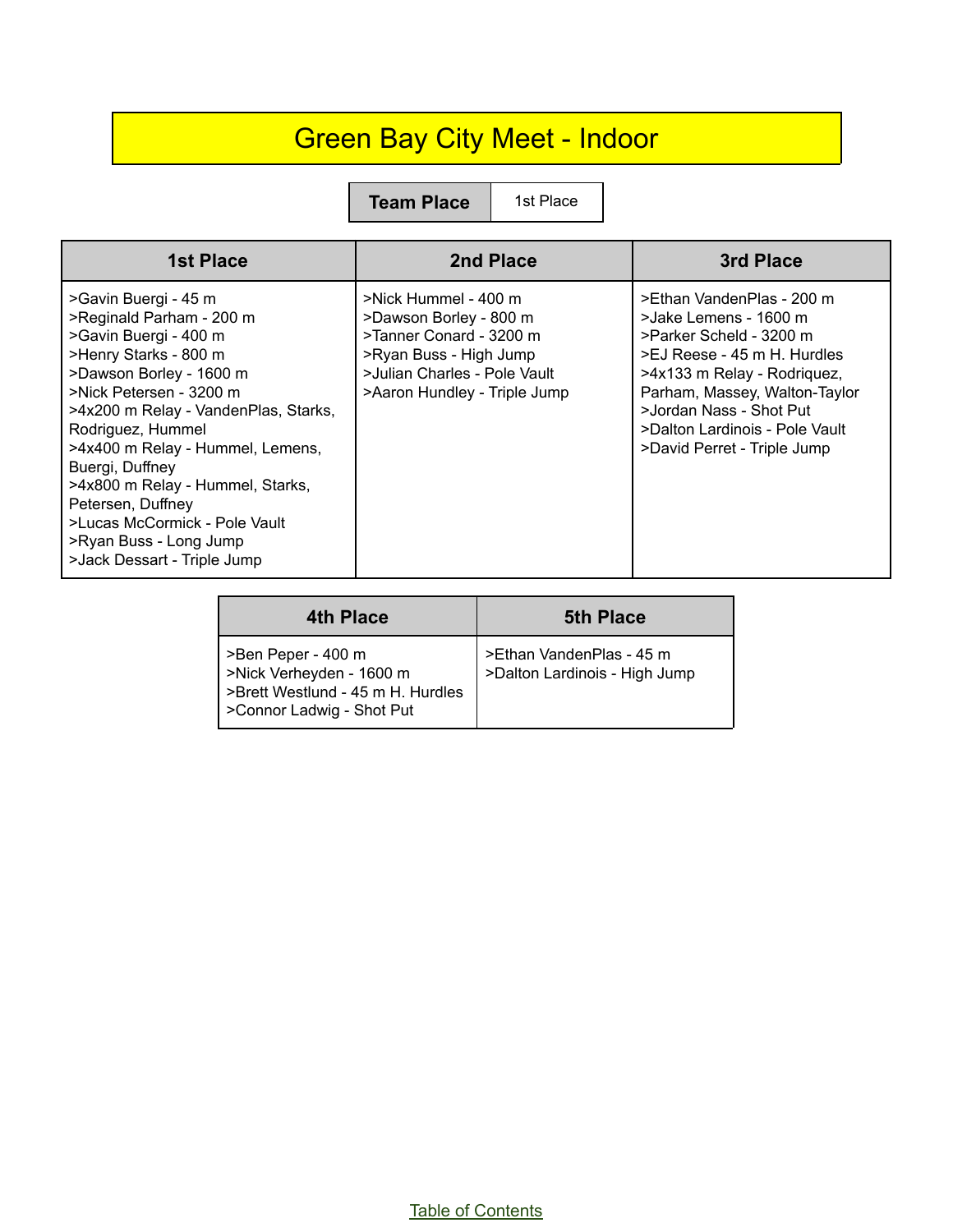# Green Bay City Meet - Indoor

| Team Place | 1st Place |
|---|---|

| 1st Place | 2nd Place | 3rd Place |
|---|---|---|
| >Gavin Buergi - 45 m<br>>Reginald Parham - 200 m<br>>Gavin Buergi - 400 m<br>>Henry Starks - 800 m<br>>Dawson Borley - 1600 m<br>>Nick Petersen - 3200 m<br>>4x200 m Relay - VandenPlas, Starks, Rodriguez, Hummel<br>>4x400 m Relay - Hummel, Lemens, Buergi, Duffney<br>>4x800 m Relay - Hummel, Starks, Petersen, Duffney<br>>Lucas McCormick - Pole Vault<br>>Ryan Buss - Long Jump<br>>Jack Dessart - Triple Jump | >Nick Hummel - 400 m<br>>Dawson Borley - 800 m<br>>Tanner Conard - 3200 m<br>>Ryan Buss - High Jump<br>>Julian Charles - Pole Vault<br>>Aaron Hundley - Triple Jump | >Ethan VandenPlas - 200 m<br>>Jake Lemens - 1600 m<br>>Parker Scheld - 3200 m<br>>EJ Reese - 45 m H. Hurdles<br>>4x133 m Relay - Rodriquez, Parham, Massey, Walton-Taylor<br>>Jordan Nass - Shot Put<br>>Dalton Lardinois - Pole Vault<br>>David Perret - Triple Jump |

| 4th Place | 5th Place |
|---|---|
| >Ben Peper - 400 m<br>>Nick Verheyden - 1600 m<br>>Brett Westlund - 45 m H. Hurdles<br>>Connor Ladwig - Shot Put | >Ethan VandenPlas - 45 m<br>>Dalton Lardinois - High Jump |

Table of Contents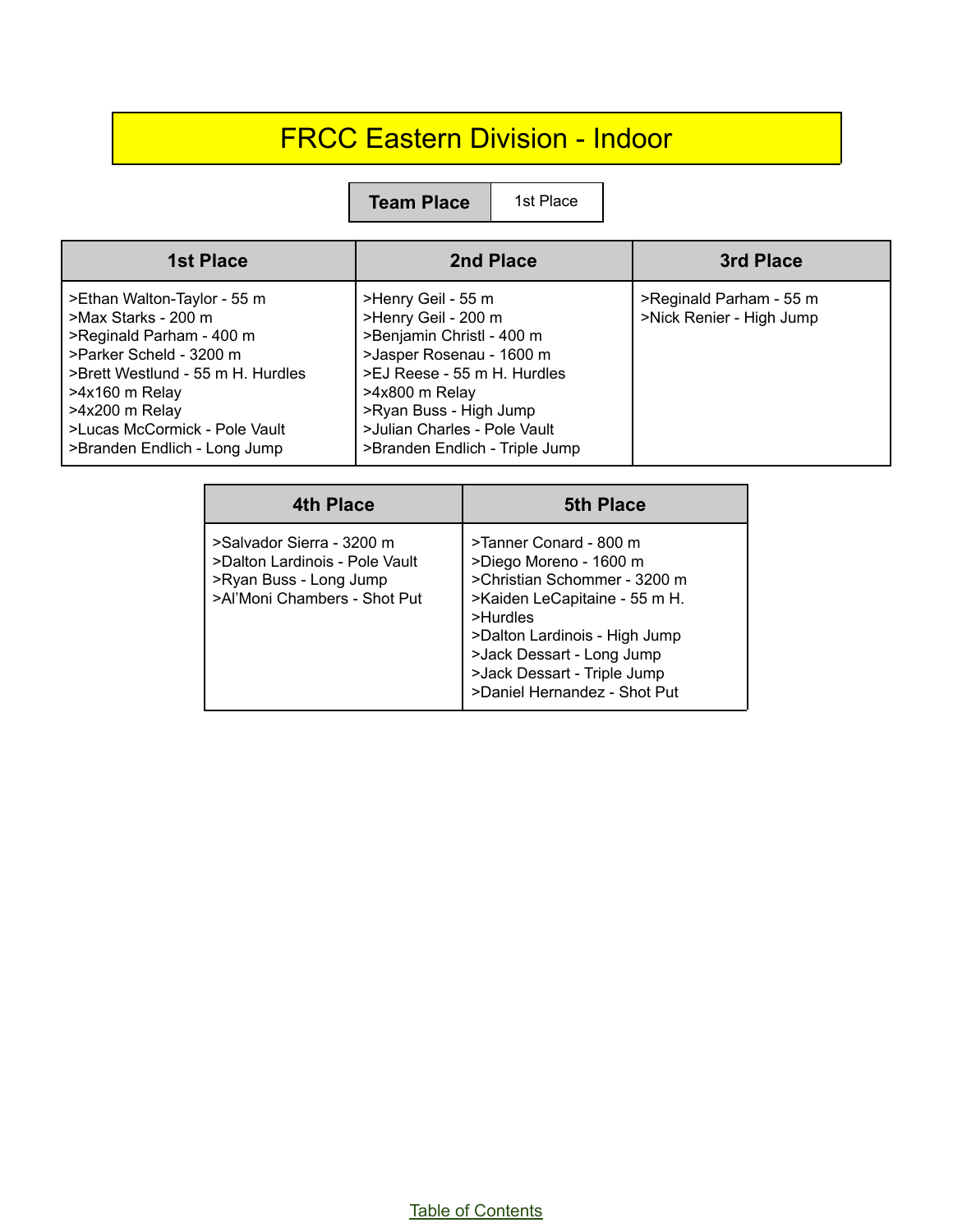# FRCC Eastern Division - Indoor

| Team Place | 1st Place |
|---|---|

| 1st Place | 2nd Place | 3rd Place |
|---|---|---|
| >Ethan Walton-Taylor - 55 m<br>>Max Starks - 200 m<br>>Reginald Parham - 400 m<br>>Parker Scheld - 3200 m<br>>Brett Westlund - 55 m H. Hurdles<br>>4x160 m Relay<br>>4x200 m Relay<br>>Lucas McCormick - Pole Vault<br>>Branden Endlich - Long Jump | >Henry Geil - 55 m<br>>Henry Geil - 200 m<br>>Benjamin Christl - 400 m<br>>Jasper Rosenau - 1600 m<br>>EJ Reese - 55 m H. Hurdles<br>>4x800 m Relay<br>>Ryan Buss - High Jump<br>>Julian Charles - Pole Vault<br>>Branden Endlich - Triple Jump | >Reginald Parham - 55 m<br>>Nick Renier - High Jump |

| 4th Place | 5th Place |
|---|---|
| >Salvador Sierra - 3200 m<br>>Dalton Lardinois - Pole Vault<br>>Ryan Buss - Long Jump<br>>Al'Moni Chambers - Shot Put | >Tanner Conard - 800 m<br>>Diego Moreno - 1600 m<br>>Christian Schommer - 3200 m<br>>Kaiden LeCapitaine - 55 m H.<br>>Hurdles<br>>Dalton Lardinois - High Jump<br>>Jack Dessart - Long Jump<br>>Jack Dessart - Triple Jump<br>>Daniel Hernandez - Shot Put |

Table of Contents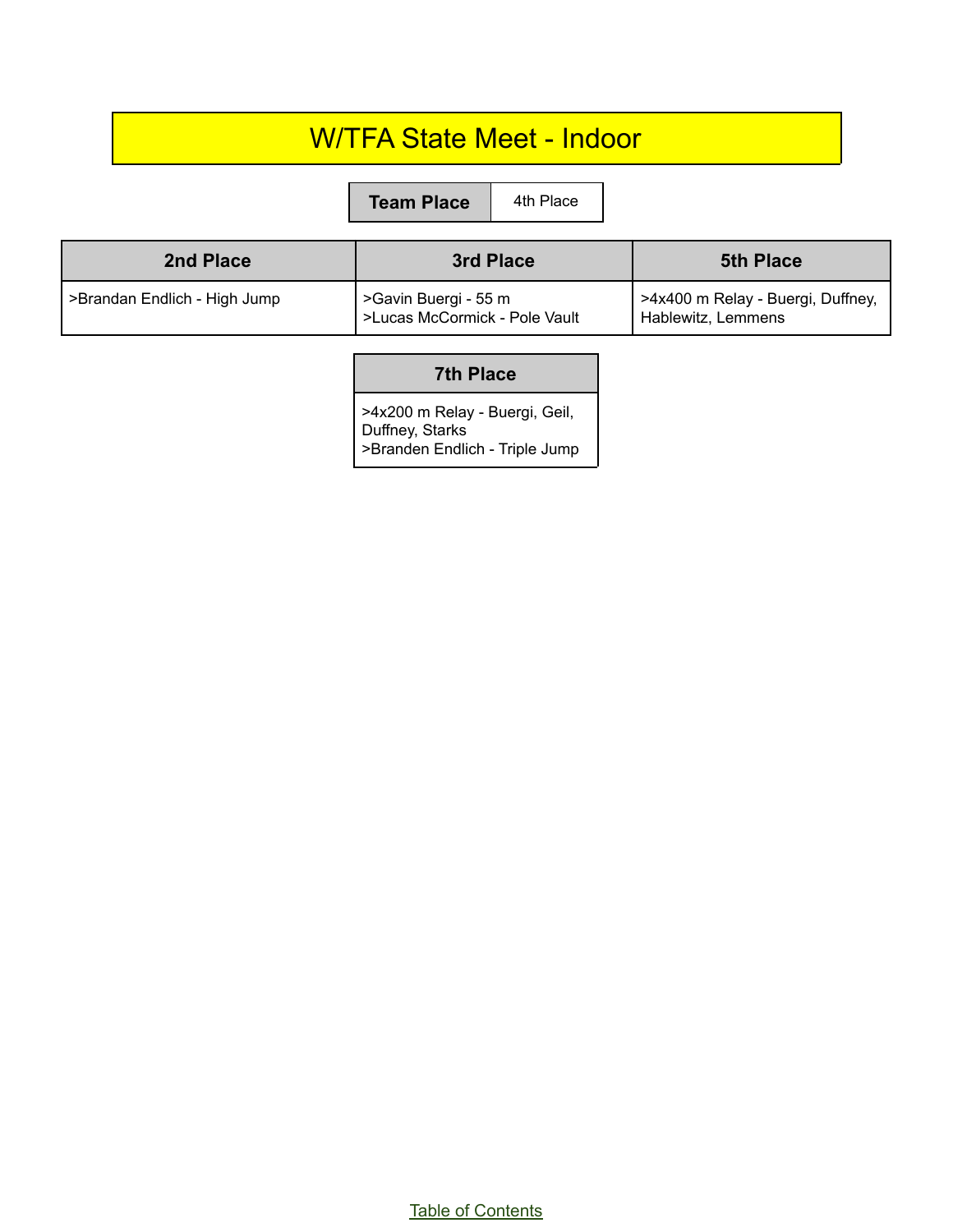# W/TFA State Meet - Indoor

| Team Place | 4th Place |
| --- | --- |

| 2nd Place | 3rd Place | 5th Place |
| --- | --- | --- |
| >Brandan Endlich - High Jump | >Gavin Buergi - 55 m<br>>Lucas McCormick - Pole Vault | >4x400 m Relay - Buergi, Duffney, Hablewitz, Lemmens |

| 7th Place |
| --- |
| >4x200 m Relay - Buergi, Geil, Duffney, Starks<br>>Branden Endlich - Triple Jump |

Table of Contents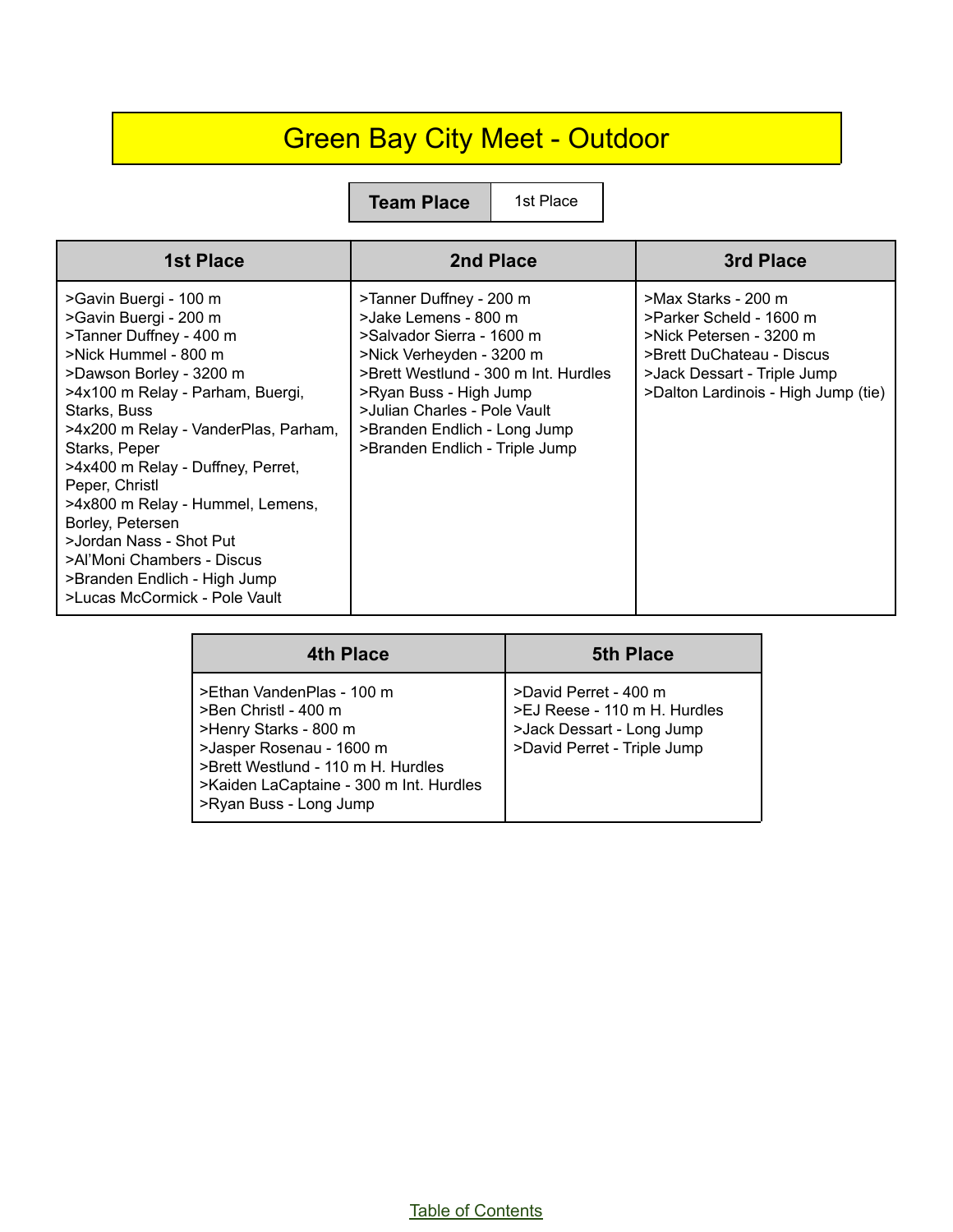# Green Bay City Meet - Outdoor

| Team Place | 1st Place |
| --- | --- |

| 1st Place | 2nd Place | 3rd Place |
| --- | --- | --- |
| >Gavin Buergi - 100 m<br>>Gavin Buergi - 200 m<br>>Tanner Duffney - 400 m<br>>Nick Hummel - 800 m<br>>Dawson Borley - 3200 m<br>>4x100 m Relay - Parham, Buergi, Starks, Buss<br>>4x200 m Relay - VanderPlas, Parham, Starks, Peper<br>>4x400 m Relay - Duffney, Perret, Peper, Christl<br>>4x800 m Relay - Hummel, Lemens, Borley, Petersen<br>>Jordan Nass - Shot Put<br>>Al'Moni Chambers - Discus<br>>Branden Endlich - High Jump<br>>Lucas McCormick - Pole Vault | >Tanner Duffney - 200 m<br>>Jake Lemens - 800 m<br>>Salvador Sierra - 1600 m<br>>Nick Verheyden - 3200 m<br>>Brett Westlund - 300 m Int. Hurdles<br>>Ryan Buss - High Jump<br>>Julian Charles - Pole Vault<br>>Branden Endlich - Long Jump<br>>Branden Endlich - Triple Jump | >Max Starks - 200 m<br>>Parker Scheld - 1600 m<br>>Nick Petersen - 3200 m<br>>Brett DuChateau - Discus<br>>Jack Dessart - Triple Jump<br>>Dalton Lardinois - High Jump (tie) |

| 4th Place | 5th Place |
| --- | --- |
| >Ethan VandenPlas - 100 m<br>>Ben Christl - 400 m<br>>Henry Starks - 800 m<br>>Jasper Rosenau - 1600 m<br>>Brett Westlund - 110 m H. Hurdles<br>>Kaiden LaCaptaine - 300 m Int. Hurdles<br>>Ryan Buss - Long Jump | >David Perret - 400 m<br>>EJ Reese - 110 m H. Hurdles<br>>Jack Dessart - Long Jump<br>>David Perret - Triple Jump |

Table of Contents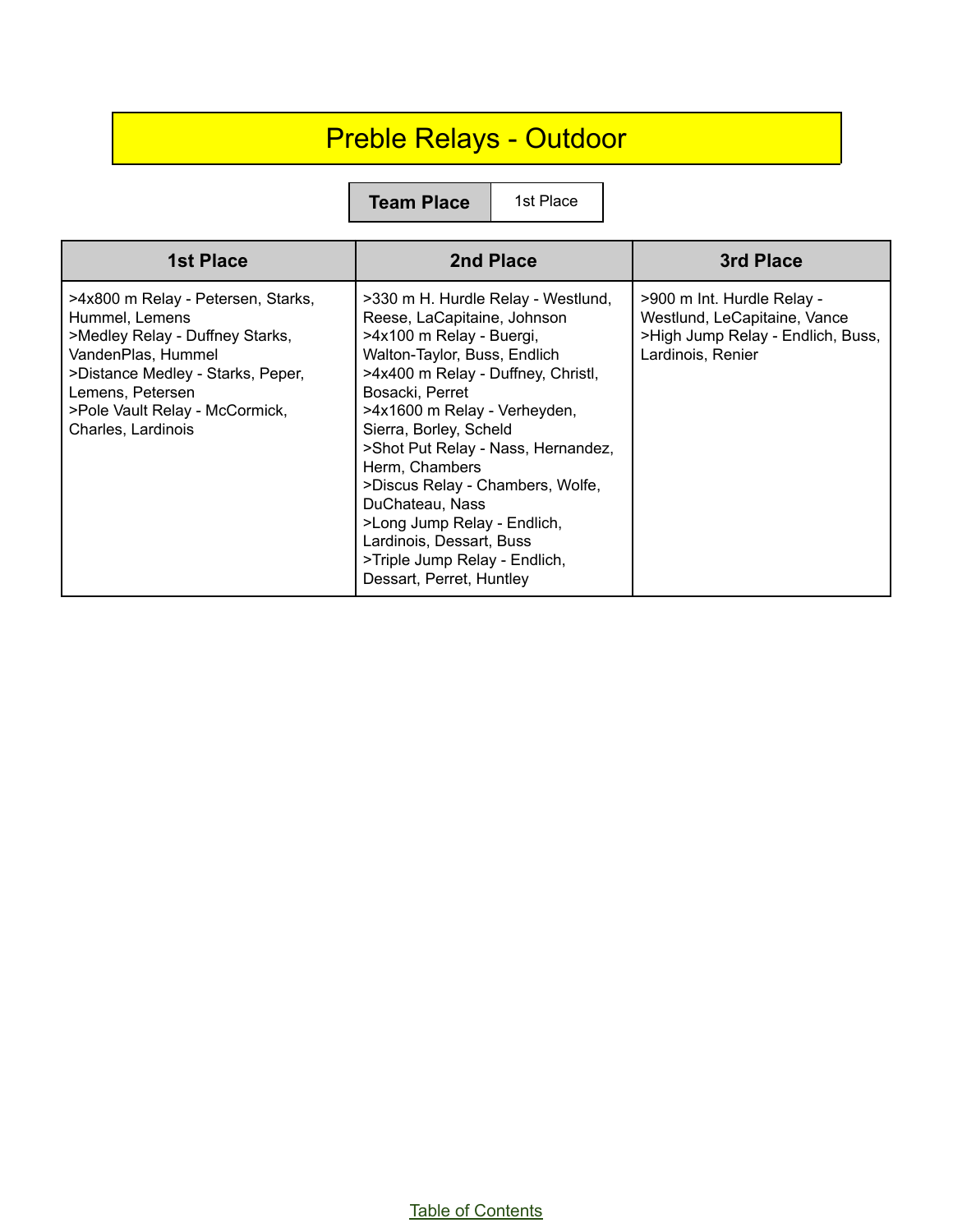# Preble Relays - Outdoor

| Team Place | 1st Place |
| --- | --- |

| 1st Place | 2nd Place | 3rd Place |
| --- | --- | --- |
| >4x800 m Relay - Petersen, Starks, Hummel, Lemens<br>>Medley Relay - Duffney Starks, VandenPlas, Hummel<br>>Distance Medley - Starks, Peper, Lemens, Petersen<br>>Pole Vault Relay - McCormick, Charles, Lardinois | >330 m H. Hurdle Relay - Westlund, Reese, LaCapitaine, Johnson<br>>4x100 m Relay - Buergi, Walton-Taylor, Buss, Endlich<br>>4x400 m Relay - Duffney, Christl, Bosacki, Perret<br>>4x1600 m Relay - Verheyden, Sierra, Borley, Scheld<br>>Shot Put Relay - Nass, Hernandez, Herm, Chambers<br>>Discus Relay - Chambers, Wolfe, DuChateau, Nass<br>>Long Jump Relay - Endlich, Lardinois, Dessart, Buss<br>>Triple Jump Relay - Endlich, Dessart, Perret, Huntley | >900 m Int. Hurdle Relay - Westlund, LeCapitaine, Vance<br>>High Jump Relay - Endlich, Buss, Lardinois, Renier |

Table of Contents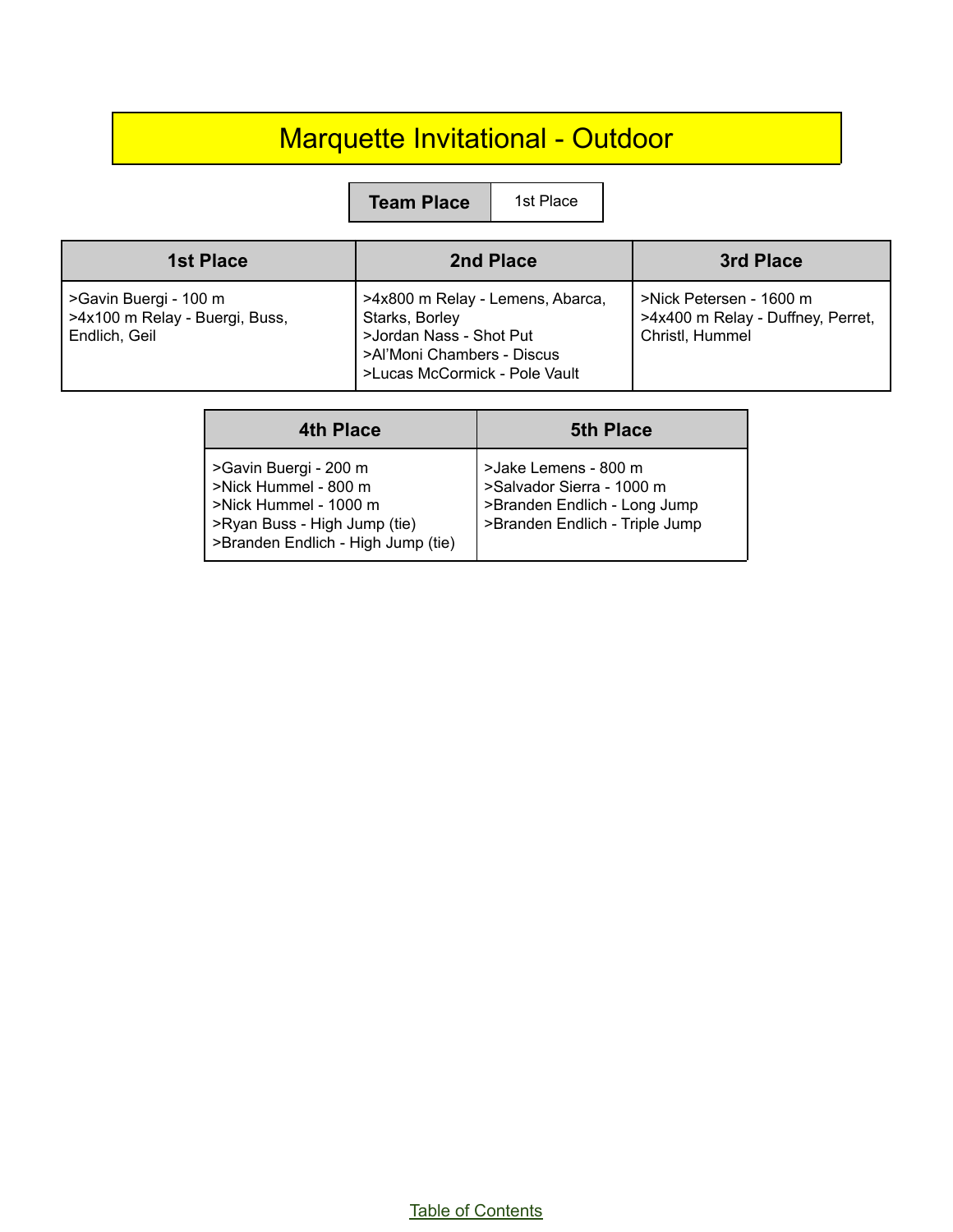# Marquette Invitational - Outdoor

| Team Place | 1st Place |
| --- | --- |

| 1st Place | 2nd Place | 3rd Place |
| --- | --- | --- |
| >Gavin Buergi - 100 m<br>>4x100 m Relay - Buergi, Buss, Endlich, Geil | >4x800 m Relay - Lemens, Abarca, Starks, Borley<br>>Jordan Nass - Shot Put<br>>Al'Moni Chambers - Discus<br>>Lucas McCormick - Pole Vault | >Nick Petersen - 1600 m<br>>4x400 m Relay - Duffney, Perret, Christl, Hummel |

| 4th Place | 5th Place |
| --- | --- |
| >Gavin Buergi - 200 m<br>>Nick Hummel - 800 m<br>>Nick Hummel - 1000 m<br>>Ryan Buss - High Jump (tie)<br>>Branden Endlich - High Jump (tie) | >Jake Lemens - 800 m<br>>Salvador Sierra - 1000 m<br>>Branden Endlich - Long Jump<br>>Branden Endlich - Triple Jump |

Table of Contents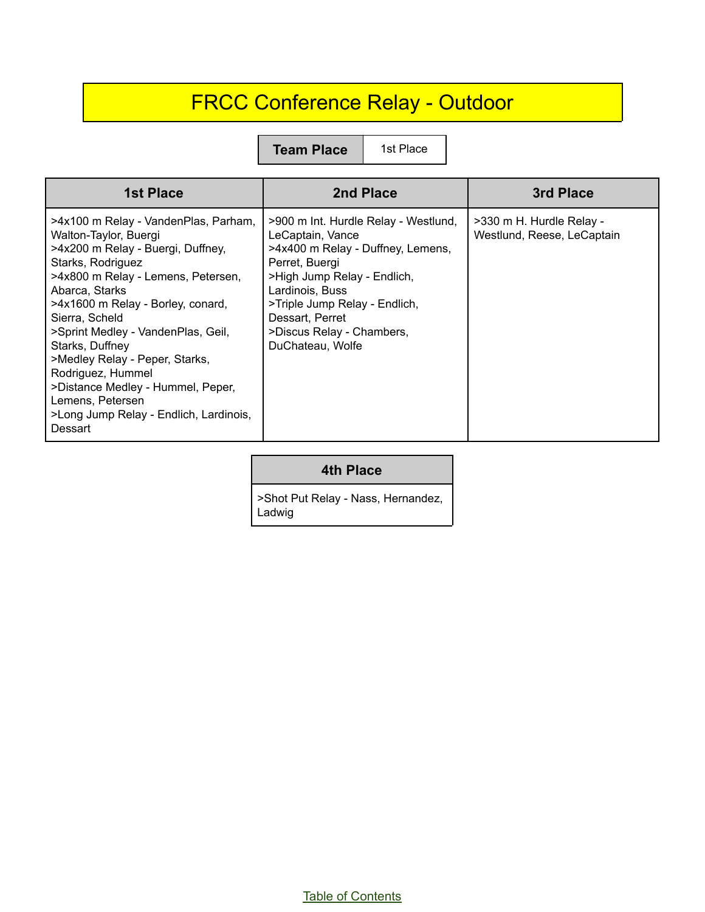# FRCC Conference Relay - Outdoor

| **Team Place** | 1st Place |
| --- | --- |

| 1st Place | 2nd Place | 3rd Place |
| --- | --- | --- |
| >4x100 m Relay - VandenPlas, Parham, Walton-Taylor, Buergi<br>>4x200 m Relay - Buergi, Duffney, Starks, Rodriguez<br>>4x800 m Relay - Lemens, Petersen, Abarca, Starks<br>>4x1600 m Relay - Borley, conard, Sierra, Scheld<br>>Sprint Medley - VandenPlas, Geil, Starks, Duffney<br>>Medley Relay - Peper, Starks, Rodriguez, Hummel<br>>Distance Medley - Hummel, Peper, Lemens, Petersen<br>>Long Jump Relay - Endlich, Lardinois, Dessart | >900 m Int. Hurdle Relay - Westlund, LeCaptain, Vance<br>>4x400 m Relay - Duffney, Lemens, Perret, Buergi<br>>High Jump Relay - Endlich, Lardinois, Buss<br>>Triple Jump Relay - Endlich, Dessart, Perret<br>>Discus Relay - Chambers, DuChateau, Wolfe | >330 m H. Hurdle Relay - Westlund, Reese, LeCaptain |

| 4th Place |
| --- |
| >Shot Put Relay - Nass, Hernandez, Ladwig |

Table of Contents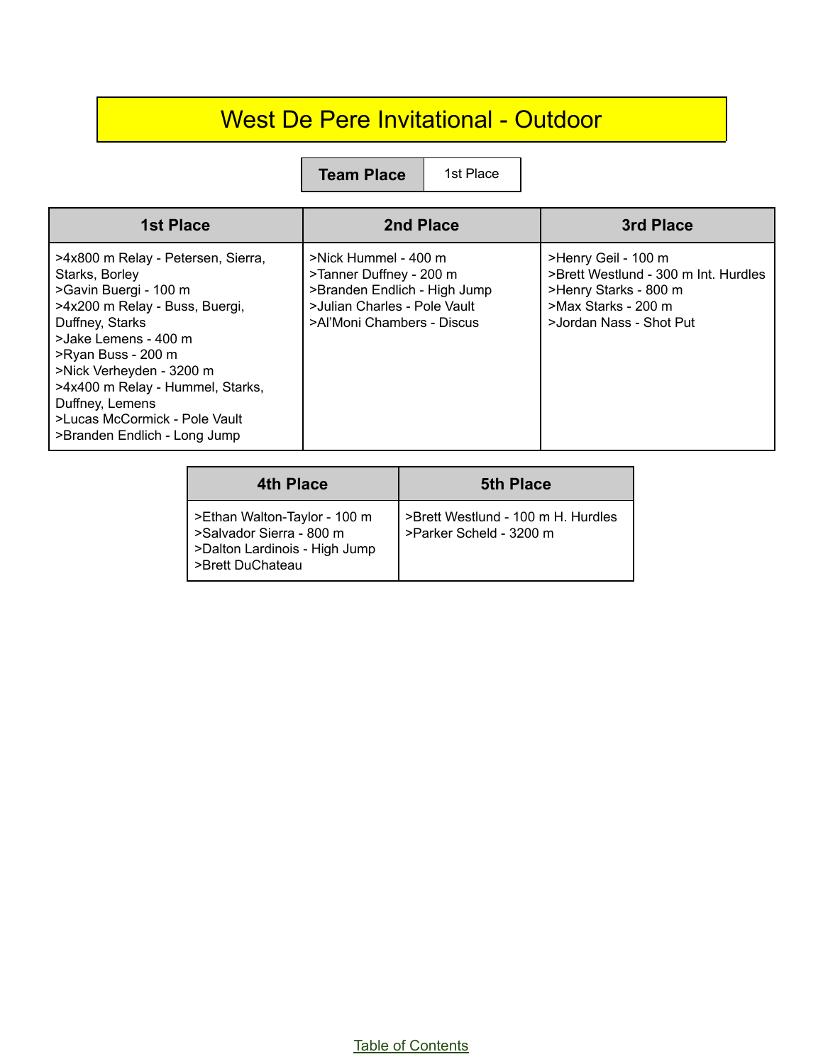# West De Pere Invitational - Outdoor

| Team Place | 1st Place |
| --- | --- |

| 1st Place | 2nd Place | 3rd Place |
| --- | --- | --- |
| >4x800 m Relay - Petersen, Sierra, Starks, Borley<br>>Gavin Buergi - 100 m<br>>4x200 m Relay - Buss, Buergi, Duffney, Starks<br>>Jake Lemens - 400 m<br>>Ryan Buss - 200 m<br>>Nick Verheyden - 3200 m<br>>4x400 m Relay - Hummel, Starks, Duffney, Lemens<br>>Lucas McCormick - Pole Vault<br>>Branden Endlich - Long Jump | >Nick Hummel - 400 m<br>>Tanner Duffney - 200 m<br>>Branden Endlich - High Jump<br>>Julian Charles - Pole Vault<br>>Al'Moni Chambers - Discus | >Henry Geil - 100 m<br>>Brett Westlund - 300 m Int. Hurdles<br>>Henry Starks - 800 m<br>>Max Starks - 200 m<br>>Jordan Nass - Shot Put |

| 4th Place | 5th Place |
| --- | --- |
| >Ethan Walton-Taylor - 100 m<br>>Salvador Sierra - 800 m<br>>Dalton Lardinois - High Jump<br>>Brett DuChateau | >Brett Westlund - 100 m H. Hurdles<br>>Parker Scheld - 3200 m |

Table of Contents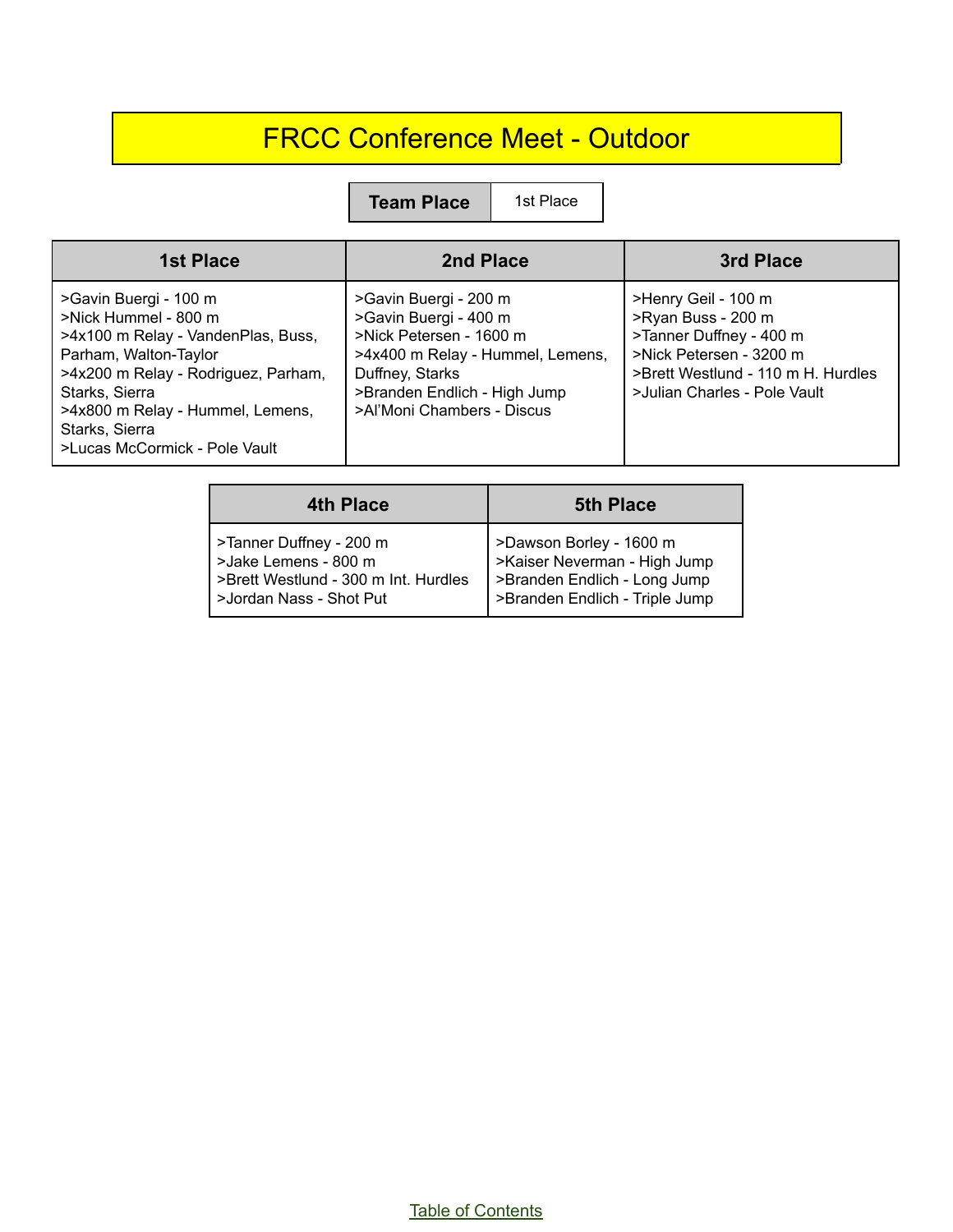# FRCC Conference Meet - Outdoor

| Team Place | 1st Place |
|---|---|

| 1st Place | 2nd Place | 3rd Place |
|---|---|---|
| >Gavin Buergi - 100 m<br>>Nick Hummel - 800 m<br>>4x100 m Relay - VandenPlas, Buss, Parham, Walton-Taylor<br>>4x200 m Relay - Rodriguez, Parham, Starks, Sierra<br>>4x800 m Relay - Hummel, Lemens, Starks, Sierra<br>>Lucas McCormick - Pole Vault | >Gavin Buergi - 200 m<br>>Gavin Buergi - 400 m<br>>Nick Petersen - 1600 m<br>>4x400 m Relay - Hummel, Lemens, Duffney, Starks<br>>Branden Endlich - High Jump<br>>Al'Moni Chambers - Discus | >Henry Geil - 100 m<br>>Ryan Buss - 200 m<br>>Tanner Duffney - 400 m<br>>Nick Petersen - 3200 m<br>>Brett Westlund - 110 m H. Hurdles<br>>Julian Charles - Pole Vault |

| 4th Place | 5th Place |
|---|---|
| >Tanner Duffney - 200 m<br>>Jake Lemens - 800 m<br>>Brett Westlund - 300 m Int. Hurdles<br>>Jordan Nass - Shot Put | >Dawson Borley - 1600 m<br>>Kaiser Neverman - High Jump<br>>Branden Endlich - Long Jump<br>>Branden Endlich - Triple Jump |

Table of Contents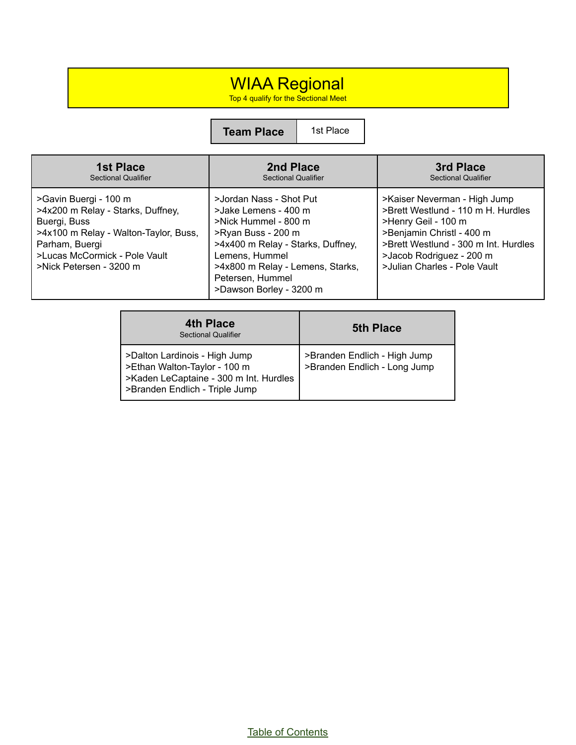# WIAA Regional

Top 4 qualify for the Sectional Meet

| Team Place | 1st Place |
|---|---|

| 1st Place<br>Sectional Qualifier | 2nd Place<br>Sectional Qualifier | 3rd Place<br>Sectional Qualifier |
|---|---|---|
| >Gavin Buergi - 100 m<br>>4x200 m Relay - Starks, Duffney, Buergi, Buss<br>>4x100 m Relay - Walton-Taylor, Buss, Parham, Buergi<br>>Lucas McCormick - Pole Vault<br>>Nick Petersen - 3200 m | >Jordan Nass - Shot Put<br>>Jake Lemens - 400 m<br>>Nick Hummel - 800 m<br>>Ryan Buss - 200 m<br>>4x400 m Relay - Starks, Duffney, Lemens, Hummel<br>>4x800 m Relay - Lemens, Starks, Petersen, Hummel<br>>Dawson Borley - 3200 m | >Kaiser Neverman - High Jump<br>>Brett Westlund - 110 m H. Hurdles<br>>Henry Geil - 100 m<br>>Benjamin Christl - 400 m<br>>Brett Westlund - 300 m Int. Hurdles<br>>Jacob Rodriguez - 200 m<br>>Julian Charles - Pole Vault |

| 4th Place<br>Sectional Qualifier | 5th Place |
|---|---|
| >Dalton Lardinois - High Jump<br>>Ethan Walton-Taylor - 100 m<br>>Kaden LeCaptaine - 300 m Int. Hurdles<br>>Branden Endlich - Triple Jump | >Branden Endlich - High Jump<br>>Branden Endlich - Long Jump |

Table of Contents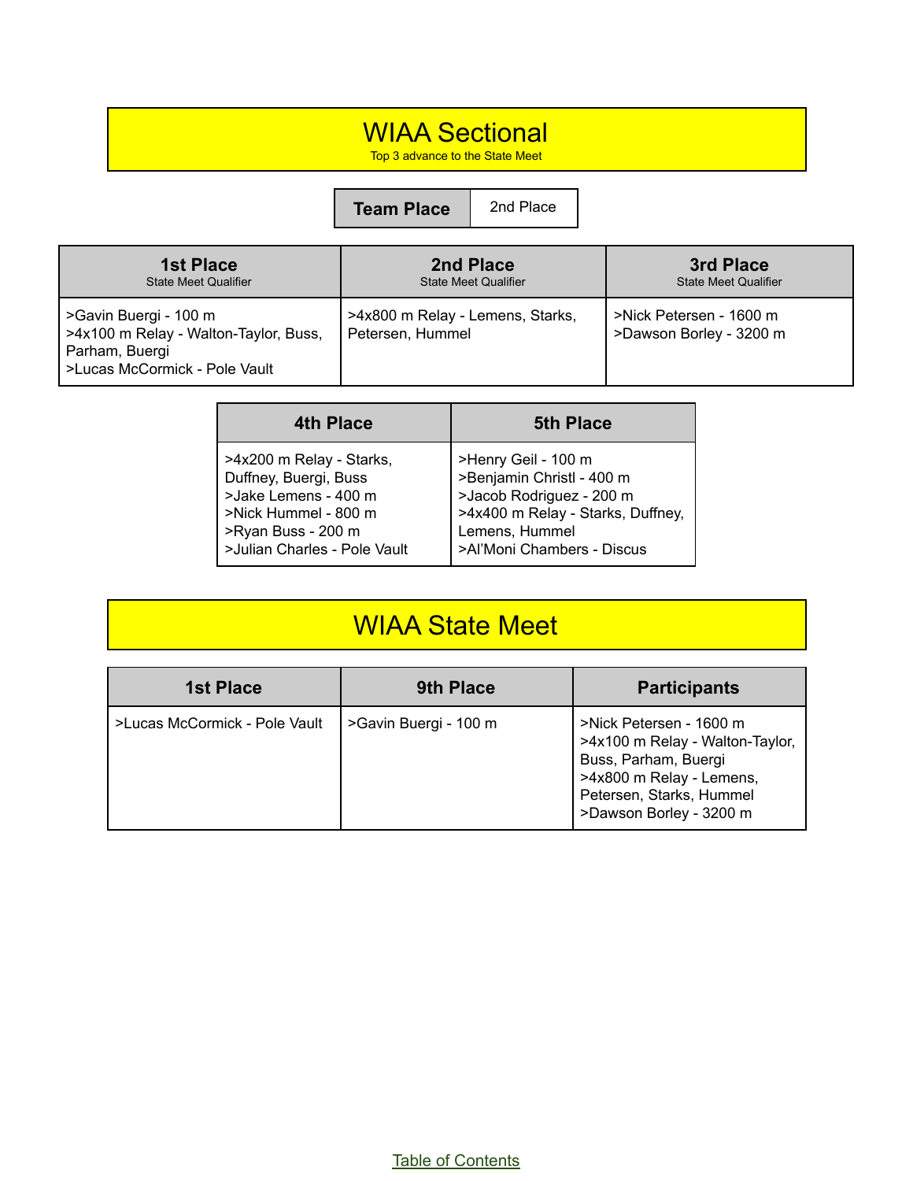# WIAA Sectional

Top 3 advance to the State Meet

| Team Place | 2nd Place |
|---|---|

| 1st Place<br>State Meet Qualifier | 2nd Place<br>State Meet Qualifier | 3rd Place<br>State Meet Qualifier |
|---|---|---|
| >Gavin Buergi - 100 m<br>>4x100 m Relay - Walton-Taylor, Buss, Parham, Buergi<br>>Lucas McCormick - Pole Vault | >4x800 m Relay - Lemens, Starks, Petersen, Hummel | >Nick Petersen - 1600 m<br>>Dawson Borley - 3200 m |

| 4th Place | 5th Place |
|---|---|
| >4x200 m Relay - Starks, Duffney, Buergi, Buss<br>>Jake Lemens - 400 m<br>>Nick Hummel - 800 m<br>>Ryan Buss - 200 m<br>>Julian Charles - Pole Vault | >Henry Geil - 100 m<br>>Benjamin Christl - 400 m<br>>Jacob Rodriguez - 200 m<br>>4x400 m Relay - Starks, Duffney, Lemens, Hummel<br>>Al'Moni Chambers - Discus |

# WIAA State Meet

| 1st Place | 9th Place | Participants |
|---|---|---|
| >Lucas McCormick - Pole Vault | >Gavin Buergi - 100 m | >Nick Petersen - 1600 m<br>>4x100 m Relay - Walton-Taylor, Buss, Parham, Buergi<br>>4x800 m Relay - Lemens, Petersen, Starks, Hummel<br>>Dawson Borley - 3200 m |

Table of Contents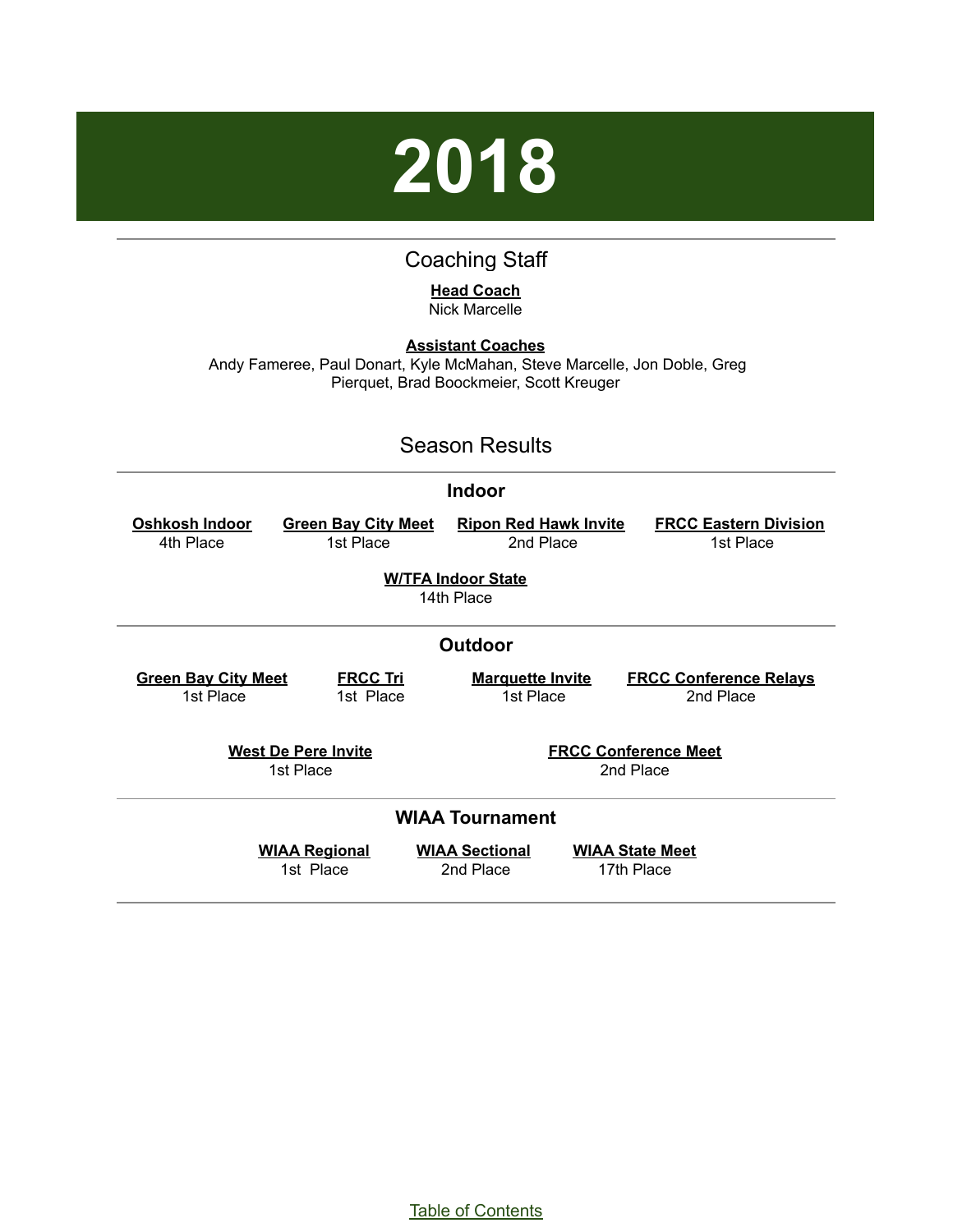# 2018

## Coaching Staff

**Head Coach**
Nick Marcelle

**Assistant Coaches**
Andy Fameree, Paul Donart, Kyle McMahan, Steve Marcelle, Jon Doble, Greg Pierquet, Brad Boockmeier, Scott Kreuger

## Season Results

### Indoor

**Oshkosh Indoor**
4th Place

**Green Bay City Meet**
1st Place

**Ripon Red Hawk Invite**
2nd Place

**FRCC Eastern Division**
1st Place

**W/TFA Indoor State**
14th Place

### Outdoor

**Green Bay City Meet**
1st Place

**FRCC Tri**
1st Place

**Marquette Invite**
1st Place

**FRCC Conference Relays**
2nd Place

**West De Pere Invite**
1st Place

**FRCC Conference Meet**
2nd Place

### WIAA Tournament

**WIAA Regional**
1st Place

**WIAA Sectional**
2nd Place

**WIAA State Meet**
17th Place

Table of Contents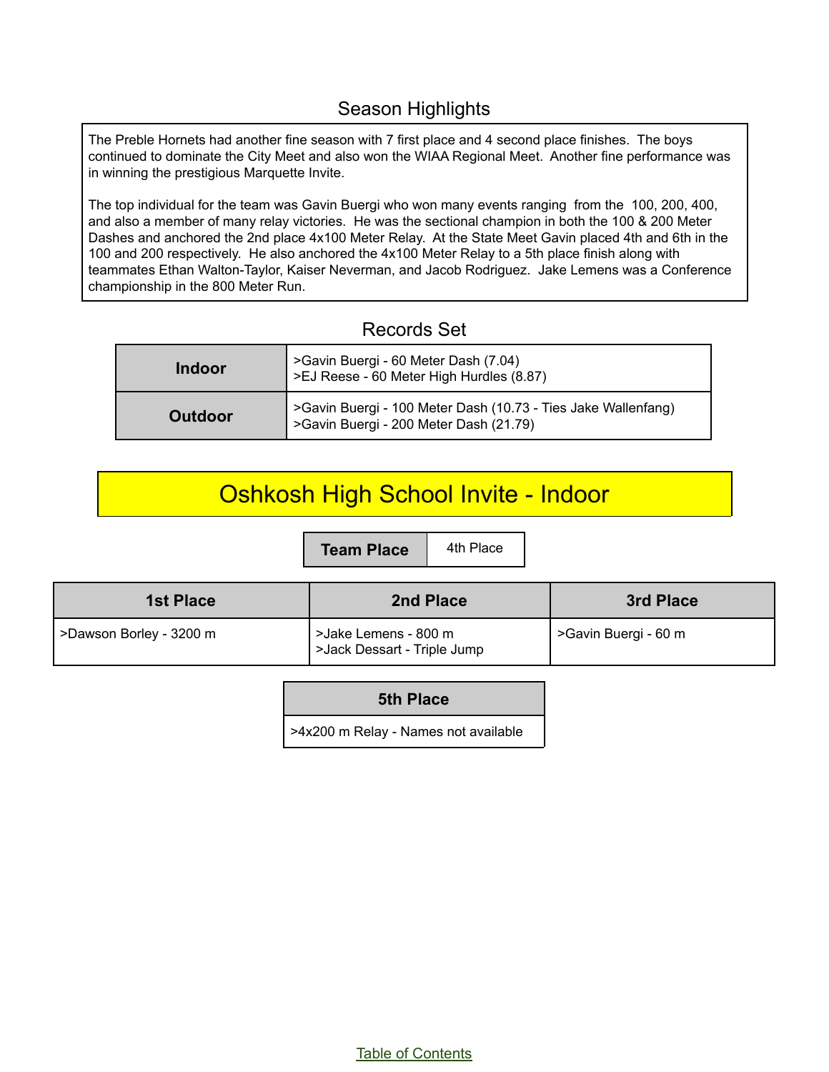## Season Highlights

The Preble Hornets had another fine season with 7 first place and 4 second place finishes. The boys continued to dominate the City Meet and also won the WIAA Regional Meet. Another fine performance was in winning the prestigious Marquette Invite.

The top individual for the team was Gavin Buergi who won many events ranging from the 100, 200, 400, and also a member of many relay victories. He was the sectional champion in both the 100 & 200 Meter Dashes and anchored the 2nd place 4x100 Meter Relay. At the State Meet Gavin placed 4th and 6th in the 100 and 200 respectively. He also anchored the 4x100 Meter Relay to a 5th place finish along with teammates Ethan Walton-Taylor, Kaiser Neverman, and Jacob Rodriguez. Jake Lemens was a Conference championship in the 800 Meter Run.

## Records Set

| | |
|---|---|
| **Indoor** | >Gavin Buergi - 60 Meter Dash (7.04)<br>>EJ Reese - 60 Meter High Hurdles (8.87) |
| **Outdoor** | >Gavin Buergi - 100 Meter Dash (10.73 - Ties Jake Wallenfang)<br>>Gavin Buergi - 200 Meter Dash (21.79) |

# Oshkosh High School Invite - Indoor

| **Team Place** | 4th Place |
|---|---|

| 1st Place | 2nd Place | 3rd Place |
|---|---|---|
| >Dawson Borley - 3200 m | >Jake Lemens - 800 m<br>>Jack Dessart - Triple Jump | >Gavin Buergi - 60 m |

| 5th Place |
|---|
| >4x200 m Relay - Names not available |

Table of Contents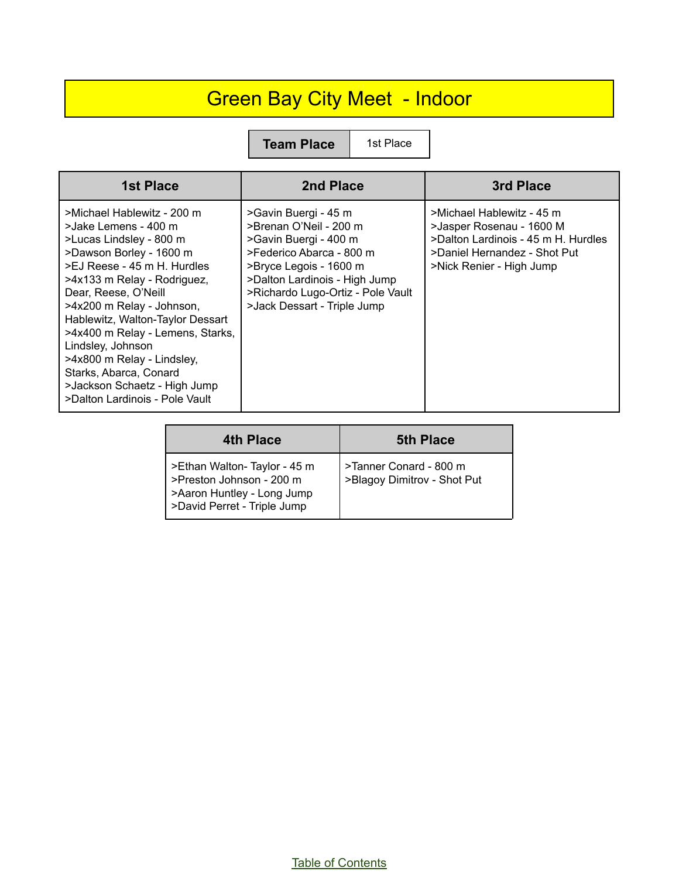# Green Bay City Meet - Indoor

| Team Place | 1st Place |
|---|---|

| 1st Place | 2nd Place | 3rd Place |
|---|---|---|
| >Michael Hablewitz - 200 m<br>>Jake Lemens - 400 m<br>>Lucas Lindsley - 800 m<br>>Dawson Borley - 1600 m<br>>EJ Reese - 45 m H. Hurdles<br>>4x133 m Relay - Rodriguez, Dear, Reese, O'Neill<br>>4x200 m Relay - Johnson, Hablewitz, Walton-Taylor Dessart<br>>4x400 m Relay - Lemens, Starks, Lindsley, Johnson<br>>4x800 m Relay - Lindsley, Starks, Abarca, Conard<br>>Jackson Schaetz - High Jump<br>>Dalton Lardinois - Pole Vault | >Gavin Buergi - 45 m<br>>Brenan O'Neil - 200 m<br>>Gavin Buergi - 400 m<br>>Federico Abarca - 800 m<br>>Bryce Legois - 1600 m<br>>Dalton Lardinois - High Jump<br>>Richardo Lugo-Ortiz - Pole Vault<br>>Jack Dessart - Triple Jump | >Michael Hablewitz - 45 m<br>>Jasper Rosenau - 1600 M<br>>Dalton Lardinois - 45 m H. Hurdles<br>>Daniel Hernandez - Shot Put<br>>Nick Renier - High Jump |

| 4th Place | 5th Place |
|---|---|
| >Ethan Walton- Taylor - 45 m<br>>Preston Johnson - 200 m<br>>Aaron Huntley - Long Jump<br>>David Perret - Triple Jump | >Tanner Conard - 800 m<br>>Blagoy Dimitrov - Shot Put |

Table of Contents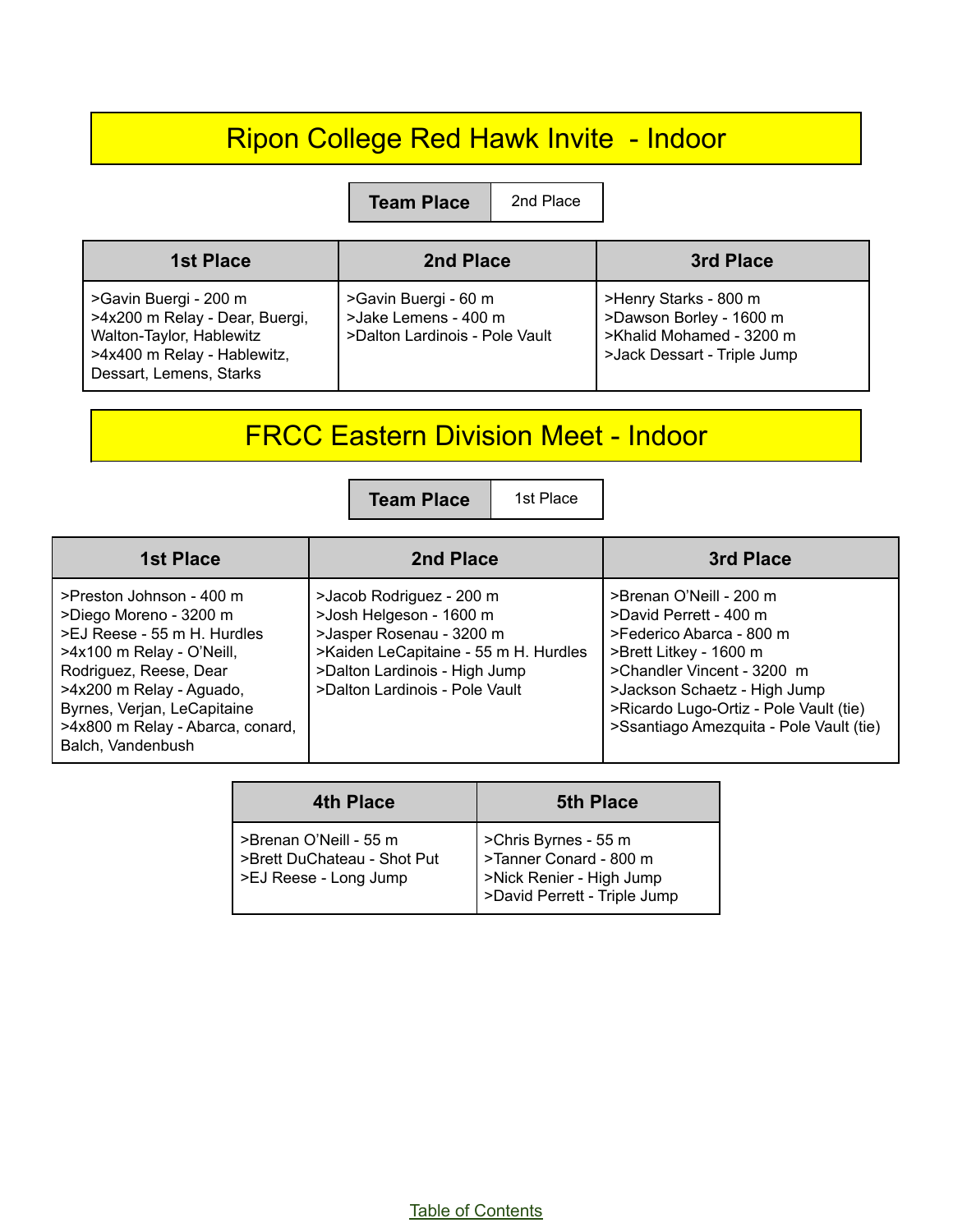# Ripon College Red Hawk Invite - Indoor

| Team Place | 2nd Place |
|---|---|

| 1st Place | 2nd Place | 3rd Place |
|---|---|---|
| >Gavin Buergi - 200 m<br>>4x200 m Relay - Dear, Buergi, Walton-Taylor, Hablewitz<br>>4x400 m Relay - Hablewitz, Dessart, Lemens, Starks | >Gavin Buergi - 60 m<br>>Jake Lemens - 400 m<br>>Dalton Lardinois - Pole Vault | >Henry Starks - 800 m<br>>Dawson Borley - 1600 m<br>>Khalid Mohamed - 3200 m<br>>Jack Dessart - Triple Jump |

# FRCC Eastern Division Meet - Indoor

| Team Place | 1st Place |
|---|---|

| 1st Place | 2nd Place | 3rd Place |
|---|---|---|
| >Preston Johnson - 400 m<br>>Diego Moreno - 3200 m<br>>EJ Reese - 55 m H. Hurdles<br>>4x100 m Relay - O'Neill, Rodriguez, Reese, Dear<br>>4x200 m Relay - Aguado, Byrnes, Verjan, LeCapitaine<br>>4x800 m Relay - Abarca, conard, Balch, Vandenbush | >Jacob Rodriguez - 200 m<br>>Josh Helgeson - 1600 m<br>>Jasper Rosenau - 3200 m<br>>Kaiden LeCapitaine - 55 m H. Hurdles<br>>Dalton Lardinois - High Jump<br>>Dalton Lardinois - Pole Vault | >Brenan O'Neill - 200 m<br>>David Perrett - 400 m<br>>Federico Abarca - 800 m<br>>Brett Litkey - 1600 m<br>>Chandler Vincent - 3200 m<br>>Jackson Schaetz - High Jump<br>>Ricardo Lugo-Ortiz - Pole Vault (tie)<br>>Ssantiago Amezquita - Pole Vault (tie) |

| 4th Place | 5th Place |
|---|---|
| >Brenan O'Neill - 55 m<br>>Brett DuChateau - Shot Put<br>>EJ Reese - Long Jump | >Chris Byrnes - 55 m<br>>Tanner Conard - 800 m<br>>Nick Renier - High Jump<br>>David Perrett - Triple Jump |

Table of Contents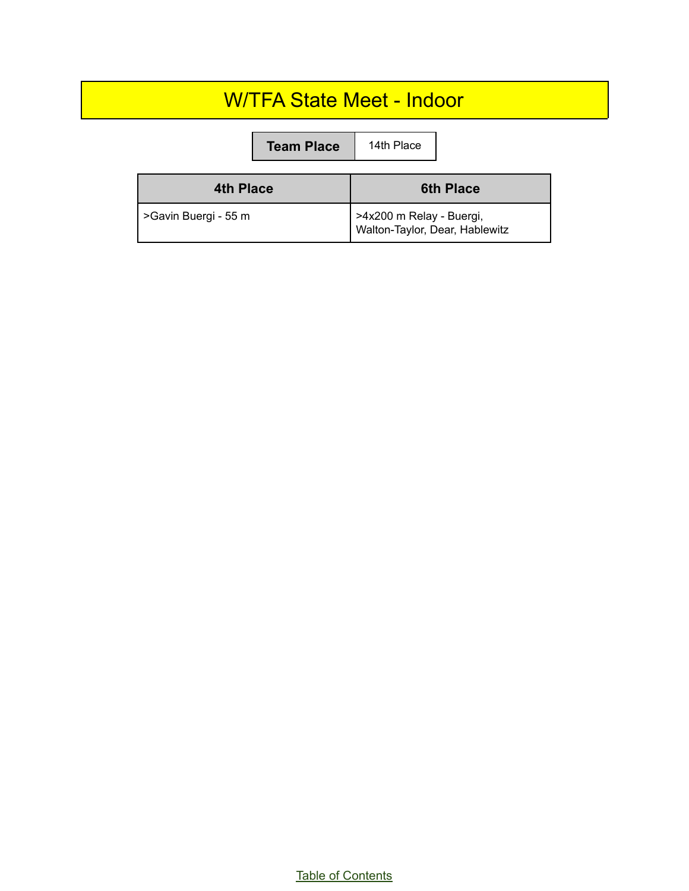# W/TFA State Meet - Indoor

| Team Place | 14th Place |
|---|---|

| 4th Place | 6th Place |
|---|---|
| >Gavin Buergi - 55 m | >4x200 m Relay - Buergi, Walton-Taylor, Dear, Hablewitz |

Table of Contents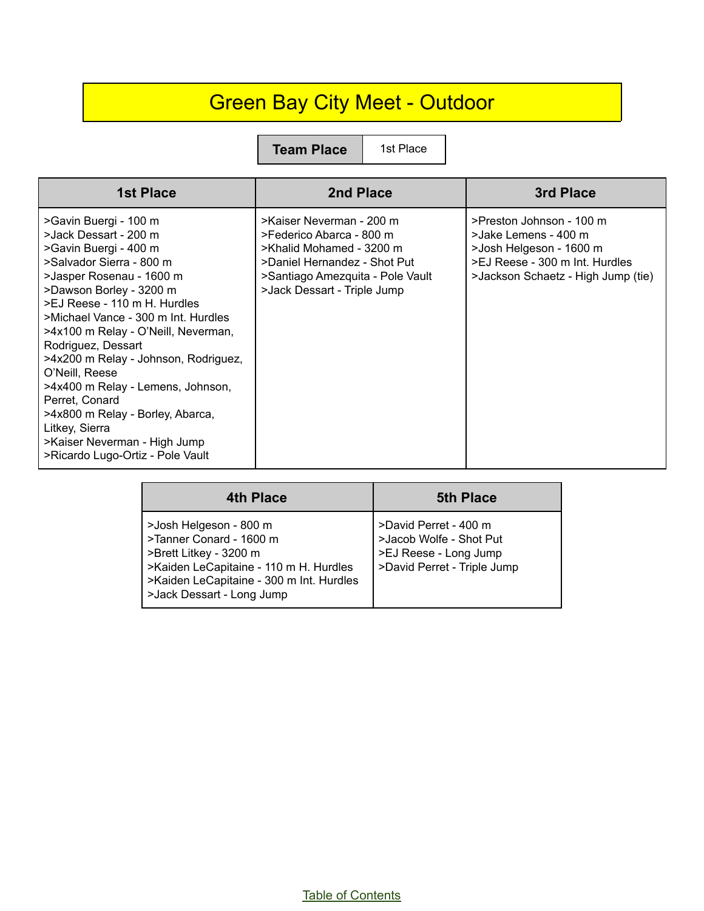# Green Bay City Meet - Outdoor

| **Team Place** | 1st Place |
|---|---|

| 1st Place | 2nd Place | 3rd Place |
|---|---|---|
| >Gavin Buergi - 100 m<br>>Jack Dessart - 200 m<br>>Gavin Buergi - 400 m<br>>Salvador Sierra - 800 m<br>>Jasper Rosenau - 1600 m<br>>Dawson Borley - 3200 m<br>>EJ Reese - 110 m H. Hurdles<br>>Michael Vance - 300 m Int. Hurdles<br>>4x100 m Relay - O'Neill, Neverman, Rodriguez, Dessart<br>>4x200 m Relay - Johnson, Rodriguez, O'Neill, Reese<br>>4x400 m Relay - Lemens, Johnson, Perret, Conard<br>>4x800 m Relay - Borley, Abarca, Litkey, Sierra<br>>Kaiser Neverman - High Jump<br>>Ricardo Lugo-Ortiz - Pole Vault | >Kaiser Neverman - 200 m<br>>Federico Abarca - 800 m<br>>Khalid Mohamed - 3200 m<br>>Daniel Hernandez - Shot Put<br>>Santiago Amezquita - Pole Vault<br>>Jack Dessart - Triple Jump | >Preston Johnson - 100 m<br>>Jake Lemens - 400 m<br>>Josh Helgeson - 1600 m<br>>EJ Reese - 300 m Int. Hurdles<br>>Jackson Schaetz - High Jump (tie) |

| 4th Place | 5th Place |
|---|---|
| >Josh Helgeson - 800 m<br>>Tanner Conard - 1600 m<br>>Brett Litkey - 3200 m<br>>Kaiden LeCapitaine - 110 m H. Hurdles<br>>Kaiden LeCapitaine - 300 m Int. Hurdles<br>>Jack Dessart - Long Jump | >David Perret - 400 m<br>>Jacob Wolfe - Shot Put<br>>EJ Reese - Long Jump<br>>David Perret - Triple Jump |

Table of Contents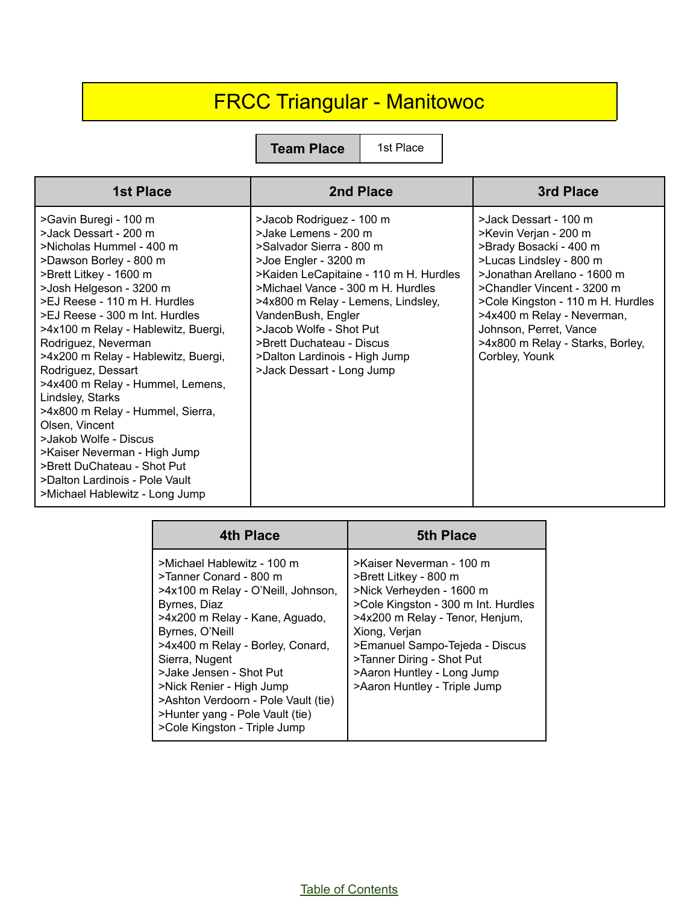# FRCC Triangular - Manitowoc

| Team Place | 1st Place |
|---|---|

| 1st Place | 2nd Place | 3rd Place |
|---|---|---|
| >Gavin Buregi - 100 m<br>>Jack Dessart - 200 m<br>>Nicholas Hummel - 400 m<br>>Dawson Borley - 800 m<br>>Brett Litkey - 1600 m<br>>Josh Helgeson - 3200 m<br>>EJ Reese - 110 m H. Hurdles<br>>EJ Reese - 300 m Int. Hurdles<br>>4x100 m Relay - Hablewitz, Buergi, Rodriguez, Neverman<br>>4x200 m Relay - Hablewitz, Buergi, Rodriguez, Dessart<br>>4x400 m Relay - Hummel, Lemens, Lindsley, Starks<br>>4x800 m Relay - Hummel, Sierra, Olsen, Vincent<br>>Jakob Wolfe - Discus<br>>Kaiser Neverman - High Jump<br>>Brett DuChateau - Shot Put<br>>Dalton Lardinois - Pole Vault<br>>Michael Hablewitz - Long Jump | >Jacob Rodriguez - 100 m<br>>Jake Lemens - 200 m<br>>Salvador Sierra - 800 m<br>>Joe Engler - 3200 m<br>>Kaiden LeCapitaine - 110 m H. Hurdles<br>>Michael Vance - 300 m H. Hurdles<br>>4x800 m Relay - Lemens, Lindsley, VandenBush, Engler<br>>Jacob Wolfe - Shot Put<br>>Brett Duchateau - Discus<br>>Dalton Lardinois - High Jump<br>>Jack Dessart - Long Jump | >Jack Dessart - 100 m<br>>Kevin Verjan - 200 m<br>>Brady Bosacki - 400 m<br>>Lucas Lindsley - 800 m<br>>Jonathan Arellano - 1600 m<br>>Chandler Vincent - 3200 m<br>>Cole Kingston - 110 m H. Hurdles<br>>4x400 m Relay - Neverman, Johnson, Perret, Vance<br>>4x800 m Relay - Starks, Borley, Corbley, Younk |

| 4th Place | 5th Place |
|---|---|
| >Michael Hablewitz - 100 m<br>>Tanner Conard - 800 m<br>>4x100 m Relay - O'Neill, Johnson, Byrnes, Diaz<br>>4x200 m Relay - Kane, Aguado, Byrnes, O'Neill<br>>4x400 m Relay - Borley, Conard, Sierra, Nugent<br>>Jake Jensen - Shot Put<br>>Nick Renier - High Jump<br>>Ashton Verdoorn - Pole Vault (tie)<br>>Hunter yang - Pole Vault (tie)<br>>Cole Kingston - Triple Jump | >Kaiser Neverman - 100 m<br>>Brett Litkey - 800 m<br>>Nick Verheyden - 1600 m<br>>Cole Kingston - 300 m Int. Hurdles<br>>4x200 m Relay - Tenor, Henjum, Xiong, Verjan<br>>Emanuel Sampo-Tejeda - Discus<br>>Tanner Diring - Shot Put<br>>Aaron Huntley - Long Jump<br>>Aaron Huntley - Triple Jump |

Table of Contents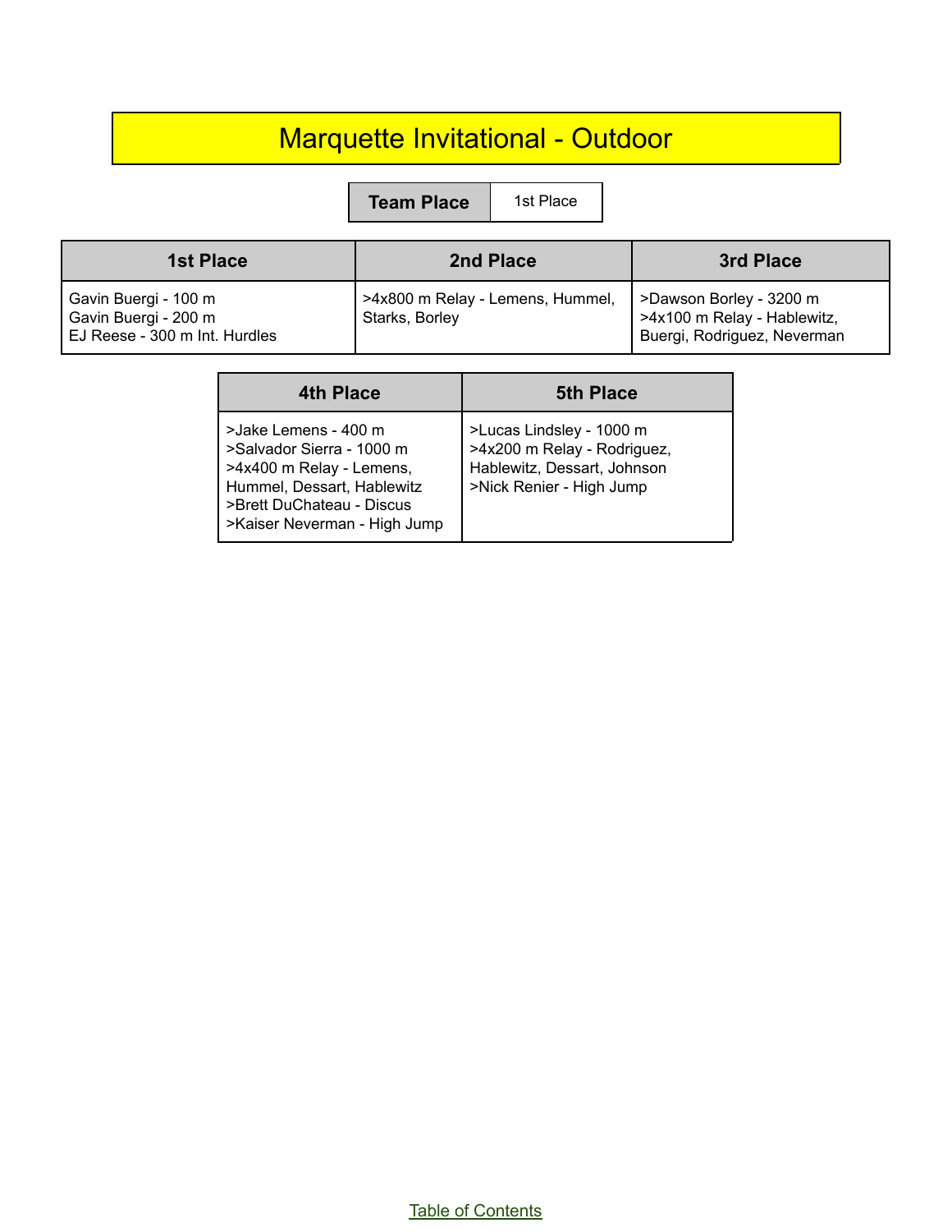# Marquette Invitational - Outdoor

| Team Place | 1st Place |
|---|---|

| 1st Place | 2nd Place | 3rd Place |
|---|---|---|
| Gavin Buergi - 100 m<br>Gavin Buergi - 200 m<br>EJ Reese - 300 m Int. Hurdles | >4x800 m Relay - Lemens, Hummel, Starks, Borley | >Dawson Borley - 3200 m<br>>4x100 m Relay - Hablewitz, Buergi, Rodriguez, Neverman |

| 4th Place | 5th Place |
|---|---|
| >Jake Lemens - 400 m<br>>Salvador Sierra - 1000 m<br>>4x400 m Relay - Lemens, Hummel, Dessart, Hablewitz<br>>Brett DuChateau - Discus<br>>Kaiser Neverman - High Jump | >Lucas Lindsley - 1000 m<br>>4x200 m Relay - Rodriguez, Hablewitz, Dessart, Johnson<br>>Nick Renier - High Jump |

Table of Contents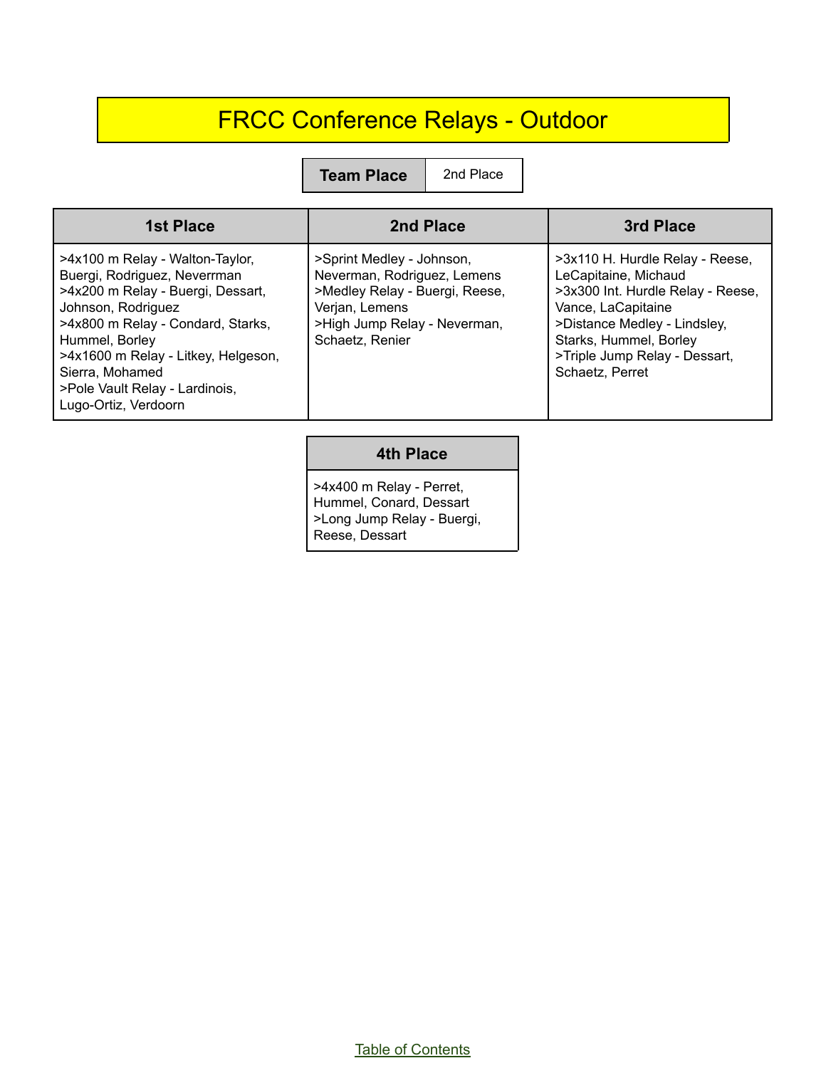# FRCC Conference Relays - Outdoor

| Team Place | 2nd Place |
|---|---|

| 1st Place | 2nd Place | 3rd Place |
|---|---|---|
| >4x100 m Relay - Walton-Taylor, Buergi, Rodriguez, Neverrman<br>>4x200 m Relay - Buergi, Dessart, Johnson, Rodriguez<br>>4x800 m Relay - Condard, Starks, Hummel, Borley<br>>4x1600 m Relay - Litkey, Helgeson, Sierra, Mohamed<br>>Pole Vault Relay - Lardinois, Lugo-Ortiz, Verdoorn | >Sprint Medley - Johnson, Neverman, Rodriguez, Lemens<br>>Medley Relay - Buergi, Reese, Verjan, Lemens<br>>High Jump Relay - Neverman, Schaetz, Renier | >3x110 H. Hurdle Relay - Reese, LeCapitaine, Michaud<br>>3x300 Int. Hurdle Relay - Reese, Vance, LaCapitaine<br>>Distance Medley - Lindsley, Starks, Hummel, Borley<br>>Triple Jump Relay - Dessart, Schaetz, Perret |

| 4th Place |
|---|
| >4x400 m Relay - Perret, Hummel, Conard, Dessart<br>>Long Jump Relay - Buergi, Reese, Dessart |

Table of Contents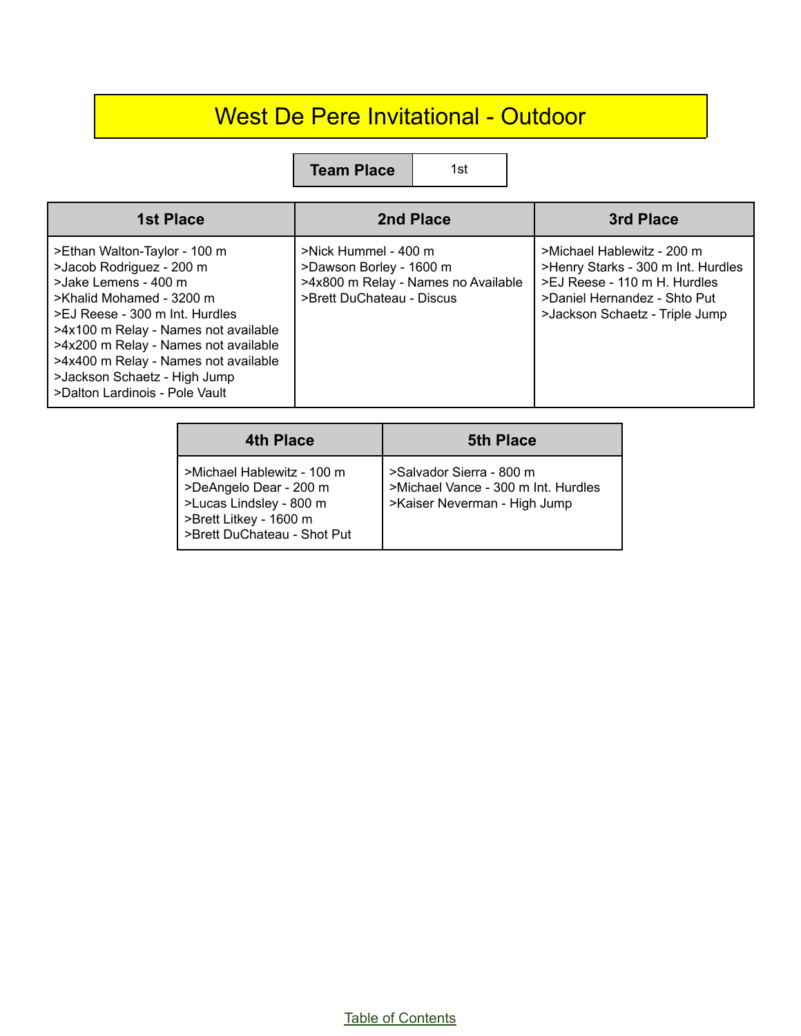# West De Pere Invitational - Outdoor

| Team Place | 1st |
|---|---|

| 1st Place | 2nd Place | 3rd Place |
|---|---|---|
| >Ethan Walton-Taylor - 100 m<br>>Jacob Rodriguez - 200 m<br>>Jake Lemens - 400 m<br>>Khalid Mohamed - 3200 m<br>>EJ Reese - 300 m Int. Hurdles<br>>4x100 m Relay - Names not available<br>>4x200 m Relay - Names not available<br>>4x400 m Relay - Names not available<br>>Jackson Schaetz - High Jump<br>>Dalton Lardinois - Pole Vault | >Nick Hummel - 400 m<br>>Dawson Borley - 1600 m<br>>4x800 m Relay - Names no Available<br>>Brett DuChateau - Discus | >Michael Hablewitz - 200 m<br>>Henry Starks - 300 m Int. Hurdles<br>>EJ Reese - 110 m H. Hurdles<br>>Daniel Hernandez - Shto Put<br>>Jackson Schaetz - Triple Jump |

| 4th Place | 5th Place |
|---|---|
| >Michael Hablewitz - 100 m<br>>DeAngelo Dear - 200 m<br>>Lucas Lindsley - 800 m<br>>Brett Litkey - 1600 m<br>>Brett DuChateau - Shot Put | >Salvador Sierra - 800 m<br>>Michael Vance - 300 m Int. Hurdles<br>>Kaiser Neverman - High Jump |

Table of Contents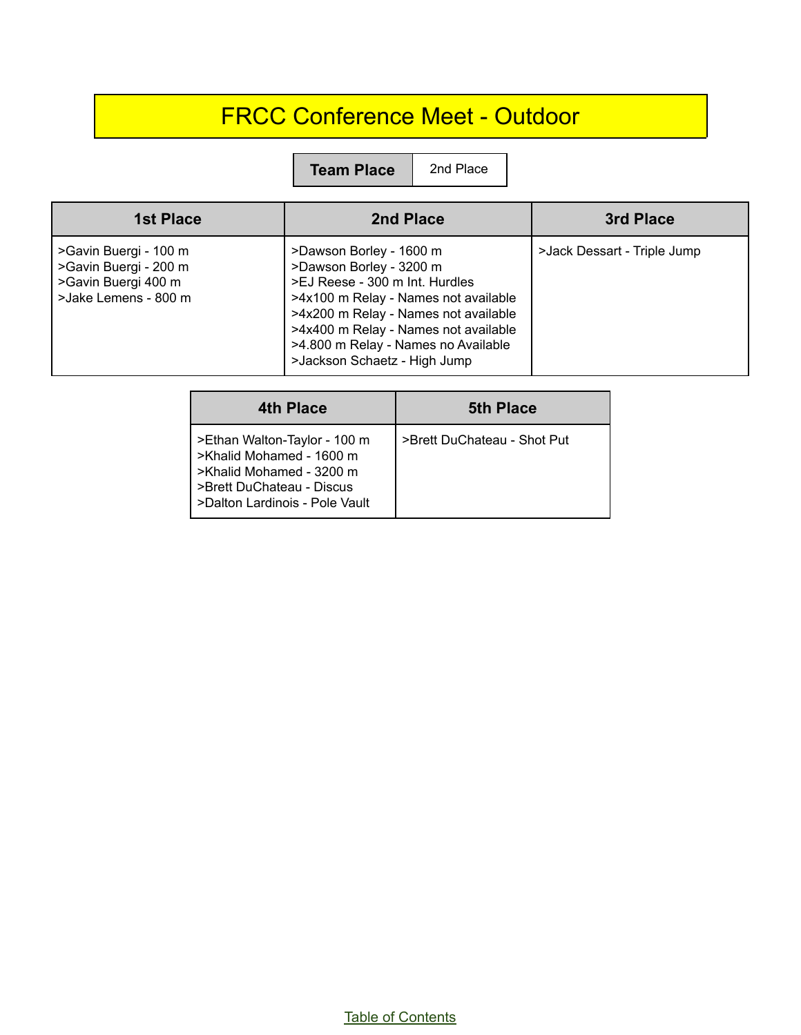# FRCC Conference Meet - Outdoor

| Team Place | 2nd Place |
|---|---|

| 1st Place | 2nd Place | 3rd Place |
|---|---|---|
| >Gavin Buergi - 100 m<br>>Gavin Buergi - 200 m<br>>Gavin Buergi 400 m<br>>Jake Lemens - 800 m | >Dawson Borley - 1600 m<br>>Dawson Borley - 3200 m<br>>EJ Reese - 300 m Int. Hurdles<br>>4x100 m Relay - Names not available<br>>4x200 m Relay - Names not available<br>>4x400 m Relay - Names not available<br>>4.800 m Relay - Names no Available<br>>Jackson Schaetz - High Jump | >Jack Dessart - Triple Jump |

| 4th Place | 5th Place |
|---|---|
| >Ethan Walton-Taylor - 100 m<br>>Khalid Mohamed - 1600 m<br>>Khalid Mohamed - 3200 m<br>>Brett DuChateau - Discus<br>>Dalton Lardinois - Pole Vault | >Brett DuChateau - Shot Put |

Table of Contents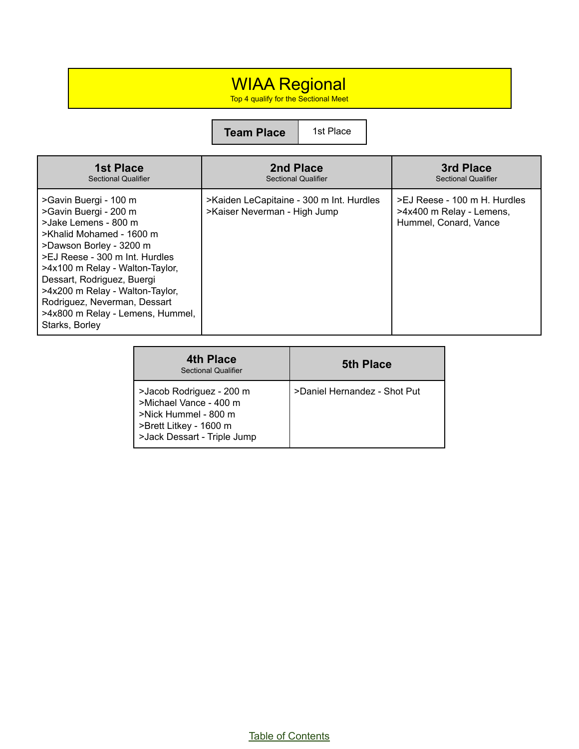# WIAA Regional

Top 4 qualify for the Sectional Meet

| Team Place | 1st Place |
|---|---|

| 1st Place<br>Sectional Qualifier | 2nd Place<br>Sectional Qualifier | 3rd Place<br>Sectional Qualifier |
|---|---|---|
| >Gavin Buergi - 100 m<br>>Gavin Buergi - 200 m<br>>Jake Lemens - 800 m<br>>Khalid Mohamed - 1600 m<br>>Dawson Borley - 3200 m<br>>EJ Reese - 300 m Int. Hurdles<br>>4x100 m Relay - Walton-Taylor, Dessart, Rodriguez, Buergi<br>>4x200 m Relay - Walton-Taylor, Rodriguez, Neverman, Dessart<br>>4x800 m Relay - Lemens, Hummel, Starks, Borley | >Kaiden LeCapitaine - 300 m Int. Hurdles<br>>Kaiser Neverman - High Jump | >EJ Reese - 100 m H. Hurdles<br>>4x400 m Relay - Lemens, Hummel, Conard, Vance |

| 4th Place<br>Sectional Qualifier | 5th Place |
|---|---|
| >Jacob Rodriguez - 200 m<br>>Michael Vance - 400 m<br>>Nick Hummel - 800 m<br>>Brett Litkey - 1600 m<br>>Jack Dessart - Triple Jump | >Daniel Hernandez - Shot Put |

Table of Contents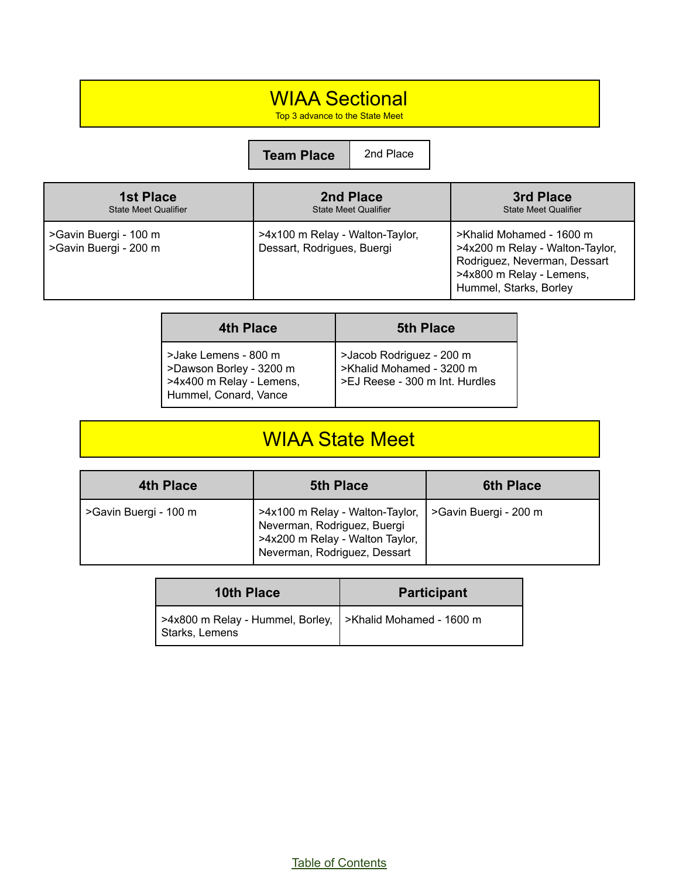# WIAA Sectional

Top 3 advance to the State Meet

| Team Place | 2nd Place |
| --- | --- |

| 1st Place<br>State Meet Qualifier | 2nd Place<br>State Meet Qualifier | 3rd Place<br>State Meet Qualifier |
| --- | --- | --- |
| >Gavin Buergi - 100 m<br>>Gavin Buergi - 200 m | >4x100 m Relay - Walton-Taylor, Dessart, Rodrigues, Buergi | >Khalid Mohamed - 1600 m<br>>4x200 m Relay - Walton-Taylor, Rodriguez, Neverman, Dessart<br>>4x800 m Relay - Lemens, Hummel, Starks, Borley |

| 4th Place | 5th Place |
| --- | --- |
| >Jake Lemens - 800 m<br>>Dawson Borley - 3200 m<br>>4x400 m Relay - Lemens, Hummel, Conard, Vance | >Jacob Rodriguez - 200 m<br>>Khalid Mohamed - 3200 m<br>>EJ Reese - 300 m Int. Hurdles |

# WIAA State Meet

| 4th Place | 5th Place | 6th Place |
| --- | --- | --- |
| >Gavin Buergi - 100 m | >4x100 m Relay - Walton-Taylor, Neverman, Rodriguez, Buergi<br>>4x200 m Relay - Walton Taylor, Neverman, Rodriguez, Dessart | >Gavin Buergi - 200 m |

| 10th Place | Participant |
| --- | --- |
| >4x800 m Relay - Hummel, Borley, Starks, Lemens | >Khalid Mohamed - 1600 m |

Table of Contents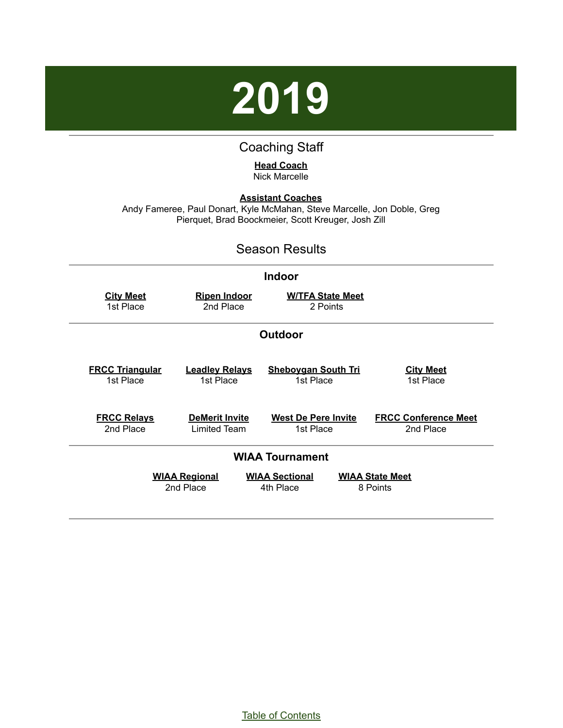# 2019

## Coaching Staff

**Head Coach**
Nick Marcelle

**Assistant Coaches**
Andy Fameree, Paul Donart, Kyle McMahan, Steve Marcelle, Jon Doble, Greg Pierquet, Brad Boockmeier, Scott Kreuger, Josh Zill

## Season Results

### Indoor

| City Meet | Ripen Indoor | W/TFA State Meet |
|---|---|---|
| 1st Place | 2nd Place | 2 Points |

### Outdoor

| FRCC Triangular | Leadley Relays | Sheboygan South Tri | City Meet |
|---|---|---|---|
| 1st Place | 1st Place | 1st Place | 1st Place |
| **FRCC Relays** | **DeMerit Invite** | **West De Pere Invite** | **FRCC Conference Meet** |
| 2nd Place | Limited Team | 1st Place | 2nd Place |

### WIAA Tournament

| WIAA Regional | WIAA Sectional | WIAA State Meet |
|---|---|---|
| 2nd Place | 4th Place | 8 Points |

Table of Contents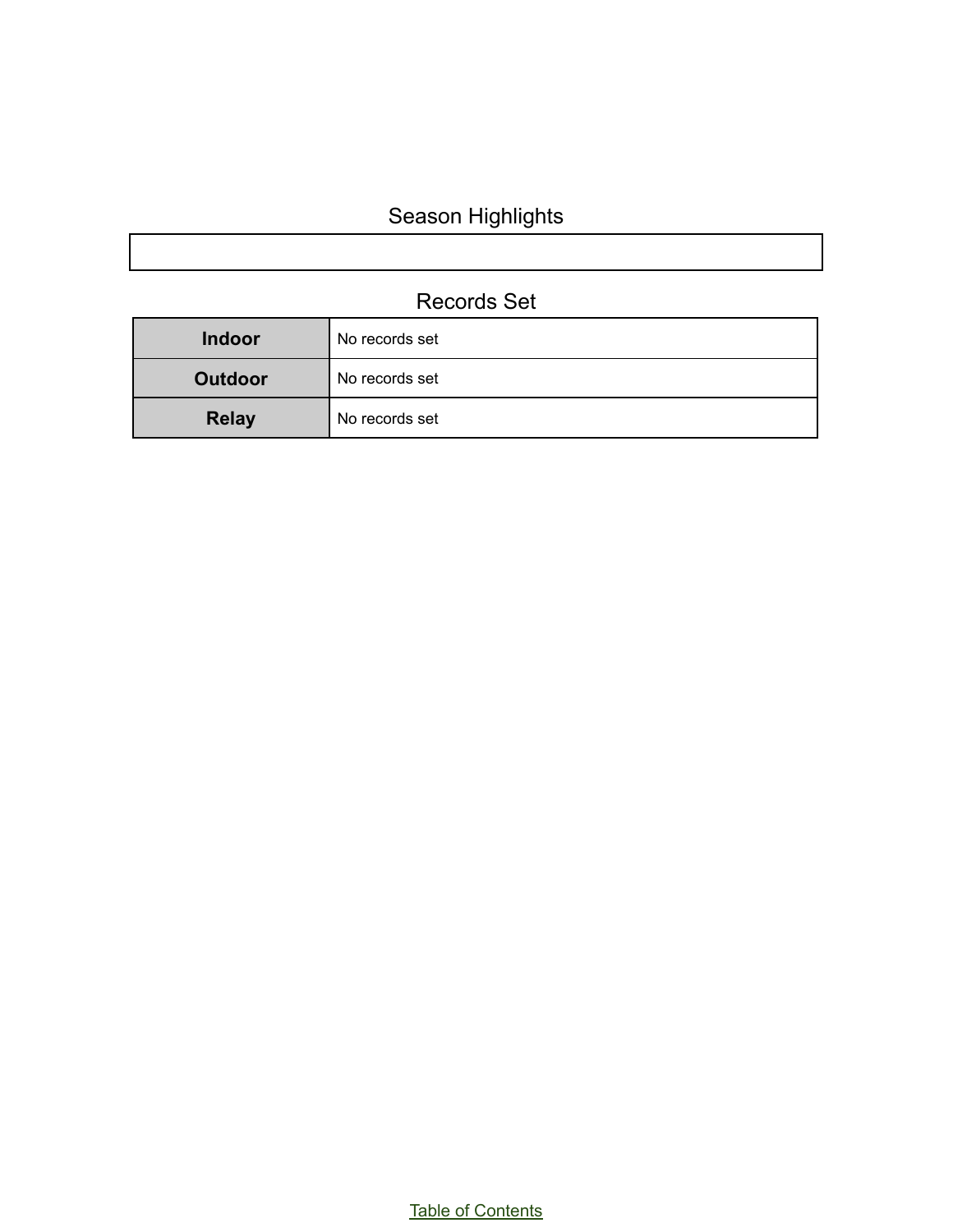## Season Highlights

| |
|---|
| |

## Records Set

| | |
|---|---|
| **Indoor** | No records set |
| **Outdoor** | No records set |
| **Relay** | No records set |

Table of Contents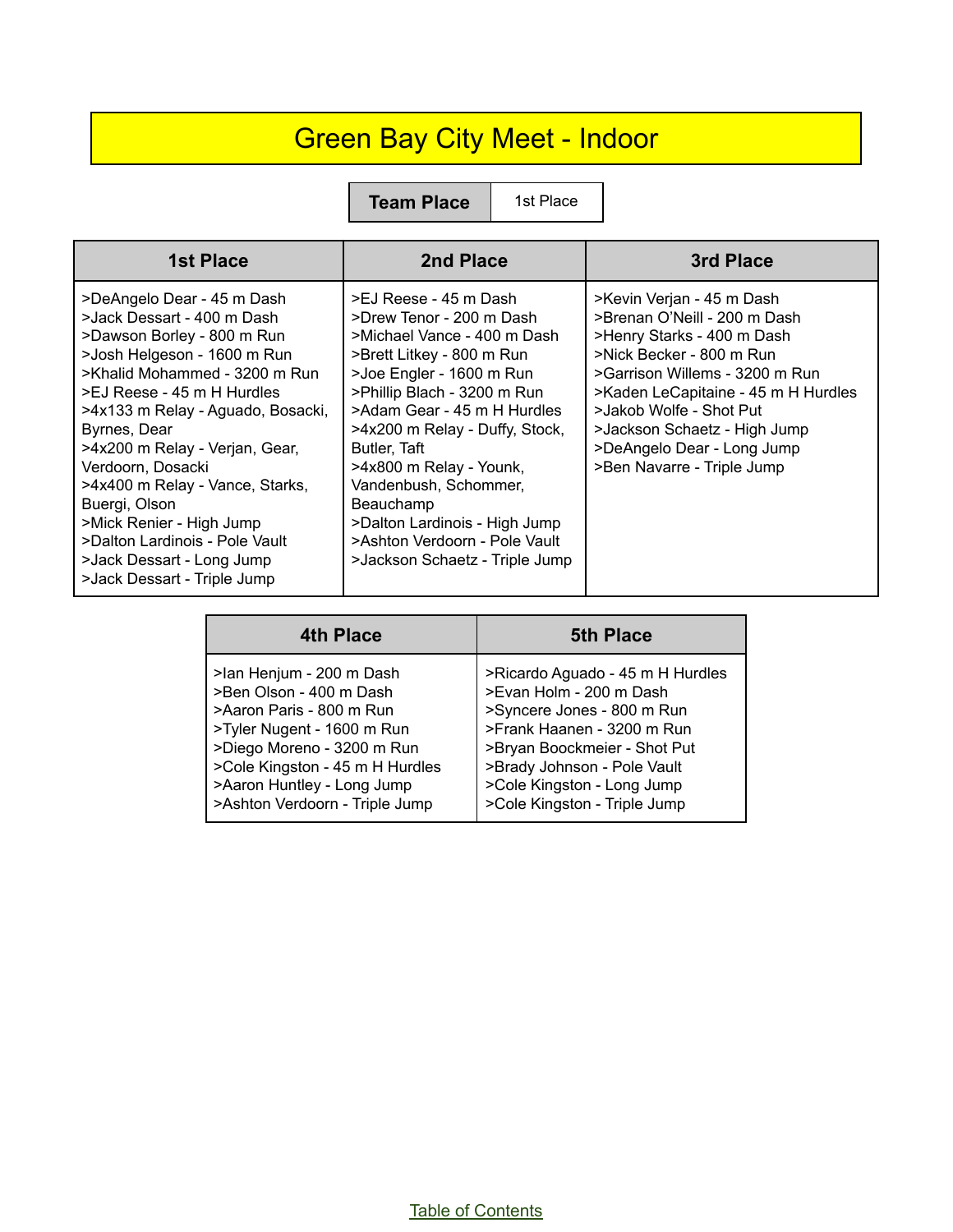# Green Bay City Meet - Indoor

| Team Place | 1st Place |
| --- | --- |

| 1st Place | 2nd Place | 3rd Place |
| --- | --- | --- |
| >DeAngelo Dear - 45 m Dash<br>>Jack Dessart - 400 m Dash<br>>Dawson Borley - 800 m Run<br>>Josh Helgeson - 1600 m Run<br>>Khalid Mohammed - 3200 m Run<br>>EJ Reese - 45 m H Hurdles<br>>4x133 m Relay - Aguado, Bosacki, Byrnes, Dear<br>>4x200 m Relay - Verjan, Gear, Verdoorn, Dosacki<br>>4x400 m Relay - Vance, Starks, Buergi, Olson<br>>Mick Renier - High Jump<br>>Dalton Lardinois - Pole Vault<br>>Jack Dessart - Long Jump<br>>Jack Dessart - Triple Jump | >EJ Reese - 45 m Dash<br>>Drew Tenor - 200 m Dash<br>>Michael Vance - 400 m Dash<br>>Brett Litkey - 800 m Run<br>>Joe Engler - 1600 m Run<br>>Phillip Blach - 3200 m Run<br>>Adam Gear - 45 m H Hurdles<br>>4x200 m Relay - Duffy, Stock, Butler, Taft<br>>4x800 m Relay - Younk, Vandenbush, Schommer, Beauchamp<br>>Dalton Lardinois - High Jump<br>>Ashton Verdoorn - Pole Vault<br>>Jackson Schaetz - Triple Jump | >Kevin Verjan - 45 m Dash<br>>Brenan O'Neill - 200 m Dash<br>>Henry Starks - 400 m Dash<br>>Nick Becker - 800 m Run<br>>Garrison Willems - 3200 m Run<br>>Kaden LeCapitaine - 45 m H Hurdles<br>>Jakob Wolfe - Shot Put<br>>Jackson Schaetz - High Jump<br>>DeAngelo Dear - Long Jump<br>>Ben Navarre - Triple Jump |

| 4th Place | 5th Place |
| --- | --- |
| >Ian Henjum - 200 m Dash<br>>Ben Olson - 400 m Dash<br>>Aaron Paris - 800 m Run<br>>Tyler Nugent - 1600 m Run<br>>Diego Moreno - 3200 m Run<br>>Cole Kingston - 45 m H Hurdles<br>>Aaron Huntley - Long Jump<br>>Ashton Verdoorn - Triple Jump | >Ricardo Aguado - 45 m H Hurdles<br>>Evan Holm - 200 m Dash<br>>Syncere Jones - 800 m Run<br>>Frank Haanen - 3200 m Run<br>>Bryan Boockmeier - Shot Put<br>>Brady Johnson - Pole Vault<br>>Cole Kingston - Long Jump<br>>Cole Kingston - Triple Jump |

Table of Contents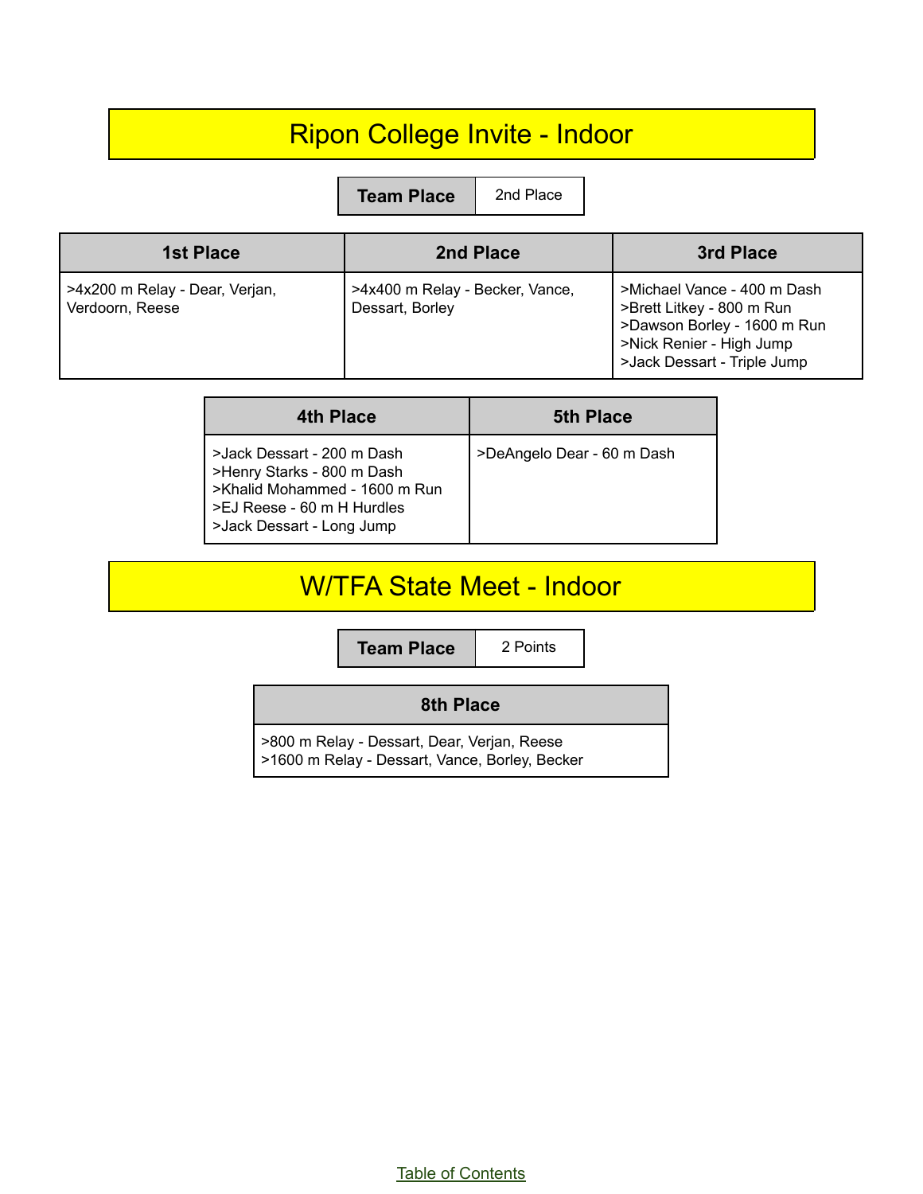# Ripon College Invite - Indoor

| Team Place | 2nd Place |
|---|---|

| 1st Place | 2nd Place | 3rd Place |
|---|---|---|
| >4x200 m Relay - Dear, Verjan, Verdoorn, Reese | >4x400 m Relay - Becker, Vance, Dessart, Borley | >Michael Vance - 400 m Dash<br>>Brett Litkey - 800 m Run<br>>Dawson Borley - 1600 m Run<br>>Nick Renier - High Jump<br>>Jack Dessart - Triple Jump |

| 4th Place | 5th Place |
|---|---|
| >Jack Dessart - 200 m Dash<br>>Henry Starks - 800 m Dash<br>>Khalid Mohammed - 1600 m Run<br>>EJ Reese - 60 m H Hurdles<br>>Jack Dessart - Long Jump | >DeAngelo Dear - 60 m Dash |

# W/TFA State Meet - Indoor

| Team Place | 2 Points |
|---|---|

| 8th Place |
|---|
| >800 m Relay - Dessart, Dear, Verjan, Reese<br>>1600 m Relay - Dessart, Vance, Borley, Becker |

Table of Contents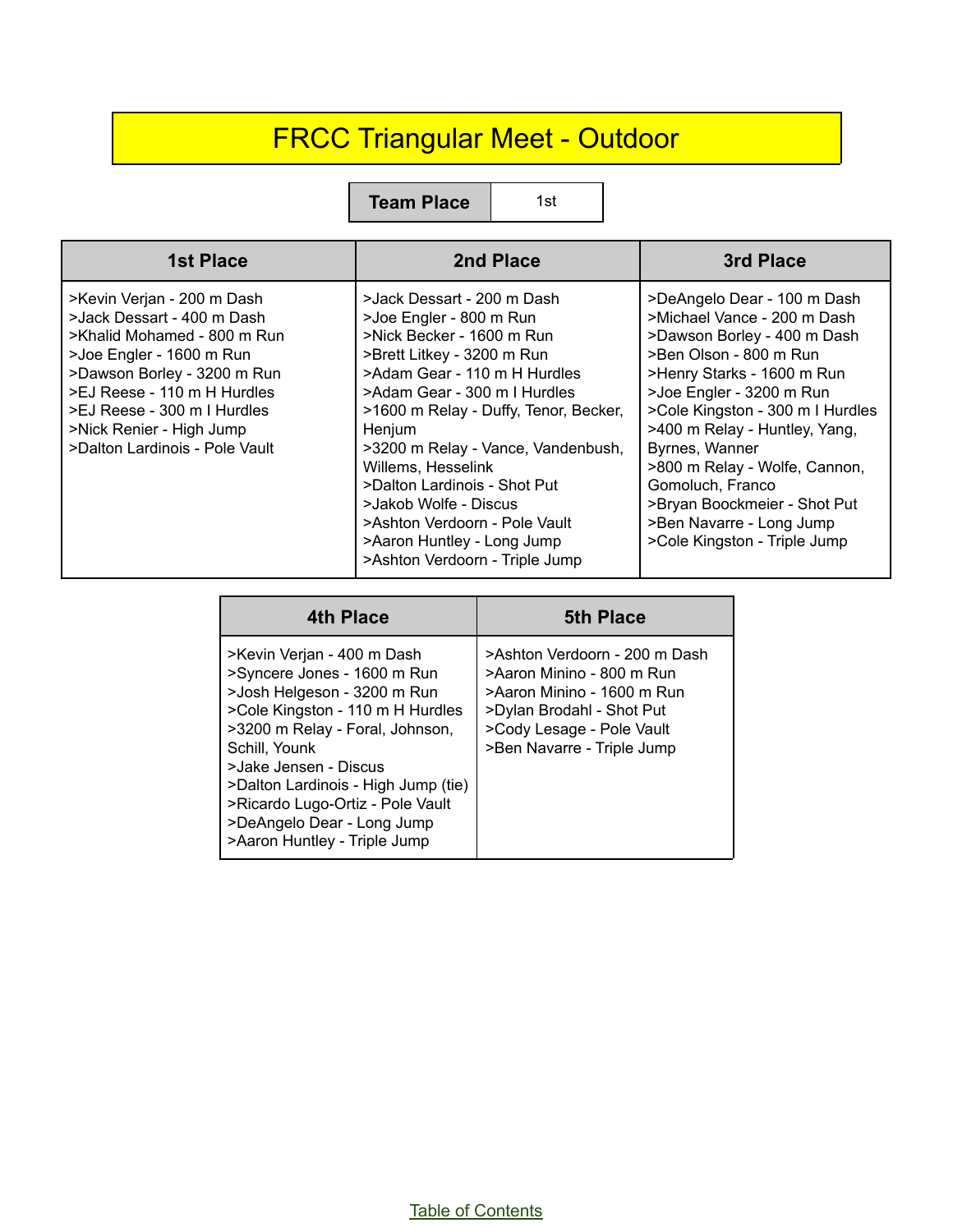# FRCC Triangular Meet - Outdoor

| Team Place | 1st |
|---|---|

| 1st Place | 2nd Place | 3rd Place |
|---|---|---|
| >Kevin Verjan - 200 m Dash<br>>Jack Dessart - 400 m Dash<br>>Khalid Mohamed - 800 m Run<br>>Joe Engler - 1600 m Run<br>>Dawson Borley - 3200 m Run<br>>EJ Reese - 110 m H Hurdles<br>>EJ Reese - 300 m I Hurdles<br>>Nick Renier - High Jump<br>>Dalton Lardinois - Pole Vault | >Jack Dessart - 200 m Dash<br>>Joe Engler - 800 m Run<br>>Nick Becker - 1600 m Run<br>>Brett Litkey - 3200 m Run<br>>Adam Gear - 110 m H Hurdles<br>>Adam Gear - 300 m I Hurdles<br>>1600 m Relay - Duffy, Tenor, Becker, Henjum<br>>3200 m Relay - Vance, Vandenbush, Willems, Hesselink<br>>Dalton Lardinois - Shot Put<br>>Jakob Wolfe - Discus<br>>Ashton Verdoorn - Pole Vault<br>>Aaron Huntley - Long Jump<br>>Ashton Verdoorn - Triple Jump | >DeAngelo Dear - 100 m Dash<br>>Michael Vance - 200 m Dash<br>>Dawson Borley - 400 m Dash<br>>Ben Olson - 800 m Run<br>>Henry Starks - 1600 m Run<br>>Joe Engler - 3200 m Run<br>>Cole Kingston - 300 m I Hurdles<br>>400 m Relay - Huntley, Yang, Byrnes, Wanner<br>>800 m Relay - Wolfe, Cannon, Gomoluch, Franco<br>>Bryan Boockmeier - Shot Put<br>>Ben Navarre - Long Jump<br>>Cole Kingston - Triple Jump |

| 4th Place | 5th Place |
|---|---|
| >Kevin Verjan - 400 m Dash<br>>Syncere Jones - 1600 m Run<br>>Josh Helgeson - 3200 m Run<br>>Cole Kingston - 110 m H Hurdles<br>>3200 m Relay - Foral, Johnson, Schill, Younk<br>>Jake Jensen - Discus<br>>Dalton Lardinois - High Jump (tie)<br>>Ricardo Lugo-Ortiz - Pole Vault<br>>DeAngelo Dear - Long Jump<br>>Aaron Huntley - Triple Jump | >Ashton Verdoorn - 200 m Dash<br>>Aaron Minino - 800 m Run<br>>Aaron Minino - 1600 m Run<br>>Dylan Brodahl - Shot Put<br>>Cody Lesage - Pole Vault<br>>Ben Navarre - Triple Jump |

Table of Contents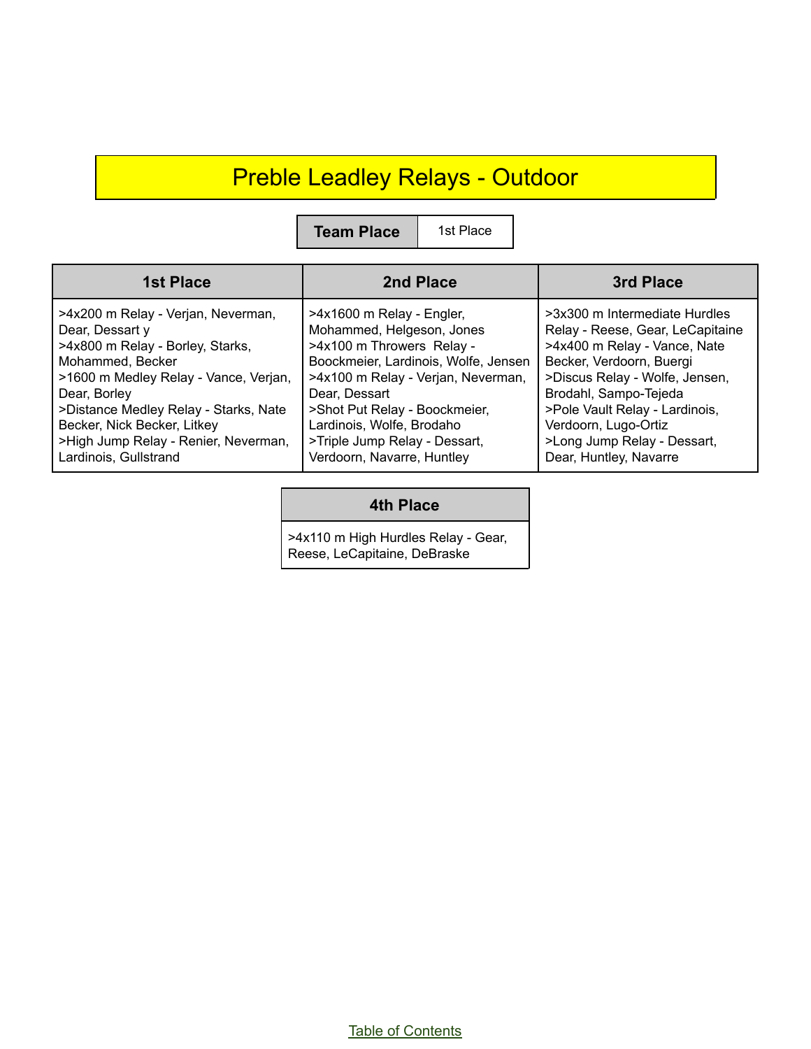# Preble Leadley Relays - Outdoor

| Team Place | 1st Place |
|---|---|

| 1st Place | 2nd Place | 3rd Place |
|---|---|---|
| >4x200 m Relay - Verjan, Neverman, Dear, Dessart y<br>>4x800 m Relay - Borley, Starks, Mohammed, Becker<br>>1600 m Medley Relay - Vance, Verjan, Dear, Borley<br>>Distance Medley Relay - Starks, Nate Becker, Nick Becker, Litkey<br>>High Jump Relay - Renier, Neverman, Lardinois, Gullstrand | >4x1600 m Relay - Engler, Mohammed, Helgeson, Jones<br>>4x100 m Throwers  Relay - Boockmeier, Lardinois, Wolfe, Jensen<br>>4x100 m Relay - Verjan, Neverman, Dear, Dessart<br>>Shot Put Relay - Boockmeier, Lardinois, Wolfe, Brodaho<br>>Triple Jump Relay - Dessart, Verdoorn, Navarre, Huntley | >3x300 m Intermediate Hurdles Relay - Reese, Gear, LeCapitaine<br>>4x400 m Relay - Vance, Nate Becker, Verdoorn, Buergi<br>>Discus Relay - Wolfe, Jensen, Brodahl, Sampo-Tejeda<br>>Pole Vault Relay - Lardinois, Verdoorn, Lugo-Ortiz<br>>Long Jump Relay - Dessart, Dear, Huntley, Navarre |

| 4th Place |
|---|
| >4x110 m High Hurdles Relay - Gear, Reese, LeCapitaine, DeBraske |

Table of Contents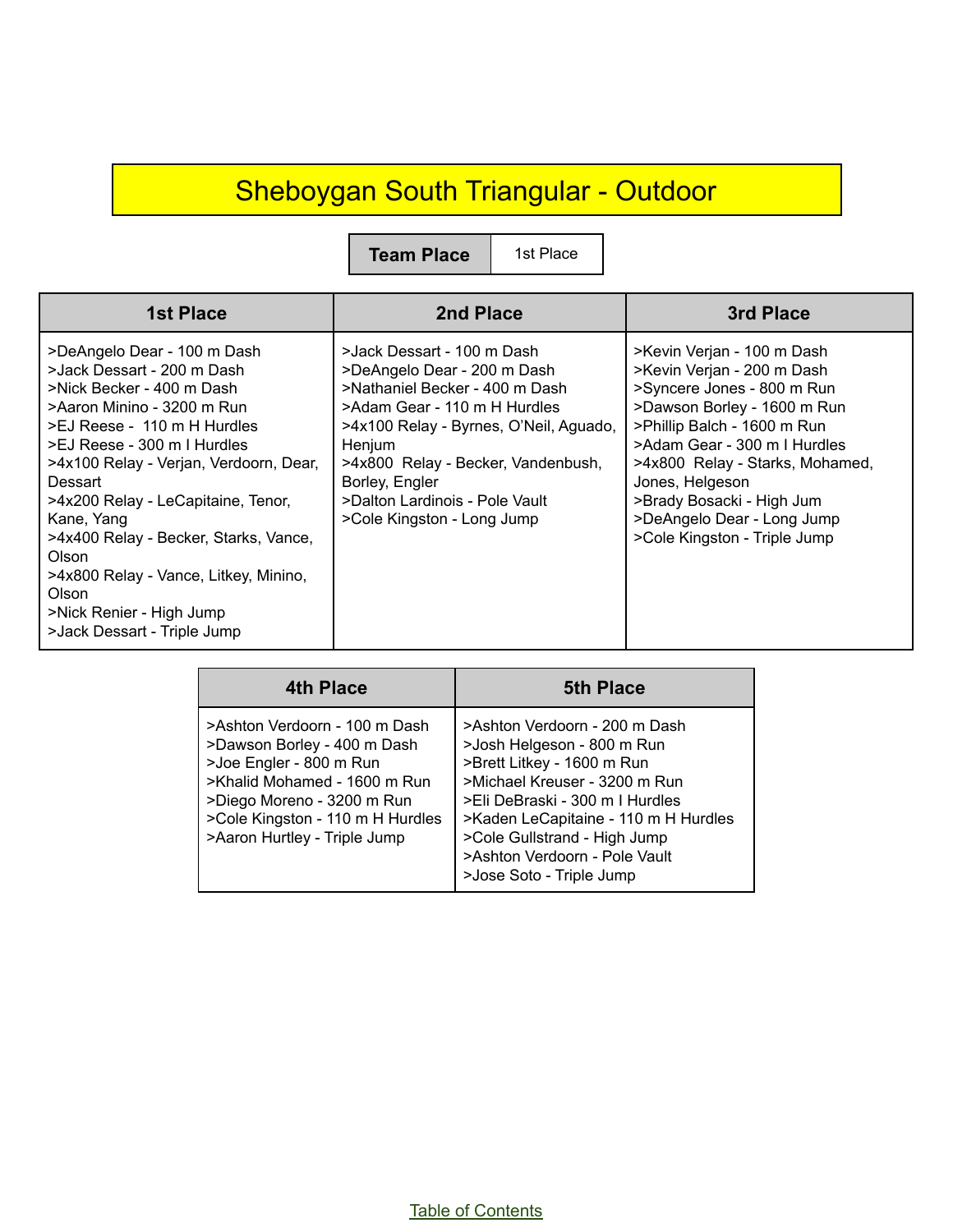# Sheboygan South Triangular - Outdoor

| Team Place | 1st Place |
|---|---|

| 1st Place | 2nd Place | 3rd Place |
|---|---|---|
| >DeAngelo Dear - 100 m Dash<br>>Jack Dessart - 200 m Dash<br>>Nick Becker - 400 m Dash<br>>Aaron Minino - 3200 m Run<br>>EJ Reese - 110 m H Hurdles<br>>EJ Reese - 300 m I Hurdles<br>>4x100 Relay - Verjan, Verdoorn, Dear, Dessart<br>>4x200 Relay - LeCapitaine, Tenor, Kane, Yang<br>>4x400 Relay - Becker, Starks, Vance, Olson<br>>4x800 Relay - Vance, Litkey, Minino, Olson<br>>Nick Renier - High Jump<br>>Jack Dessart - Triple Jump | >Jack Dessart - 100 m Dash<br>>DeAngelo Dear - 200 m Dash<br>>Nathaniel Becker - 400 m Dash<br>>Adam Gear - 110 m H Hurdles<br>>4x100 Relay - Byrnes, O'Neil, Aguado, Henjum<br>>4x800 Relay - Becker, Vandenbush, Borley, Engler<br>>Dalton Lardinois - Pole Vault<br>>Cole Kingston - Long Jump | >Kevin Verjan - 100 m Dash<br>>Kevin Verjan - 200 m Dash<br>>Syncere Jones - 800 m Run<br>>Dawson Borley - 1600 m Run<br>>Phillip Balch - 1600 m Run<br>>Adam Gear - 300 m I Hurdles<br>>4x800 Relay - Starks, Mohamed, Jones, Helgeson<br>>Brady Bosacki - High Jum<br>>DeAngelo Dear - Long Jump<br>>Cole Kingston - Triple Jump |

| 4th Place | 5th Place |
|---|---|
| >Ashton Verdoorn - 100 m Dash<br>>Dawson Borley - 400 m Dash<br>>Joe Engler - 800 m Run<br>>Khalid Mohamed - 1600 m Run<br>>Diego Moreno - 3200 m Run<br>>Cole Kingston - 110 m H Hurdles<br>>Aaron Hurtley - Triple Jump | >Ashton Verdoorn - 200 m Dash<br>>Josh Helgeson - 800 m Run<br>>Brett Litkey - 1600 m Run<br>>Michael Kreuser - 3200 m Run<br>>Eli DeBraski - 300 m I Hurdles<br>>Kaden LeCapitaine - 110 m H Hurdles<br>>Cole Gullstrand - High Jump<br>>Ashton Verdoorn - Pole Vault<br>>Jose Soto - Triple Jump |

Table of Contents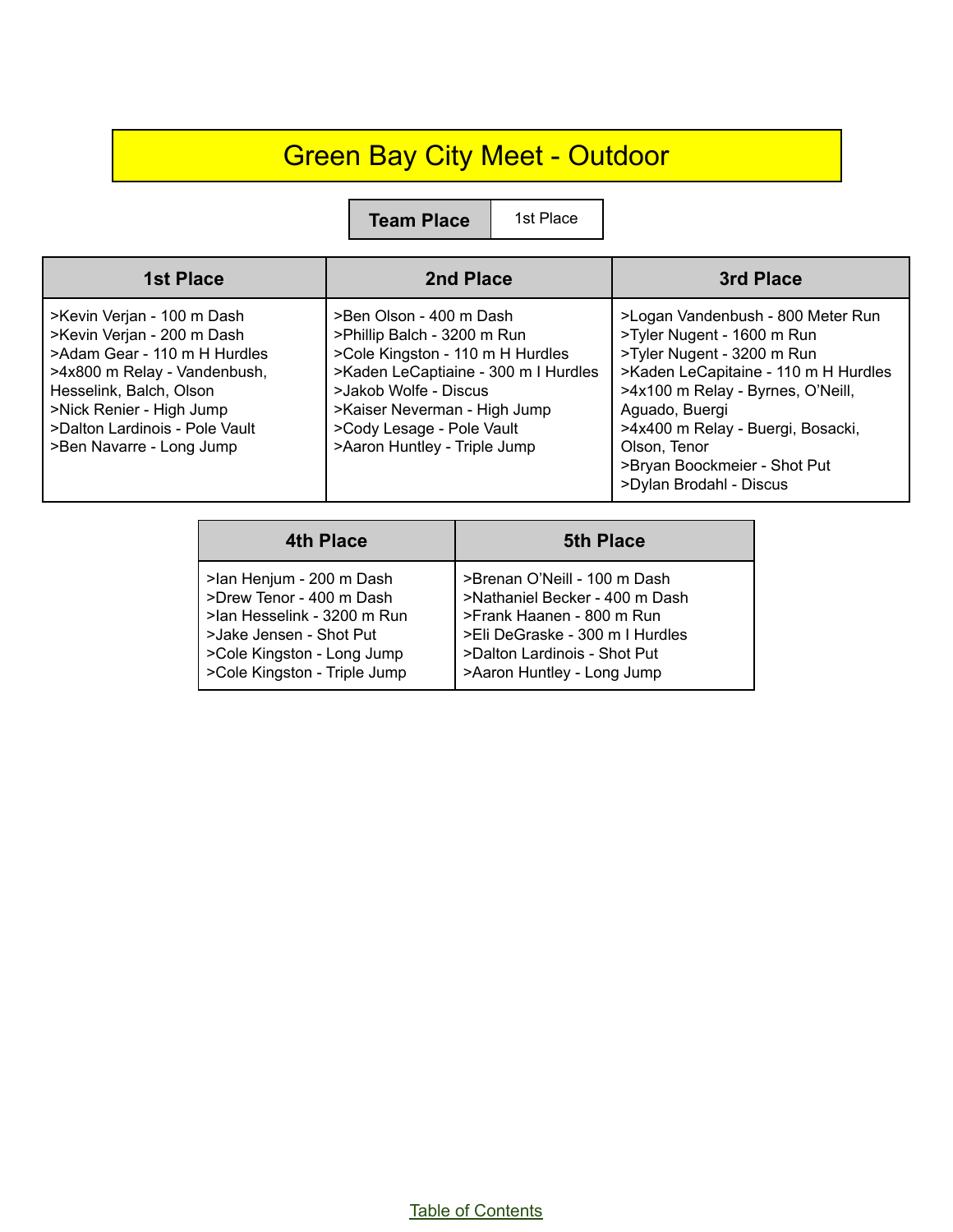# Green Bay City Meet - Outdoor

| Team Place | 1st Place |
|---|---|

| 1st Place | 2nd Place | 3rd Place |
|---|---|---|
| >Kevin Verjan - 100 m Dash<br>>Kevin Verjan - 200 m Dash<br>>Adam Gear - 110 m H Hurdles<br>>4x800 m Relay - Vandenbush, Hesselink, Balch, Olson<br>>Nick Renier - High Jump<br>>Dalton Lardinois - Pole Vault<br>>Ben Navarre - Long Jump | >Ben Olson - 400 m Dash<br>>Phillip Balch - 3200 m Run<br>>Cole Kingston - 110 m H Hurdles<br>>Kaden LeCaptiaine - 300 m I Hurdles<br>>Jakob Wolfe - Discus<br>>Kaiser Neverman - High Jump<br>>Cody Lesage - Pole Vault<br>>Aaron Huntley - Triple Jump | >Logan Vandenbush - 800 Meter Run<br>>Tyler Nugent - 1600 m Run<br>>Tyler Nugent - 3200 m Run<br>>Kaden LeCapitaine - 110 m H Hurdles<br>>4x100 m Relay - Byrnes, O'Neill, Aguado, Buergi<br>>4x400 m Relay - Buergi, Bosacki, Olson, Tenor<br>>Bryan Boockmeier - Shot Put<br>>Dylan Brodahl - Discus |

| 4th Place | 5th Place |
|---|---|
| >Ian Henjum - 200 m Dash<br>>Drew Tenor - 400 m Dash<br>>Ian Hesselink - 3200 m Run<br>>Jake Jensen - Shot Put<br>>Cole Kingston - Long Jump<br>>Cole Kingston - Triple Jump | >Brenan O'Neill - 100 m Dash<br>>Nathaniel Becker - 400 m Dash<br>>Frank Haanen - 800 m Run<br>>Eli DeGraske - 300 m I Hurdles<br>>Dalton Lardinois - Shot Put<br>>Aaron Huntley - Long Jump |

Table of Contents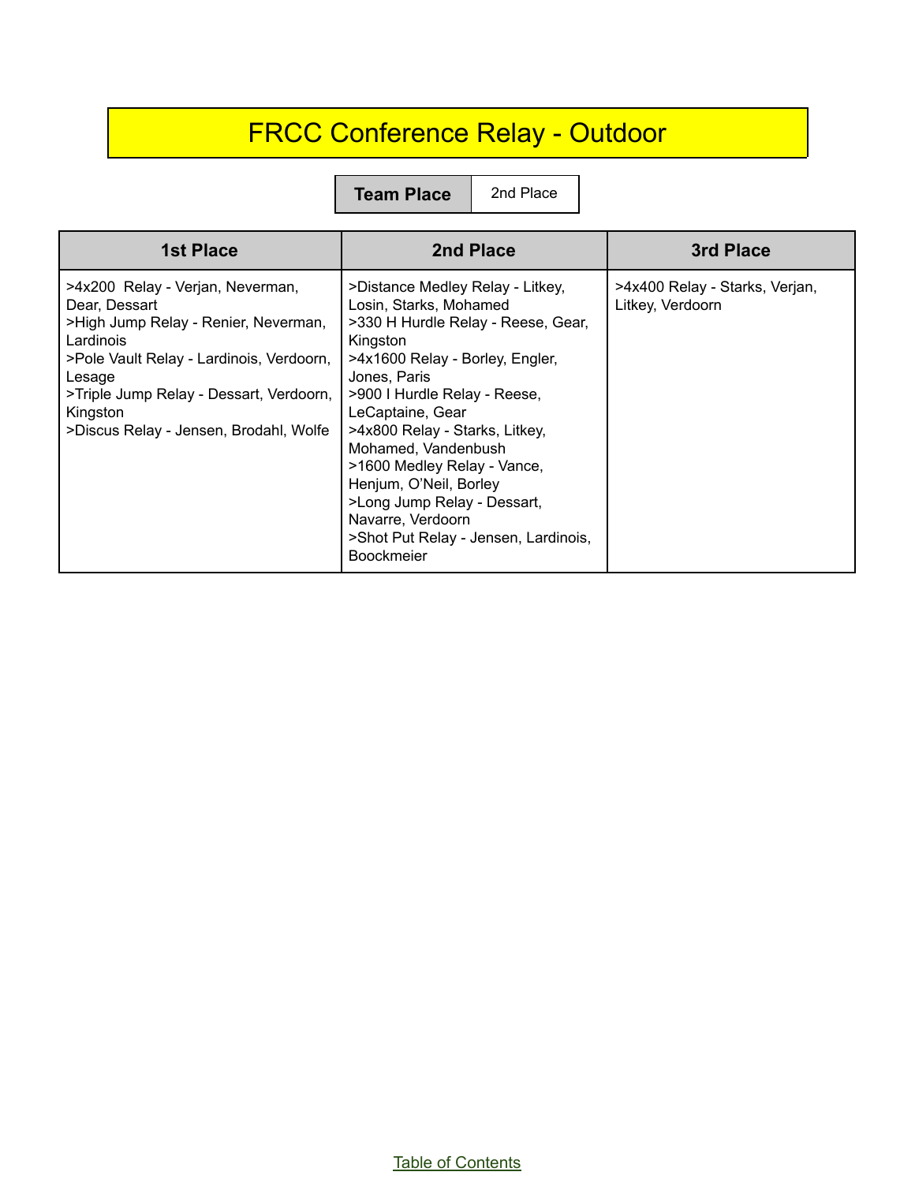# FRCC Conference Relay - Outdoor

| Team Place | 2nd Place |
| --- | --- |

| 1st Place | 2nd Place | 3rd Place |
| --- | --- | --- |
| >4x200  Relay - Verjan, Neverman, Dear, Dessart<br>>High Jump Relay - Renier, Neverman, Lardinois<br>>Pole Vault Relay - Lardinois, Verdoorn, Lesage<br>>Triple Jump Relay - Dessart, Verdoorn, Kingston<br>>Discus Relay - Jensen, Brodahl, Wolfe | >Distance Medley Relay - Litkey, Losin, Starks, Mohamed<br>>330 H Hurdle Relay - Reese, Gear, Kingston<br>>4x1600 Relay - Borley, Engler, Jones, Paris<br>>900 I Hurdle Relay - Reese, LeCaptaine, Gear<br>>4x800 Relay - Starks, Litkey, Mohamed, Vandenbush<br>>1600 Medley Relay - Vance, Henjum, O'Neil, Borley<br>>Long Jump Relay - Dessart, Navarre, Verdoorn<br>>Shot Put Relay - Jensen, Lardinois, Boockmeier | >4x400 Relay - Starks, Verjan, Litkey, Verdoorn |

Table of Contents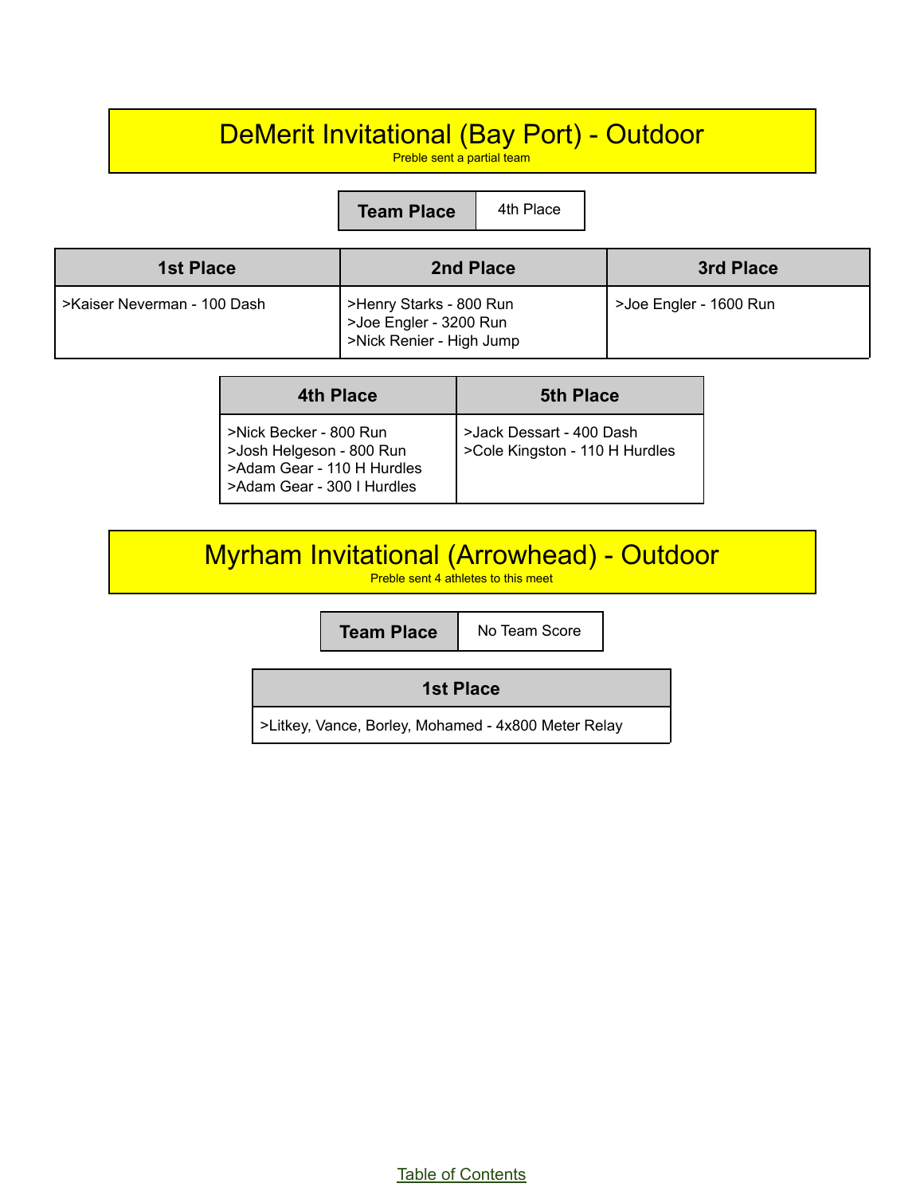# DeMerit Invitational (Bay Port) - Outdoor

Preble sent a partial team

| Team Place | 4th Place |
| --- | --- |

| 1st Place | 2nd Place | 3rd Place |
| --- | --- | --- |
| >Kaiser Neverman - 100 Dash | >Henry Starks - 800 Run<br>>Joe Engler - 3200 Run<br>>Nick Renier - High Jump | >Joe Engler - 1600 Run |

| 4th Place | 5th Place |
| --- | --- |
| >Nick Becker - 800 Run<br>>Josh Helgeson - 800 Run<br>>Adam Gear - 110 H Hurdles<br>>Adam Gear - 300 I Hurdles | >Jack Dessart - 400 Dash<br>>Cole Kingston - 110 H Hurdles |

# Myrham Invitational (Arrowhead) - Outdoor

Preble sent 4 athletes to this meet

| Team Place | No Team Score |
| --- | --- |

| 1st Place |
| --- |
| >Litkey, Vance, Borley, Mohamed - 4x800 Meter Relay |

Table of Contents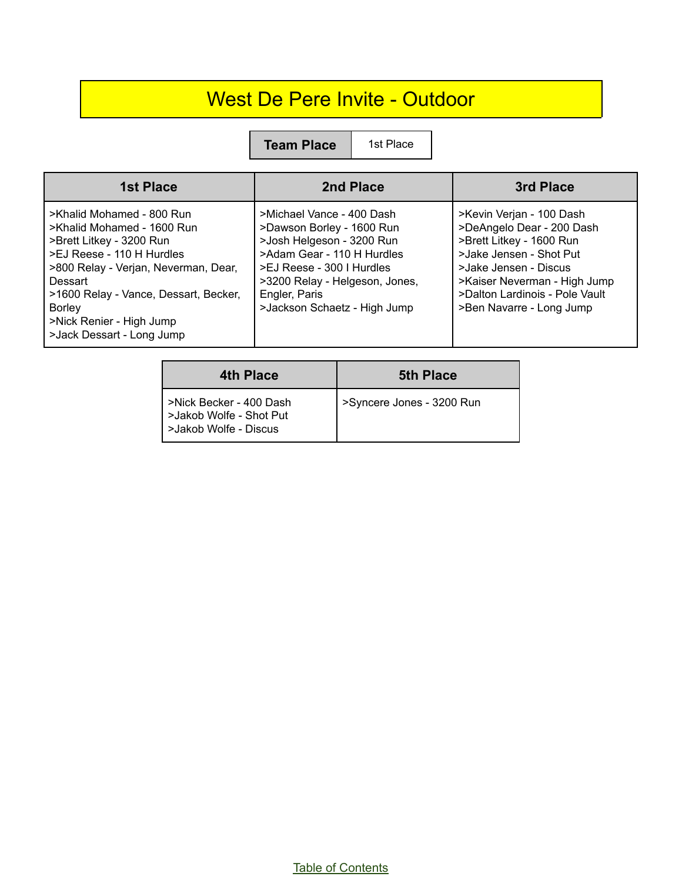# West De Pere Invite - Outdoor

| Team Place | 1st Place |
|---|---|

| 1st Place | 2nd Place | 3rd Place |
|---|---|---|
| >Khalid Mohamed - 800 Run<br>>Khalid Mohamed - 1600 Run<br>>Brett Litkey - 3200 Run<br>>EJ Reese - 110 H Hurdles<br>>800 Relay - Verjan, Neverman, Dear, Dessart<br>>1600 Relay - Vance, Dessart, Becker, Borley<br>>Nick Renier - High Jump<br>>Jack Dessart - Long Jump | >Michael Vance - 400 Dash<br>>Dawson Borley - 1600 Run<br>>Josh Helgeson - 3200 Run<br>>Adam Gear - 110 H Hurdles<br>>EJ Reese - 300 I Hurdles<br>>3200 Relay - Helgeson, Jones, Engler, Paris<br>>Jackson Schaetz - High Jump | >Kevin Verjan - 100 Dash<br>>DeAngelo Dear - 200 Dash<br>>Brett Litkey - 1600 Run<br>>Jake Jensen - Shot Put<br>>Jake Jensen - Discus<br>>Kaiser Neverman - High Jump<br>>Dalton Lardinois - Pole Vault<br>>Ben Navarre - Long Jump |

| 4th Place | 5th Place |
|---|---|
| >Nick Becker - 400 Dash<br>>Jakob Wolfe - Shot Put<br>>Jakob Wolfe - Discus | >Syncere Jones - 3200 Run |

Table of Contents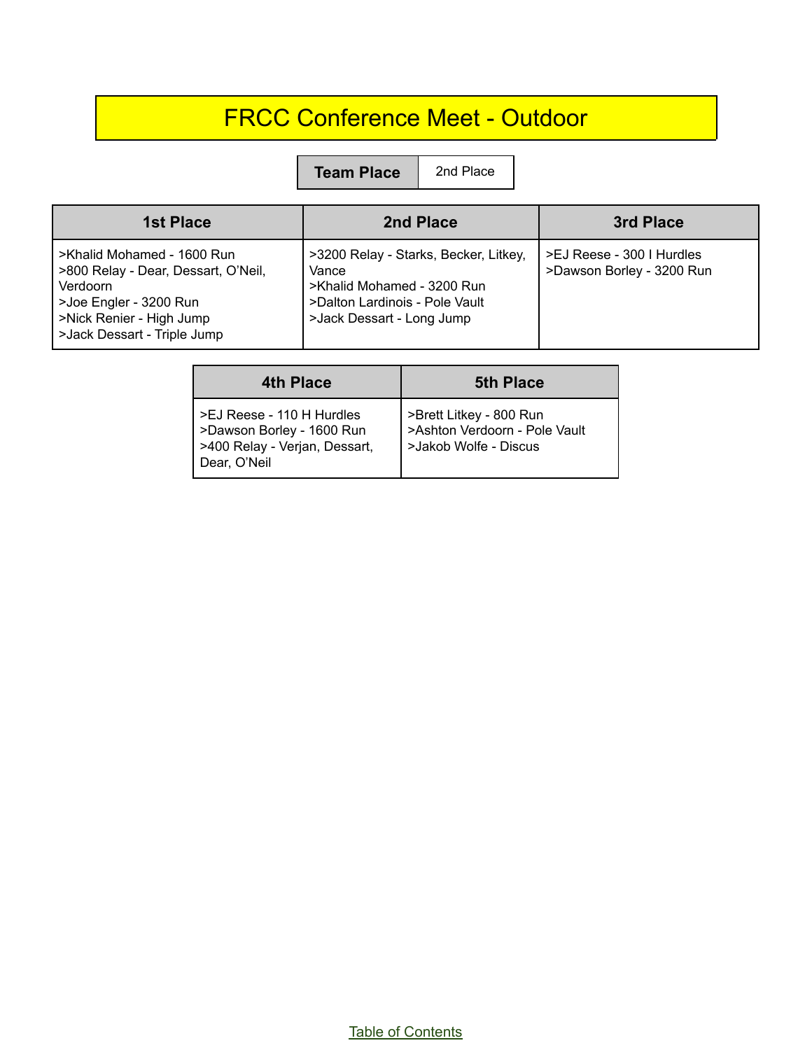# FRCC Conference Meet - Outdoor

| Team Place | 2nd Place |
|---|---|

| 1st Place | 2nd Place | 3rd Place |
|---|---|---|
| >Khalid Mohamed - 1600 Run<br>>800 Relay - Dear, Dessart, O'Neil, Verdoorn<br>>Joe Engler - 3200 Run<br>>Nick Renier - High Jump<br>>Jack Dessart - Triple Jump | >3200 Relay - Starks, Becker, Litkey, Vance<br>>Khalid Mohamed - 3200 Run<br>>Dalton Lardinois - Pole Vault<br>>Jack Dessart - Long Jump | >EJ Reese - 300 I Hurdles<br>>Dawson Borley - 3200 Run |

| 4th Place | 5th Place |
|---|---|
| >EJ Reese - 110 H Hurdles<br>>Dawson Borley - 1600 Run<br>>400 Relay - Verjan, Dessart, Dear, O'Neil | >Brett Litkey - 800 Run<br>>Ashton Verdoorn - Pole Vault<br>>Jakob Wolfe - Discus |

Table of Contents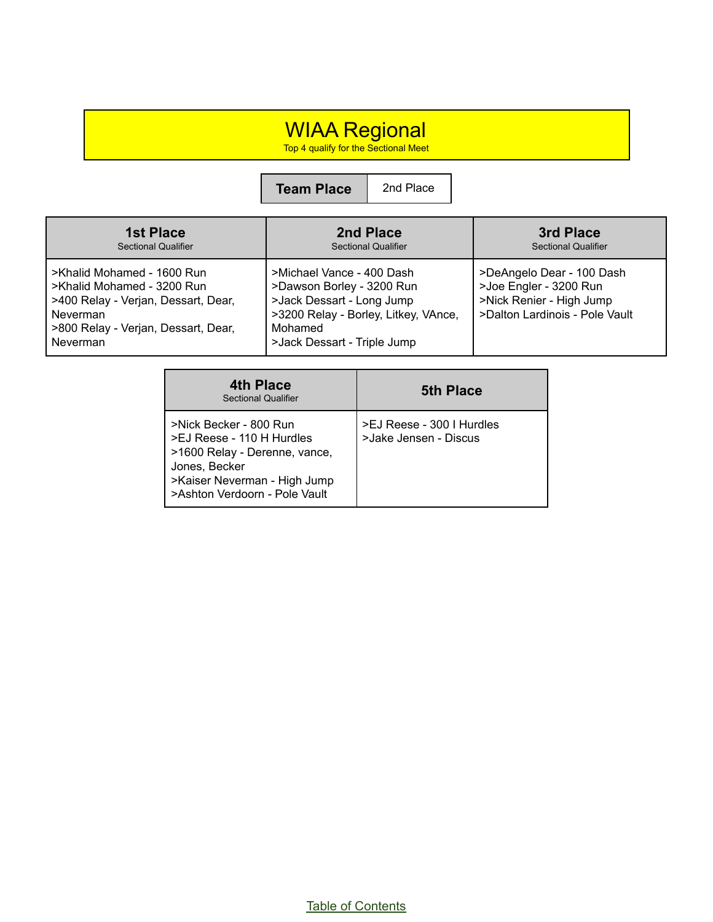# WIAA Regional

Top 4 qualify for the Sectional Meet

| Team Place | 2nd Place |
|---|---|

| 1st Place<br>Sectional Qualifier | 2nd Place<br>Sectional Qualifier | 3rd Place<br>Sectional Qualifier |
|---|---|---|
| >Khalid Mohamed - 1600 Run<br>>Khalid Mohamed - 3200 Run<br>>400 Relay - Verjan, Dessart, Dear, Neverman<br>>800 Relay - Verjan, Dessart, Dear, Neverman | >Michael Vance - 400 Dash<br>>Dawson Borley - 3200 Run<br>>Jack Dessart - Long Jump<br>>3200 Relay - Borley, Litkey, VAnce, Mohamed<br>>Jack Dessart - Triple Jump | >DeAngelo Dear - 100 Dash<br>>Joe Engler - 3200 Run<br>>Nick Renier - High Jump<br>>Dalton Lardinois - Pole Vault |

| 4th Place<br>Sectional Qualifier | 5th Place |
|---|---|
| >Nick Becker - 800 Run<br>>EJ Reese - 110 H Hurdles<br>>1600 Relay - Derenne, vance, Jones, Becker<br>>Kaiser Neverman - High Jump<br>>Ashton Verdoorn - Pole Vault | >EJ Reese - 300 I Hurdles<br>>Jake Jensen - Discus |

Table of Contents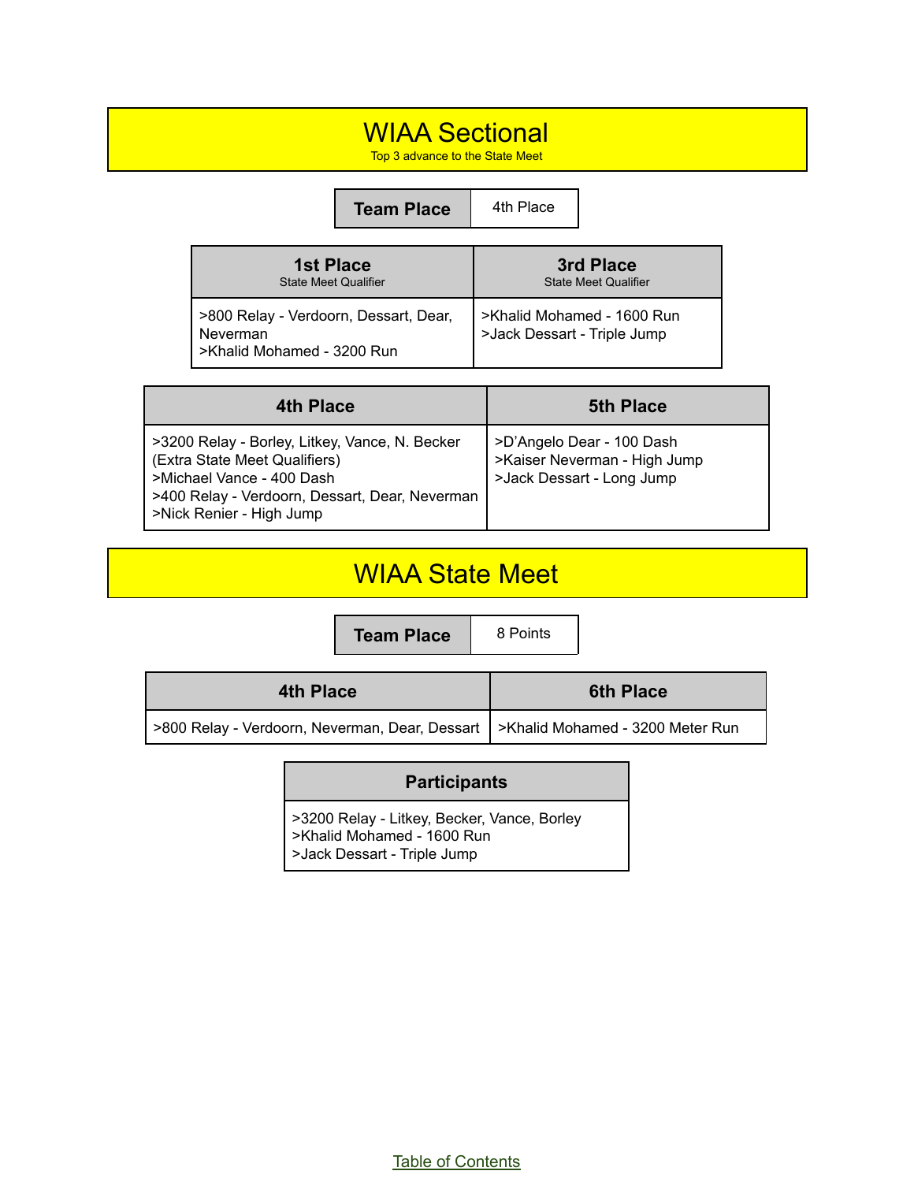# WIAA Sectional

Top 3 advance to the State Meet

| Team Place | 4th Place |
| --- | --- |

| 1st Place<br>State Meet Qualifier | 3rd Place<br>State Meet Qualifier |
| --- | --- |
| >800 Relay - Verdoorn, Dessart, Dear, Neverman<br>>Khalid Mohamed - 3200 Run | >Khalid Mohamed - 1600 Run<br>>Jack Dessart - Triple Jump |

| 4th Place | 5th Place |
| --- | --- |
| >3200 Relay - Borley, Litkey, Vance, N. Becker (Extra State Meet Qualifiers)<br>>Michael Vance - 400 Dash<br>>400 Relay - Verdoorn, Dessart, Dear, Neverman<br>>Nick Renier - High Jump | >D'Angelo Dear - 100 Dash<br>>Kaiser Neverman - High Jump<br>>Jack Dessart - Long Jump |

# WIAA State Meet

| Team Place | 8 Points |
| --- | --- |

| 4th Place | 6th Place |
| --- | --- |
| >800 Relay - Verdoorn, Neverman, Dear, Dessart | >Khalid Mohamed - 3200 Meter Run |

| Participants |
| --- |
| >3200 Relay - Litkey, Becker, Vance, Borley<br>>Khalid Mohamed - 1600 Run<br>>Jack Dessart - Triple Jump |

Table of Contents